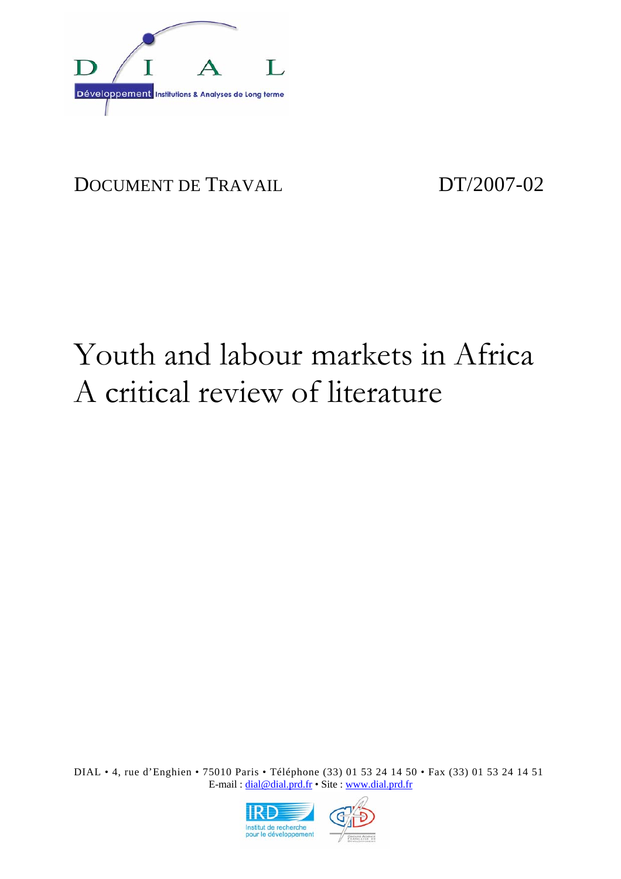DOCUMENT DE TRAVAIL DT/2007-02

# Youth and labour markets in Africa A critical review of literature

DIAL • 4, rue d'Enghien • 75010 Paris • Téléphone (33) 01 53 24 14 50 • Fax (33) 01 53 24 14 51
E-mail : dial@dial.prd.fr • Site : www.dial.prd.fr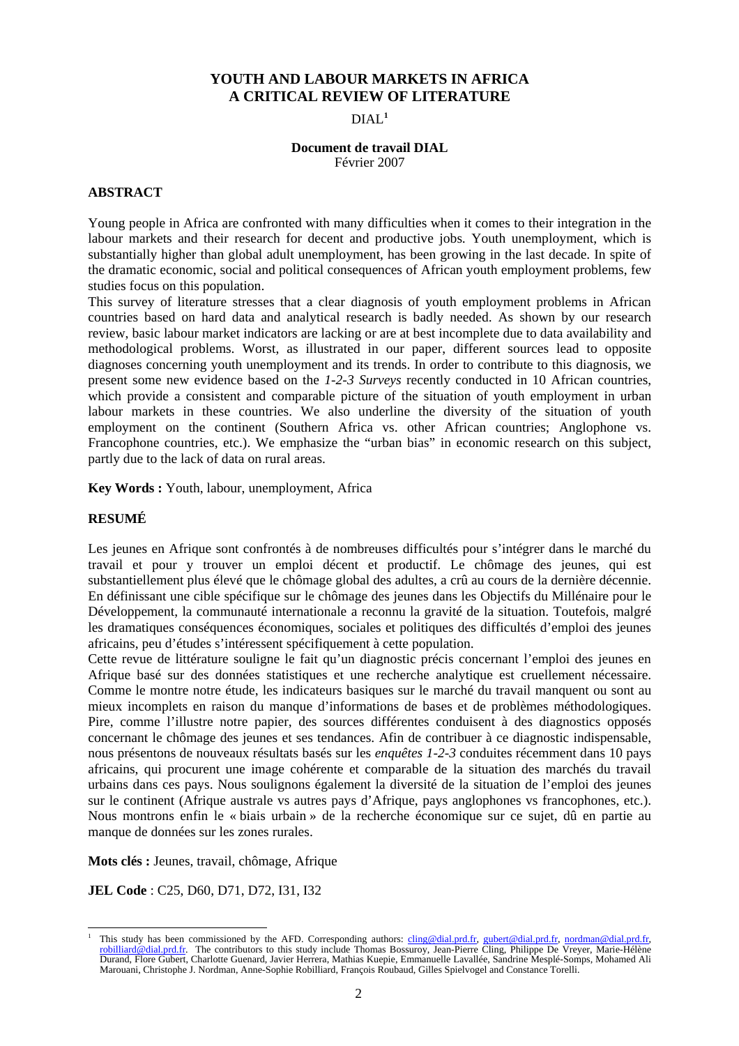# YOUTH AND LABOUR MARKETS IN AFRICA
# A CRITICAL REVIEW OF LITERATURE

DIAL[1]

**Document de travail DIAL**
Février 2007

## ABSTRACT

Young people in Africa are confronted with many difficulties when it comes to their integration in the labour markets and their research for decent and productive jobs. Youth unemployment, which is substantially higher than global adult unemployment, has been growing in the last decade. In spite of the dramatic economic, social and political consequences of African youth employment problems, few studies focus on this population.

This survey of literature stresses that a clear diagnosis of youth employment problems in African countries based on hard data and analytical research is badly needed. As shown by our research review, basic labour market indicators are lacking or are at best incomplete due to data availability and methodological problems. Worst, as illustrated in our paper, different sources lead to opposite diagnoses concerning youth unemployment and its trends. In order to contribute to this diagnosis, we present some new evidence based on the *1-2-3 Surveys* recently conducted in 10 African countries, which provide a consistent and comparable picture of the situation of youth employment in urban labour markets in these countries. We also underline the diversity of the situation of youth employment on the continent (Southern Africa vs. other African countries; Anglophone vs. Francophone countries, etc.). We emphasize the "urban bias" in economic research on this subject, partly due to the lack of data on rural areas.

**Key Words :** Youth, labour, unemployment, Africa

## RESUMÉ

Les jeunes en Afrique sont confrontés à de nombreuses difficultés pour s'intégrer dans le marché du travail et pour y trouver un emploi décent et productif. Le chômage des jeunes, qui est substantiellement plus élevé que le chômage global des adultes, a crû au cours de la dernière décennie. En définissant une cible spécifique sur le chômage des jeunes dans les Objectifs du Millénaire pour le Développement, la communauté internationale a reconnu la gravité de la situation. Toutefois, malgré les dramatiques conséquences économiques, sociales et politiques des difficultés d'emploi des jeunes africains, peu d'études s'intéressent spécifiquement à cette population.

Cette revue de littérature souligne le fait qu'un diagnostic précis concernant l'emploi des jeunes en Afrique basé sur des données statistiques et une recherche analytique est cruellement nécessaire. Comme le montre notre étude, les indicateurs basiques sur le marché du travail manquent ou sont au mieux incomplets en raison du manque d'informations de bases et de problèmes méthodologiques. Pire, comme l'illustre notre papier, des sources différentes conduisent à des diagnostics opposés concernant le chômage des jeunes et ses tendances. Afin de contribuer à ce diagnostic indispensable, nous présentons de nouveaux résultats basés sur les *enquêtes 1-2-3* conduites récemment dans 10 pays africains, qui procurent une image cohérente et comparable de la situation des marchés du travail urbains dans ces pays. Nous soulignons également la diversité de la situation de l'emploi des jeunes sur le continent (Afrique australe vs autres pays d'Afrique, pays anglophones vs francophones, etc.). Nous montrons enfin le « biais urbain » de la recherche économique sur ce sujet, dû en partie au manque de données sur les zones rurales.

**Mots clés :** Jeunes, travail, chômage, Afrique

**JEL Code** : C25, D60, D71, D72, I31, I32

---

[1] This study has been commissioned by the AFD. Corresponding authors: cling@dial.prd.fr, gubert@dial.prd.fr, nordman@dial.prd.fr, robilliard@dial.prd.fr. The contributors to this study include Thomas Bossuroy, Jean-Pierre Cling, Philippe De Vreyer, Marie-Hélène Durand, Flore Gubert, Charlotte Guenard, Javier Herrera, Mathias Kuepie, Emmanuelle Lavallée, Sandrine Mesplé-Somps, Mohamed Ali Marouani, Christophe J. Nordman, Anne-Sophie Robilliard, François Roubaud, Gilles Spielvogel and Constance Torelli.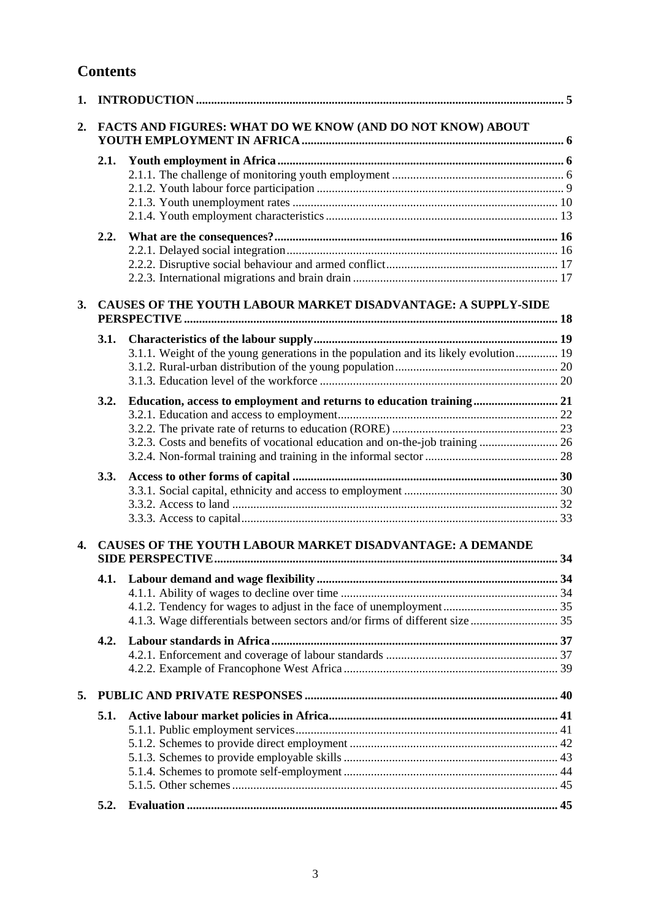# Contents

1. **INTRODUCTION** ..... 5
2. **FACTS AND FIGURES: WHAT DO WE KNOW (AND DO NOT KNOW) ABOUT YOUTH EMPLOYMENT IN AFRICA** ..... 6
   - **2.1. Youth employment in Africa** ..... 6
     - 2.1.1. The challenge of monitoring youth employment ..... 6
     - 2.1.2. Youth labour force participation ..... 9
     - 2.1.3. Youth unemployment rates ..... 10
     - 2.1.4. Youth employment characteristics ..... 13
   - **2.2. What are the consequences?** ..... 16
     - 2.2.1. Delayed social integration ..... 16
     - 2.2.2. Disruptive social behaviour and armed conflict ..... 17
     - 2.2.3. International migrations and brain drain ..... 17
3. **CAUSES OF THE YOUTH LABOUR MARKET DISADVANTAGE: A SUPPLY-SIDE PERSPECTIVE** ..... 18
   - **3.1. Characteristics of the labour supply** ..... 19
     - 3.1.1. Weight of the young generations in the population and its likely evolution ..... 19
     - 3.1.2. Rural-urban distribution of the young population ..... 20
     - 3.1.3. Education level of the workforce ..... 20
   - **3.2. Education, access to employment and returns to education training** ..... 21
     - 3.2.1. Education and access to employment ..... 22
     - 3.2.2. The private rate of returns to education (RORE) ..... 23
     - 3.2.3. Costs and benefits of vocational education and on-the-job training ..... 26
     - 3.2.4. Non-formal training and training in the informal sector ..... 28
   - **3.3. Access to other forms of capital** ..... 30
     - 3.3.1. Social capital, ethnicity and access to employment ..... 30
     - 3.3.2. Access to land ..... 32
     - 3.3.3. Access to capital ..... 33
4. **CAUSES OF THE YOUTH LABOUR MARKET DISADVANTAGE: A DEMANDE SIDE PERSPECTIVE** ..... 34
   - **4.1. Labour demand and wage flexibility** ..... 34
     - 4.1.1. Ability of wages to decline over time ..... 34
     - 4.1.2. Tendency for wages to adjust in the face of unemployment ..... 35
     - 4.1.3. Wage differentials between sectors and/or firms of different size ..... 35
   - **4.2. Labour standards in Africa** ..... 37
     - 4.2.1. Enforcement and coverage of labour standards ..... 37
     - 4.2.2. Example of Francophone West Africa ..... 39
5. **PUBLIC AND PRIVATE RESPONSES** ..... 40
   - **5.1. Active labour market policies in Africa** ..... 41
     - 5.1.1. Public employment services ..... 41
     - 5.1.2. Schemes to provide direct employment ..... 42
     - 5.1.3. Schemes to provide employable skills ..... 43
     - 5.1.4. Schemes to promote self-employment ..... 44
     - 5.1.5. Other schemes ..... 45
   - **5.2. Evaluation** ..... 45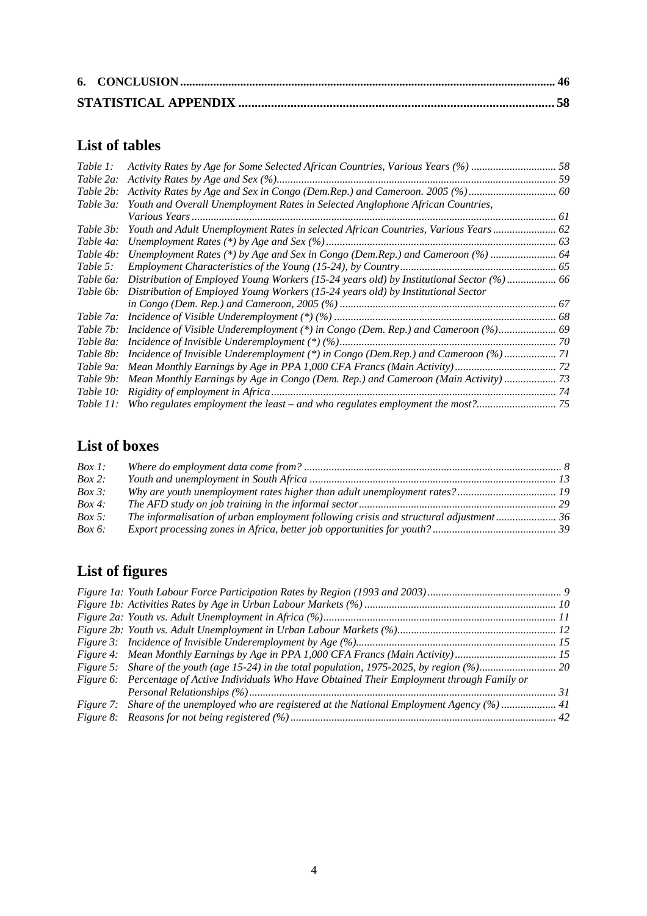**6. CONCLUSION** .......... 46

**STATISTICAL APPENDIX** .......... 58

## List of tables

*Table 1:* *Activity Rates by Age for Some Selected African Countries, Various Years (%)* .......... *58*
*Table 2a:* *Activity Rates by Age and Sex (%)* .......... *59*
*Table 2b:* *Activity Rates by Age and Sex in Congo (Dem.Rep.) and Cameroon. 2005 (%)* .......... *60*
*Table 3a:* *Youth and Overall Unemployment Rates in Selected Anglophone African Countries, Various Years* .......... *61*
*Table 3b:* *Youth and Adult Unemployment Rates in selected African Countries, Various Years* .......... *62*
*Table 4a:* *Unemployment Rates (*) by Age and Sex (%)* .......... *63*
*Table 4b:* *Unemployment Rates (*) by Age and Sex in Congo (Dem.Rep.) and Cameroon (%)* .......... *64*
*Table 5:* *Employment Characteristics of the Young (15-24), by Country* .......... *65*
*Table 6a:* *Distribution of Employed Young Workers (15-24 years old) by Institutional Sector (%)* .......... *66*
*Table 6b:* *Distribution of Employed Young Workers (15-24 years old) by Institutional Sector in Congo (Dem. Rep.) and Cameroon, 2005 (%)* .......... *67*
*Table 7a:* *Incidence of Visible Underemployment (*) (%)* .......... *68*
*Table 7b:* *Incidence of Visible Underemployment (*) in Congo (Dem. Rep.) and Cameroon (%)* .......... *69*
*Table 8a:* *Incidence of Invisible Underemployment (*) (%)* .......... *70*
*Table 8b:* *Incidence of Invisible Underemployment (*) in Congo (Dem.Rep.) and Cameroon (%)* .......... *71*
*Table 9a:* *Mean Monthly Earnings by Age in PPA 1,000 CFA Francs (Main Activity)* .......... *72*
*Table 9b:* *Mean Monthly Earnings by Age in Congo (Dem. Rep.) and Cameroon (Main Activity)* .......... *73*
*Table 10:* *Rigidity of employment in Africa* .......... *74*
*Table 11:* *Who regulates employment the least – and who regulates employment the most?* .......... *75*

## List of boxes

*Box 1:* *Where do employment data come from?* .......... *8*
*Box 2:* *Youth and unemployment in South Africa* .......... *13*
*Box 3:* *Why are youth unemployment rates higher than adult unemployment rates?* .......... *19*
*Box 4:* *The AFD study on job training in the informal sector* .......... *29*
*Box 5:* *The informalisation of urban employment following crisis and structural adjustment* .......... *36*
*Box 6:* *Export processing zones in Africa, better job opportunities for youth?* .......... *39*

## List of figures

*Figure 1a: Youth Labour Force Participation Rates by Region (1993 and 2003)* .......... *9*
*Figure 1b: Activities Rates by Age in Urban Labour Markets (%)* .......... *10*
*Figure 2a: Youth vs. Adult Unemployment in Africa (%)* .......... *11*
*Figure 2b: Youth vs. Adult Unemployment in Urban Labour Markets (%)* .......... *12*
*Figure 3:* *Incidence of Invisible Underemployment by Age (%)* .......... *15*
*Figure 4:* *Mean Monthly Earnings by Age in PPA 1,000 CFA Francs (Main Activity)* .......... *15*
*Figure 5:* *Share of the youth (age 15-24) in the total population, 1975-2025, by region (%)* .......... *20*
*Figure 6:* *Percentage of Active Individuals Who Have Obtained Their Employment through Family or Personal Relationships (%)* .......... *31*
*Figure 7:* *Share of the unemployed who are registered at the National Employment Agency (%)* .......... *41*
*Figure 8:* *Reasons for not being registered (%)* .......... *42*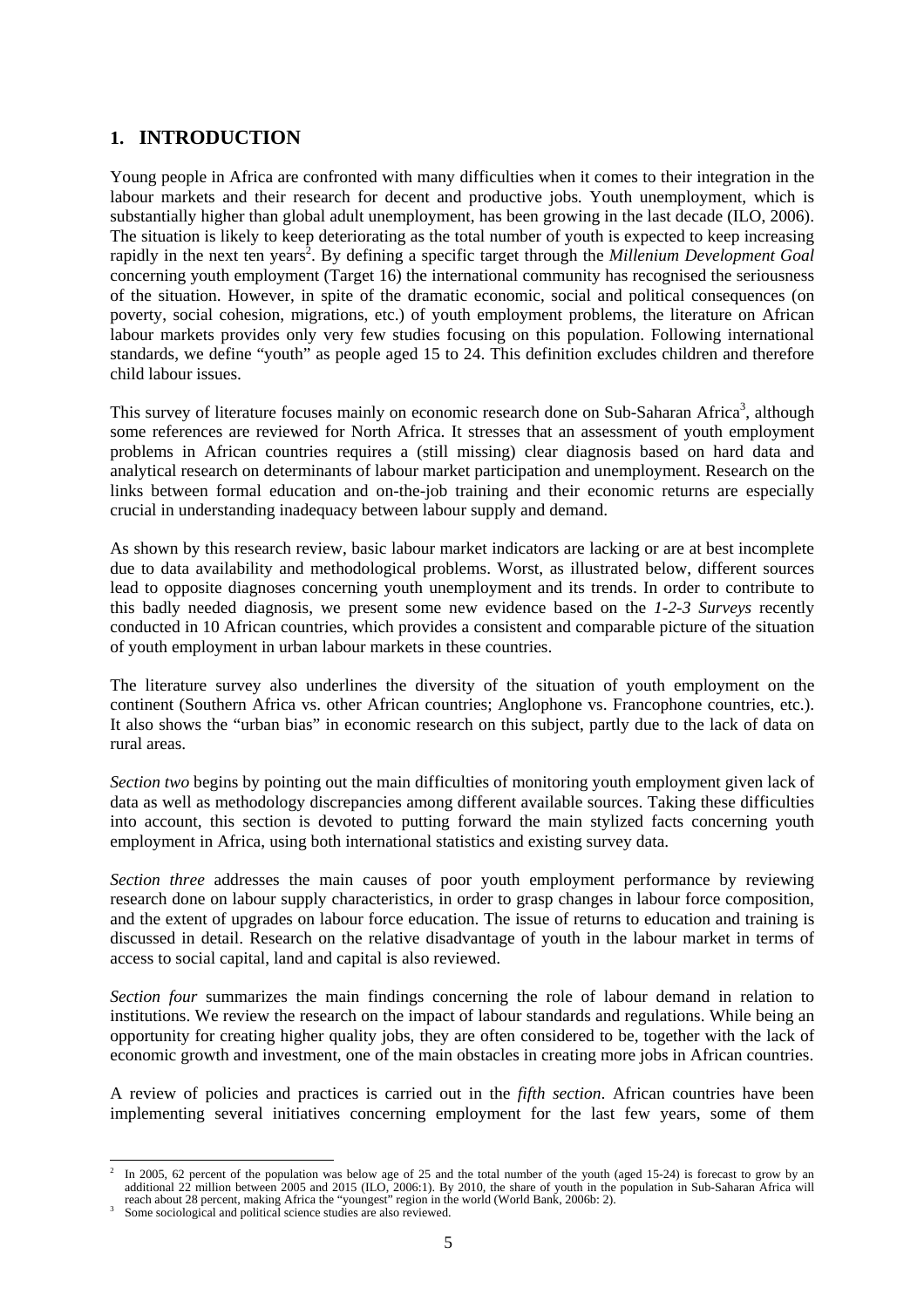# 1. INTRODUCTION

Young people in Africa are confronted with many difficulties when it comes to their integration in the labour markets and their research for decent and productive jobs. Youth unemployment, which is substantially higher than global adult unemployment, has been growing in the last decade (ILO, 2006). The situation is likely to keep deteriorating as the total number of youth is expected to keep increasing rapidly in the next ten years[2]. By defining a specific target through the *Millenium Development Goal* concerning youth employment (Target 16) the international community has recognised the seriousness of the situation. However, in spite of the dramatic economic, social and political consequences (on poverty, social cohesion, migrations, etc.) of youth employment problems, the literature on African labour markets provides only very few studies focusing on this population. Following international standards, we define "youth" as people aged 15 to 24. This definition excludes children and therefore child labour issues.

This survey of literature focuses mainly on economic research done on Sub-Saharan Africa[3], although some references are reviewed for North Africa. It stresses that an assessment of youth employment problems in African countries requires a (still missing) clear diagnosis based on hard data and analytical research on determinants of labour market participation and unemployment. Research on the links between formal education and on-the-job training and their economic returns are especially crucial in understanding inadequacy between labour supply and demand.

As shown by this research review, basic labour market indicators are lacking or are at best incomplete due to data availability and methodological problems. Worst, as illustrated below, different sources lead to opposite diagnoses concerning youth unemployment and its trends. In order to contribute to this badly needed diagnosis, we present some new evidence based on the *1-2-3 Surveys* recently conducted in 10 African countries, which provides a consistent and comparable picture of the situation of youth employment in urban labour markets in these countries.

The literature survey also underlines the diversity of the situation of youth employment on the continent (Southern Africa vs. other African countries; Anglophone vs. Francophone countries, etc.). It also shows the "urban bias" in economic research on this subject, partly due to the lack of data on rural areas.

*Section two* begins by pointing out the main difficulties of monitoring youth employment given lack of data as well as methodology discrepancies among different available sources. Taking these difficulties into account, this section is devoted to putting forward the main stylized facts concerning youth employment in Africa, using both international statistics and existing survey data.

*Section three* addresses the main causes of poor youth employment performance by reviewing research done on labour supply characteristics, in order to grasp changes in labour force composition, and the extent of upgrades on labour force education. The issue of returns to education and training is discussed in detail. Research on the relative disadvantage of youth in the labour market in terms of access to social capital, land and capital is also reviewed.

*Section four* summarizes the main findings concerning the role of labour demand in relation to institutions. We review the research on the impact of labour standards and regulations. While being an opportunity for creating higher quality jobs, they are often considered to be, together with the lack of economic growth and investment, one of the main obstacles in creating more jobs in African countries.

A review of policies and practices is carried out in the *fifth section*. African countries have been implementing several initiatives concerning employment for the last few years, some of them

---

[2] In 2005, 62 percent of the population was below age of 25 and the total number of the youth (aged 15-24) is forecast to grow by an additional 22 million between 2005 and 2015 (ILO, 2006:1). By 2010, the share of youth in the population in Sub-Saharan Africa will reach about 28 percent, making Africa the "youngest" region in the world (World Bank, 2006b: 2).

[3] Some sociological and political science studies are also reviewed.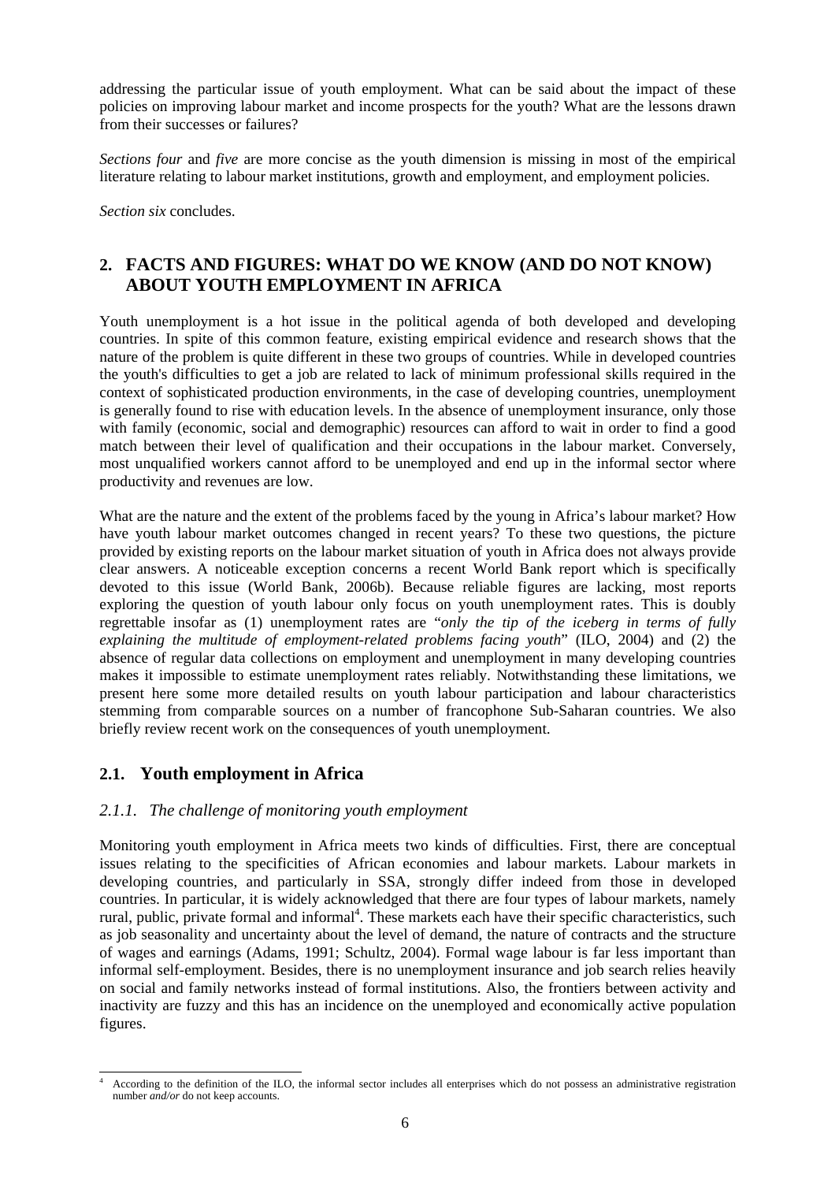addressing the particular issue of youth employment. What can be said about the impact of these policies on improving labour market and income prospects for the youth? What are the lessons drawn from their successes or failures?

*Sections four* and *five* are more concise as the youth dimension is missing in most of the empirical literature relating to labour market institutions, growth and employment, and employment policies.

*Section six* concludes.

## 2. FACTS AND FIGURES: WHAT DO WE KNOW (AND DO NOT KNOW) ABOUT YOUTH EMPLOYMENT IN AFRICA

Youth unemployment is a hot issue in the political agenda of both developed and developing countries. In spite of this common feature, existing empirical evidence and research shows that the nature of the problem is quite different in these two groups of countries. While in developed countries the youth's difficulties to get a job are related to lack of minimum professional skills required in the context of sophisticated production environments, in the case of developing countries, unemployment is generally found to rise with education levels. In the absence of unemployment insurance, only those with family (economic, social and demographic) resources can afford to wait in order to find a good match between their level of qualification and their occupations in the labour market. Conversely, most unqualified workers cannot afford to be unemployed and end up in the informal sector where productivity and revenues are low.

What are the nature and the extent of the problems faced by the young in Africa's labour market? How have youth labour market outcomes changed in recent years? To these two questions, the picture provided by existing reports on the labour market situation of youth in Africa does not always provide clear answers. A noticeable exception concerns a recent World Bank report which is specifically devoted to this issue (World Bank, 2006b). Because reliable figures are lacking, most reports exploring the question of youth labour only focus on youth unemployment rates. This is doubly regrettable insofar as (1) unemployment rates are "*only the tip of the iceberg in terms of fully explaining the multitude of employment-related problems facing youth*" (ILO, 2004) and (2) the absence of regular data collections on employment and unemployment in many developing countries makes it impossible to estimate unemployment rates reliably. Notwithstanding these limitations, we present here some more detailed results on youth labour participation and labour characteristics stemming from comparable sources on a number of francophone Sub-Saharan countries. We also briefly review recent work on the consequences of youth unemployment.

### 2.1. Youth employment in Africa

#### *2.1.1. The challenge of monitoring youth employment*

Monitoring youth employment in Africa meets two kinds of difficulties. First, there are conceptual issues relating to the specificities of African economies and labour markets. Labour markets in developing countries, and particularly in SSA, strongly differ indeed from those in developed countries. In particular, it is widely acknowledged that there are four types of labour markets, namely rural, public, private formal and informal[4]. These markets each have their specific characteristics, such as job seasonality and uncertainty about the level of demand, the nature of contracts and the structure of wages and earnings (Adams, 1991; Schultz, 2004). Formal wage labour is far less important than informal self-employment. Besides, there is no unemployment insurance and job search relies heavily on social and family networks instead of formal institutions. Also, the frontiers between activity and inactivity are fuzzy and this has an incidence on the unemployed and economically active population figures.

---

[4] According to the definition of the ILO, the informal sector includes all enterprises which do not possess an administrative registration number *and/or* do not keep accounts.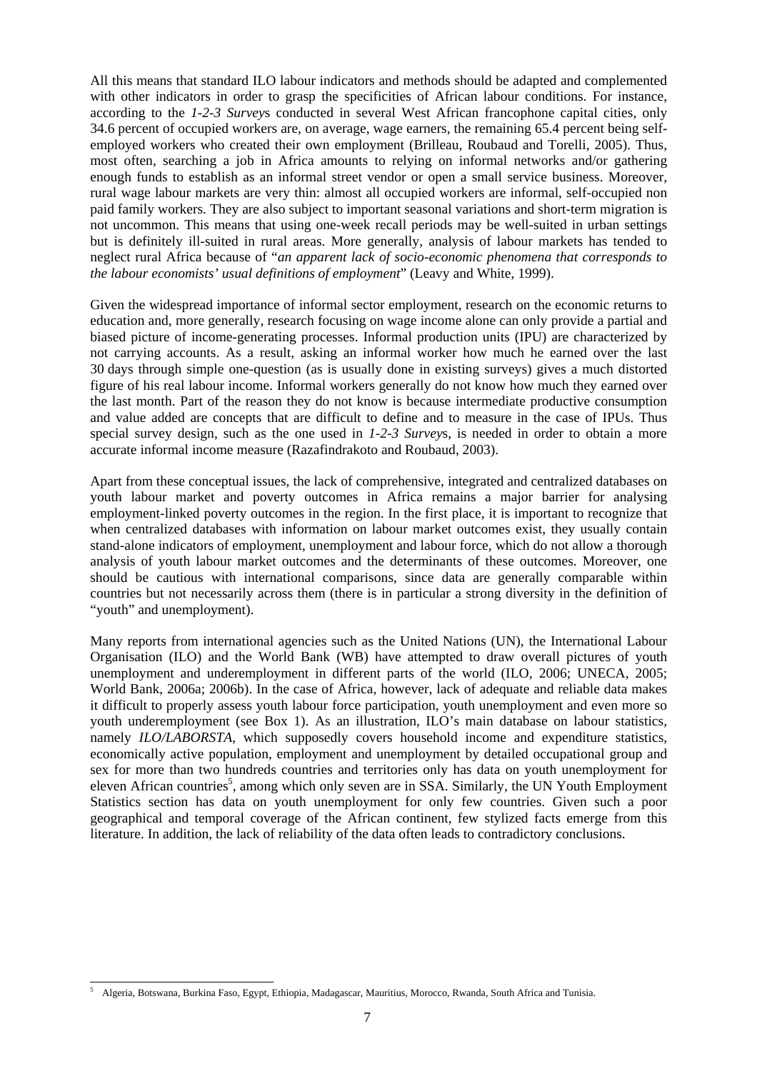All this means that standard ILO labour indicators and methods should be adapted and complemented with other indicators in order to grasp the specificities of African labour conditions. For instance, according to the *1-2-3 Survey*s conducted in several West African francophone capital cities, only 34.6 percent of occupied workers are, on average, wage earners, the remaining 65.4 percent being self-employed workers who created their own employment (Brilleau, Roubaud and Torelli, 2005). Thus, most often, searching a job in Africa amounts to relying on informal networks and/or gathering enough funds to establish as an informal street vendor or open a small service business. Moreover, rural wage labour markets are very thin: almost all occupied workers are informal, self-occupied non paid family workers. They are also subject to important seasonal variations and short-term migration is not uncommon. This means that using one-week recall periods may be well-suited in urban settings but is definitely ill-suited in rural areas. More generally, analysis of labour markets has tended to neglect rural Africa because of "*an apparent lack of socio-economic phenomena that corresponds to the labour economists' usual definitions of employment*" (Leavy and White, 1999).

Given the widespread importance of informal sector employment, research on the economic returns to education and, more generally, research focusing on wage income alone can only provide a partial and biased picture of income-generating processes. Informal production units (IPU) are characterized by not carrying accounts. As a result, asking an informal worker how much he earned over the last 30 days through simple one-question (as is usually done in existing surveys) gives a much distorted figure of his real labour income. Informal workers generally do not know how much they earned over the last month. Part of the reason they do not know is because intermediate productive consumption and value added are concepts that are difficult to define and to measure in the case of IPUs. Thus special survey design, such as the one used in *1-2-3 Survey*s, is needed in order to obtain a more accurate informal income measure (Razafindrakoto and Roubaud, 2003).

Apart from these conceptual issues, the lack of comprehensive, integrated and centralized databases on youth labour market and poverty outcomes in Africa remains a major barrier for analysing employment-linked poverty outcomes in the region. In the first place, it is important to recognize that when centralized databases with information on labour market outcomes exist, they usually contain stand-alone indicators of employment, unemployment and labour force, which do not allow a thorough analysis of youth labour market outcomes and the determinants of these outcomes. Moreover, one should be cautious with international comparisons, since data are generally comparable within countries but not necessarily across them (there is in particular a strong diversity in the definition of "youth" and unemployment).

Many reports from international agencies such as the United Nations (UN), the International Labour Organisation (ILO) and the World Bank (WB) have attempted to draw overall pictures of youth unemployment and underemployment in different parts of the world (ILO, 2006; UNECA, 2005; World Bank, 2006a; 2006b). In the case of Africa, however, lack of adequate and reliable data makes it difficult to properly assess youth labour force participation, youth unemployment and even more so youth underemployment (see Box 1). As an illustration, ILO's main database on labour statistics, namely *ILO/LABORSTA*, which supposedly covers household income and expenditure statistics, economically active population, employment and unemployment by detailed occupational group and sex for more than two hundreds countries and territories only has data on youth unemployment for eleven African countries[5], among which only seven are in SSA. Similarly, the UN Youth Employment Statistics section has data on youth unemployment for only few countries. Given such a poor geographical and temporal coverage of the African continent, few stylized facts emerge from this literature. In addition, the lack of reliability of the data often leads to contradictory conclusions.

---

[5] Algeria, Botswana, Burkina Faso, Egypt, Ethiopia, Madagascar, Mauritius, Morocco, Rwanda, South Africa and Tunisia.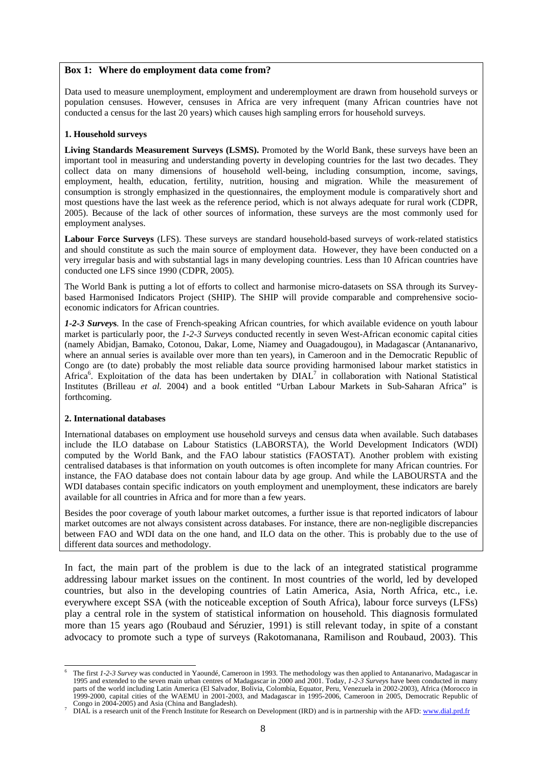**Box 1: Where do employment data come from?**

Data used to measure unemployment, employment and underemployment are drawn from household surveys or population censuses. However, censuses in Africa are very infrequent (many African countries have not conducted a census for the last 20 years) which causes high sampling errors for household surveys.

**1. Household surveys**

**Living Standards Measurement Surveys (LSMS).** Promoted by the World Bank, these surveys have been an important tool in measuring and understanding poverty in developing countries for the last two decades. They collect data on many dimensions of household well-being, including consumption, income, savings, employment, health, education, fertility, nutrition, housing and migration. While the measurement of consumption is strongly emphasized in the questionnaires, the employment module is comparatively short and most questions have the last week as the reference period, which is not always adequate for rural work (CDPR, 2005). Because of the lack of other sources of information, these surveys are the most commonly used for employment analyses.

**Labour Force Surveys** (LFS). These surveys are standard household-based surveys of work-related statistics and should constitute as such the main source of employment data. However, they have been conducted on a very irregular basis and with substantial lags in many developing countries. Less than 10 African countries have conducted one LFS since 1990 (CDPR, 2005).

The World Bank is putting a lot of efforts to collect and harmonise micro-datasets on SSA through its Survey-based Harmonised Indicators Project (SHIP). The SHIP will provide comparable and comprehensive socio-economic indicators for African countries.

***1-2-3 Surveys.*** In the case of French-speaking African countries, for which available evidence on youth labour market is particularly poor, the *1-2-3 Surveys* conducted recently in seven West-African economic capital cities (namely Abidjan, Bamako, Cotonou, Dakar, Lome, Niamey and Ouagadougou), in Madagascar (Antananarivo, where an annual series is available over more than ten years), in Cameroon and in the Democratic Republic of Congo are (to date) probably the most reliable data source providing harmonised labour market statistics in Africa[6]. Exploitation of the data has been undertaken by DIAL[7] in collaboration with National Statistical Institutes (Brilleau *et al.* 2004) and a book entitled "Urban Labour Markets in Sub-Saharan Africa" is forthcoming.

**2. International databases**

International databases on employment use household surveys and census data when available. Such databases include the ILO database on Labour Statistics (LABORSTA), the World Development Indicators (WDI) computed by the World Bank, and the FAO labour statistics (FAOSTAT). Another problem with existing centralised databases is that information on youth outcomes is often incomplete for many African countries. For instance, the FAO database does not contain labour data by age group. And while the LABOURSTA and the WDI databases contain specific indicators on youth employment and unemployment, these indicators are barely available for all countries in Africa and for more than a few years.

Besides the poor coverage of youth labour market outcomes, a further issue is that reported indicators of labour market outcomes are not always consistent across databases. For instance, there are non-negligible discrepancies between FAO and WDI data on the one hand, and ILO data on the other. This is probably due to the use of different data sources and methodology.

In fact, the main part of the problem is due to the lack of an integrated statistical programme addressing labour market issues on the continent. In most countries of the world, led by developed countries, but also in the developing countries of Latin America, Asia, North Africa, etc., i.e. everywhere except SSA (with the noticeable exception of South Africa), labour force surveys (LFSs) play a central role in the system of statistical information on household. This diagnosis formulated more than 15 years ago (Roubaud and Séruzier, 1991) is still relevant today, in spite of a constant advocacy to promote such a type of surveys (Rakotomanana, Ramilison and Roubaud, 2003). This

---

[6] The first *1-2-3 Survey* was conducted in Yaoundé, Cameroon in 1993. The methodology was then applied to Antananarivo, Madagascar in 1995 and extended to the seven main urban centres of Madagascar in 2000 and 2001. Today, *1-2-3 Surveys* have been conducted in many parts of the world including Latin America (El Salvador, Bolivia, Colombia, Equator, Peru, Venezuela in 2002-2003), Africa (Morocco in 1999-2000, capital cities of the WAEMU in 2001-2003, and Madagascar in 1995-2006, Cameroon in 2005, Democratic Republic of Congo in 2004-2005) and Asia (China and Bangladesh).

[7] DIAL is a research unit of the French Institute for Research on Development (IRD) and is in partnership with the AFD: www.dial.prd.fr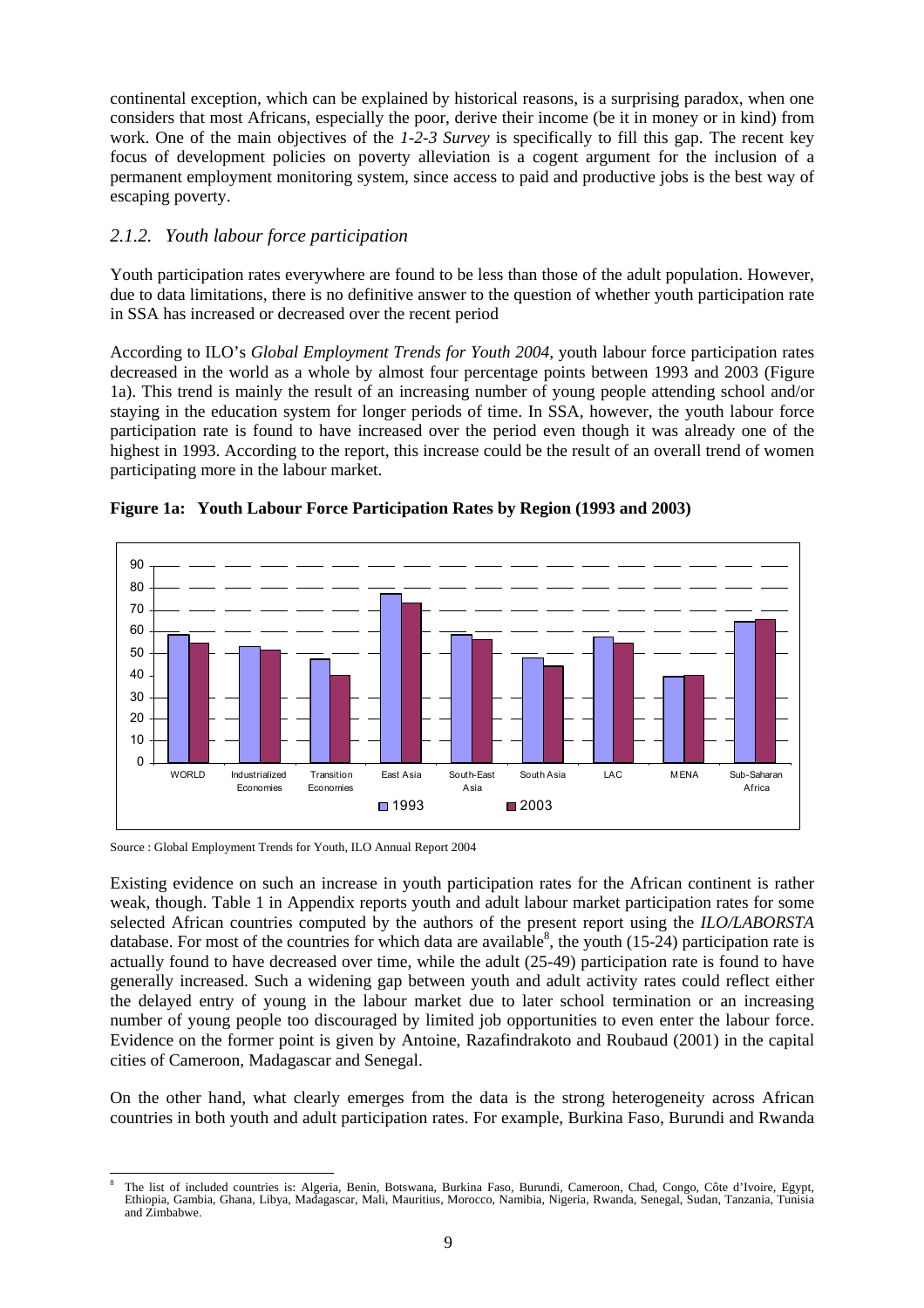continental exception, which can be explained by historical reasons, is a surprising paradox, when one considers that most Africans, especially the poor, derive their income (be it in money or in kind) from work. One of the main objectives of the *1-2-3 Survey* is specifically to fill this gap. The recent key focus of development policies on poverty alleviation is a cogent argument for the inclusion of a permanent employment monitoring system, since access to paid and productive jobs is the best way of escaping poverty.

### *2.1.2. Youth labour force participation*

Youth participation rates everywhere are found to be less than those of the adult population. However, due to data limitations, there is no definitive answer to the question of whether youth participation rate in SSA has increased or decreased over the recent period

According to ILO's *Global Employment Trends for Youth 2004*, youth labour force participation rates decreased in the world as a whole by almost four percentage points between 1993 and 2003 (Figure 1a). This trend is mainly the result of an increasing number of young people attending school and/or staying in the education system for longer periods of time. In SSA, however, the youth labour force participation rate is found to have increased over the period even though it was already one of the highest in 1993. According to the report, this increase could be the result of an overall trend of women participating more in the labour market.

**Figure 1a: Youth Labour Force Participation Rates by Region (1993 and 2003)**

Source : Global Employment Trends for Youth, ILO Annual Report 2004

Existing evidence on such an increase in youth participation rates for the African continent is rather weak, though. Table 1 in Appendix reports youth and adult labour market participation rates for some selected African countries computed by the authors of the present report using the *ILO/LABORSTA* database. For most of the countries for which data are available[8], the youth (15-24) participation rate is actually found to have decreased over time, while the adult (25-49) participation rate is found to have generally increased. Such a widening gap between youth and adult activity rates could reflect either the delayed entry of young in the labour market due to later school termination or an increasing number of young people too discouraged by limited job opportunities to even enter the labour force. Evidence on the former point is given by Antoine, Razafindrakoto and Roubaud (2001) in the capital cities of Cameroon, Madagascar and Senegal.

On the other hand, what clearly emerges from the data is the strong heterogeneity across African countries in both youth and adult participation rates. For example, Burkina Faso, Burundi and Rwanda

[8] The list of included countries is: Algeria, Benin, Botswana, Burkina Faso, Burundi, Cameroon, Chad, Congo, Côte d'Ivoire, Egypt, Ethiopia, Gambia, Ghana, Libya, Madagascar, Mali, Mauritius, Morocco, Namibia, Nigeria, Rwanda, Senegal, Sudan, Tanzania, Tunisia and Zimbabwe.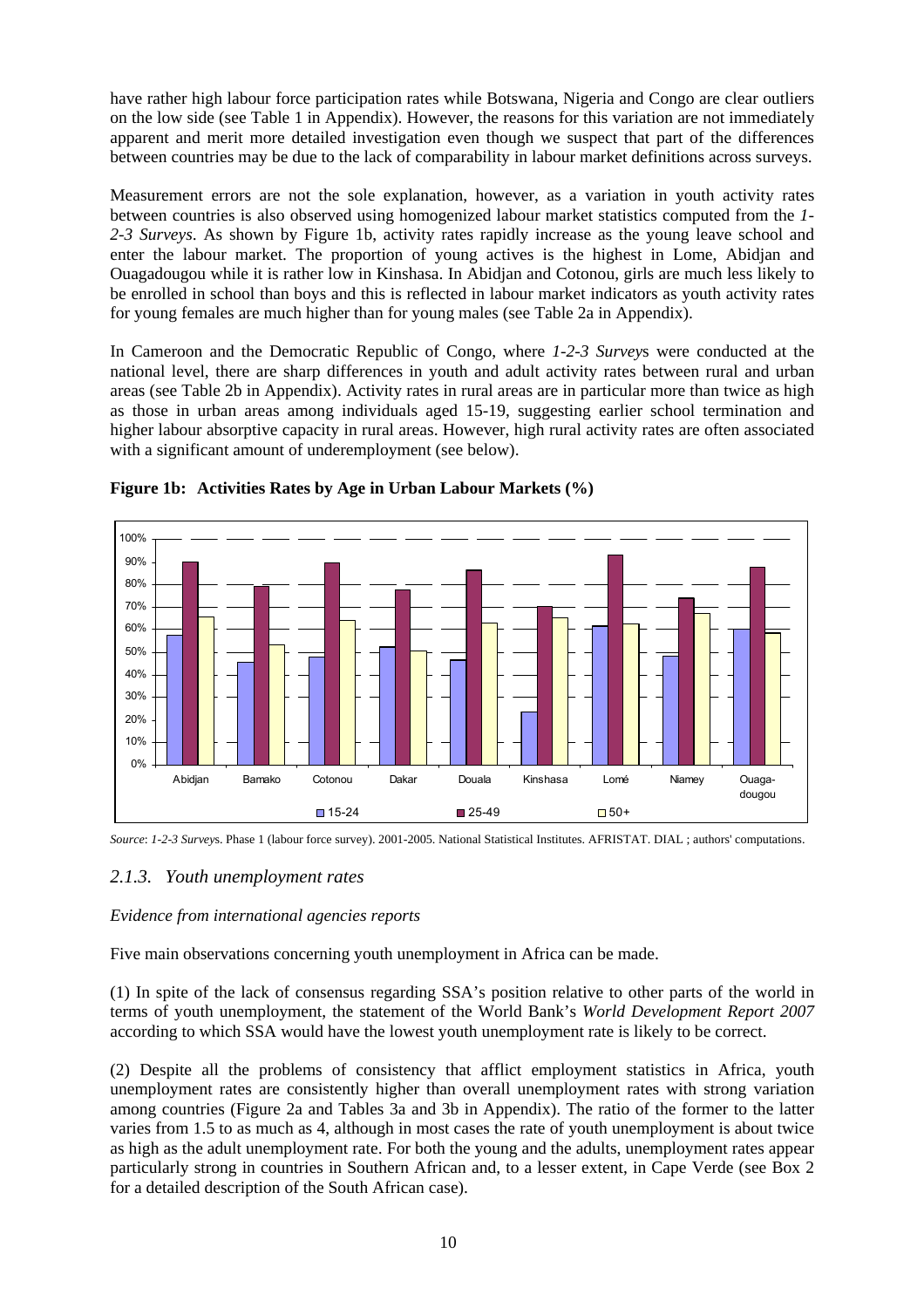have rather high labour force participation rates while Botswana, Nigeria and Congo are clear outliers on the low side (see Table 1 in Appendix). However, the reasons for this variation are not immediately apparent and merit more detailed investigation even though we suspect that part of the differences between countries may be due to the lack of comparability in labour market definitions across surveys.

Measurement errors are not the sole explanation, however, as a variation in youth activity rates between countries is also observed using homogenized labour market statistics computed from the *1-2-3 Surveys*. As shown by Figure 1b, activity rates rapidly increase as the young leave school and enter the labour market. The proportion of young actives is the highest in Lome, Abidjan and Ouagadougou while it is rather low in Kinshasa. In Abidjan and Cotonou, girls are much less likely to be enrolled in school than boys and this is reflected in labour market indicators as youth activity rates for young females are much higher than for young males (see Table 2a in Appendix).

In Cameroon and the Democratic Republic of Congo, where *1-2-3 Survey*s were conducted at the national level, there are sharp differences in youth and adult activity rates between rural and urban areas (see Table 2b in Appendix). Activity rates in rural areas are in particular more than twice as high as those in urban areas among individuals aged 15-19, suggesting earlier school termination and higher labour absorptive capacity in rural areas. However, high rural activity rates are often associated with a significant amount of underemployment (see below).

**Figure 1b: Activities Rates by Age in Urban Labour Markets (%)**

| | 15-24 | 25-49 | 50+ |
|---|---|---|---|
| Abidjan | 57% | 90% | 65% |
| Bamako | 45% | 79% | 53% |
| Cotonou | 48% | 89% | 64% |
| Dakar | 52% | 77% | 50% |
| Douala | 46% | 86% | 63% |
| Kinshasa | 23% | 70% | 65% |
| Lomé | 61% | 93% | 62% |
| Niamey | 48% | 74% | 67% |
| Ouaga-dougou | 60% | 88% | 58% |

*Source*: *1-2-3 Survey*s. Phase 1 (labour force survey). 2001-2005. National Statistical Institutes. AFRISTAT. DIAL ; authors' computations.

### *2.1.3. Youth unemployment rates*

*Evidence from international agencies reports*

Five main observations concerning youth unemployment in Africa can be made.

(1) In spite of the lack of consensus regarding SSA's position relative to other parts of the world in terms of youth unemployment, the statement of the World Bank's *World Development Report 2007* according to which SSA would have the lowest youth unemployment rate is likely to be correct.

(2) Despite all the problems of consistency that afflict employment statistics in Africa, youth unemployment rates are consistently higher than overall unemployment rates with strong variation among countries (Figure 2a and Tables 3a and 3b in Appendix). The ratio of the former to the latter varies from 1.5 to as much as 4, although in most cases the rate of youth unemployment is about twice as high as the adult unemployment rate. For both the young and the adults, unemployment rates appear particularly strong in countries in Southern African and, to a lesser extent, in Cape Verde (see Box 2 for a detailed description of the South African case).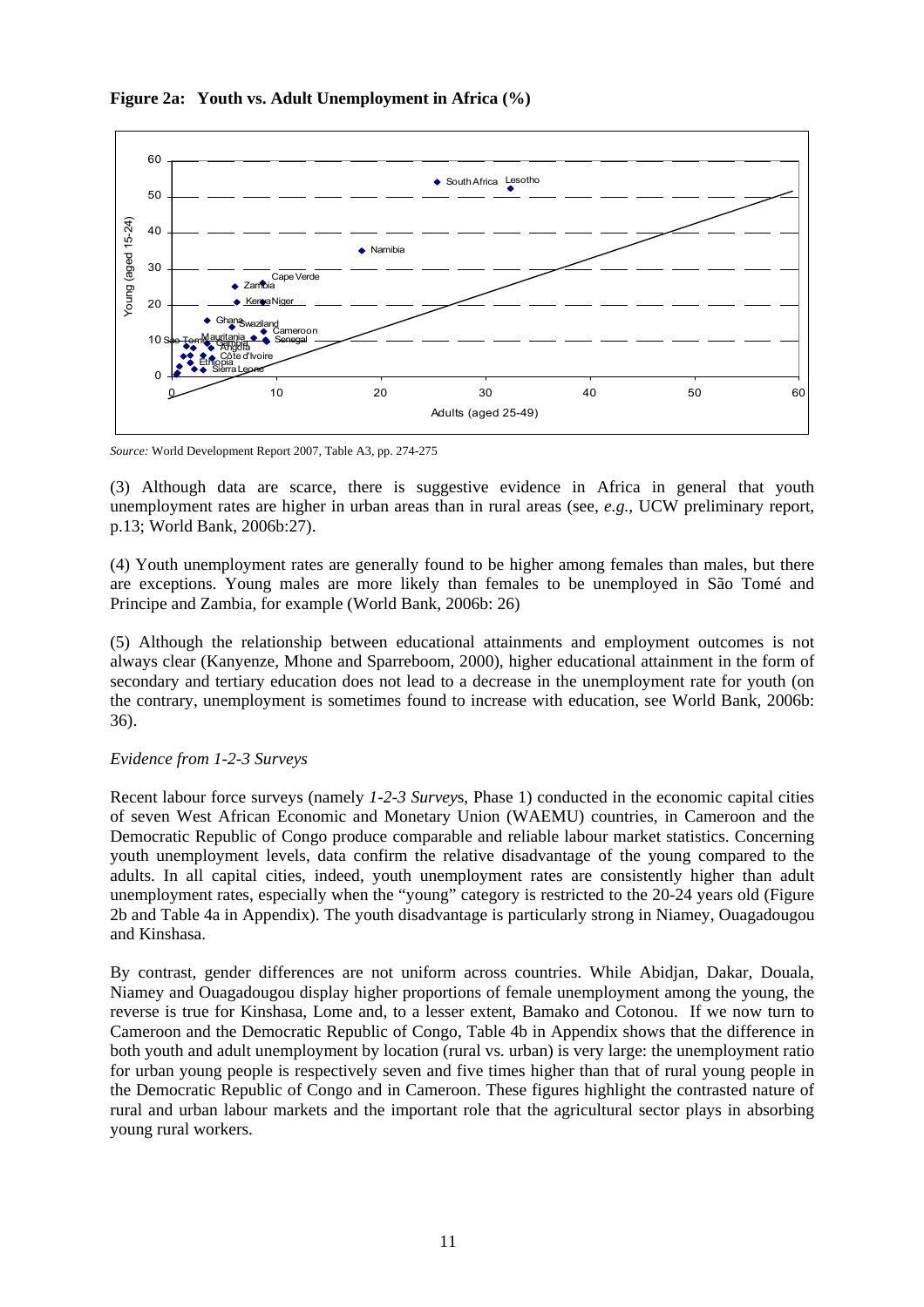**Figure 2a: Youth vs. Adult Unemployment in Africa (%)**

*Source:* World Development Report 2007, Table A3, pp. 274-275

(3) Although data are scarce, there is suggestive evidence in Africa in general that youth unemployment rates are higher in urban areas than in rural areas (see, *e.g.*, UCW preliminary report, p.13; World Bank, 2006b:27).

(4) Youth unemployment rates are generally found to be higher among females than males, but there are exceptions. Young males are more likely than females to be unemployed in São Tomé and Principe and Zambia, for example (World Bank, 2006b: 26)

(5) Although the relationship between educational attainments and employment outcomes is not always clear (Kanyenze, Mhone and Sparreboom, 2000), higher educational attainment in the form of secondary and tertiary education does not lead to a decrease in the unemployment rate for youth (on the contrary, unemployment is sometimes found to increase with education, see World Bank, 2006b: 36).

*Evidence from 1-2-3 Surveys*

Recent labour force surveys (namely *1-2-3 Survey*s, Phase 1) conducted in the economic capital cities of seven West African Economic and Monetary Union (WAEMU) countries, in Cameroon and the Democratic Republic of Congo produce comparable and reliable labour market statistics. Concerning youth unemployment levels, data confirm the relative disadvantage of the young compared to the adults. In all capital cities, indeed, youth unemployment rates are consistently higher than adult unemployment rates, especially when the "young" category is restricted to the 20-24 years old (Figure 2b and Table 4a in Appendix). The youth disadvantage is particularly strong in Niamey, Ouagadougou and Kinshasa.

By contrast, gender differences are not uniform across countries. While Abidjan, Dakar, Douala, Niamey and Ouagadougou display higher proportions of female unemployment among the young, the reverse is true for Kinshasa, Lome and, to a lesser extent, Bamako and Cotonou. If we now turn to Cameroon and the Democratic Republic of Congo, Table 4b in Appendix shows that the difference in both youth and adult unemployment by location (rural vs. urban) is very large: the unemployment ratio for urban young people is respectively seven and five times higher than that of rural young people in the Democratic Republic of Congo and in Cameroon. These figures highlight the contrasted nature of rural and urban labour markets and the important role that the agricultural sector plays in absorbing young rural workers.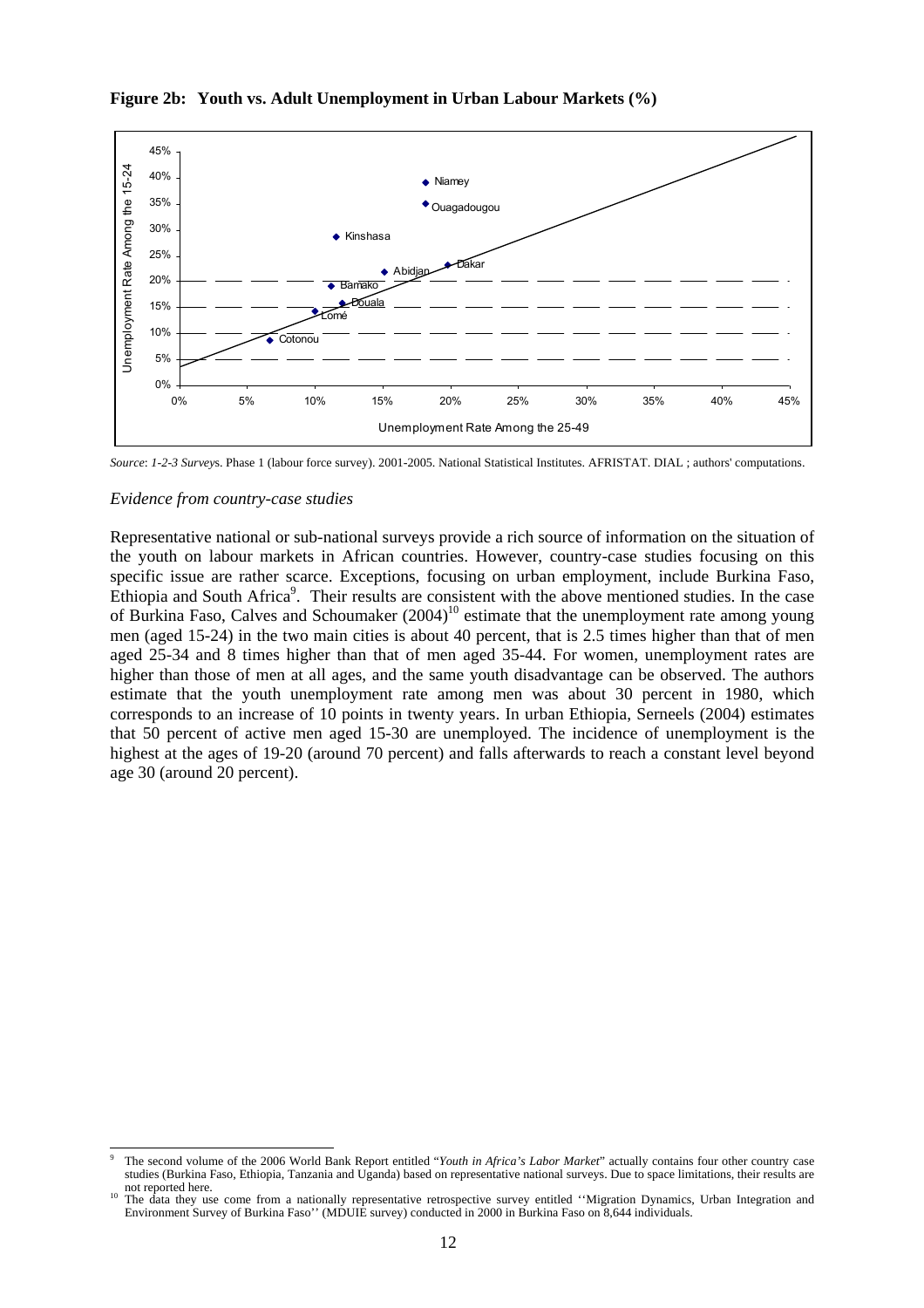**Figure 2b: Youth vs. Adult Unemployment in Urban Labour Markets (%)**

*Source*: *1-2-3 Survey*s. Phase 1 (labour force survey). 2001-2005. National Statistical Institutes. AFRISTAT. DIAL ; authors' computations.

*Evidence from country-case studies*

Representative national or sub-national surveys provide a rich source of information on the situation of the youth on labour markets in African countries. However, country-case studies focusing on this specific issue are rather scarce. Exceptions, focusing on urban employment, include Burkina Faso, Ethiopia and South Africa[9]. Their results are consistent with the above mentioned studies. In the case of Burkina Faso, Calves and Schoumaker (2004)[10] estimate that the unemployment rate among young men (aged 15-24) in the two main cities is about 40 percent, that is 2.5 times higher than that of men aged 25-34 and 8 times higher than that of men aged 35-44. For women, unemployment rates are higher than those of men at all ages, and the same youth disadvantage can be observed. The authors estimate that the youth unemployment rate among men was about 30 percent in 1980, which corresponds to an increase of 10 points in twenty years. In urban Ethiopia, Serneels (2004) estimates that 50 percent of active men aged 15-30 are unemployed. The incidence of unemployment is the highest at the ages of 19-20 (around 70 percent) and falls afterwards to reach a constant level beyond age 30 (around 20 percent).

---

[9] The second volume of the 2006 World Bank Report entitled "*Youth in Africa's Labor Market*" actually contains four other country case studies (Burkina Faso, Ethiopia, Tanzania and Uganda) based on representative national surveys. Due to space limitations, their results are not reported here.

[10] The data they use come from a nationally representative retrospective survey entitled ''Migration Dynamics, Urban Integration and Environment Survey of Burkina Faso'' (MDUIE survey) conducted in 2000 in Burkina Faso on 8,644 individuals.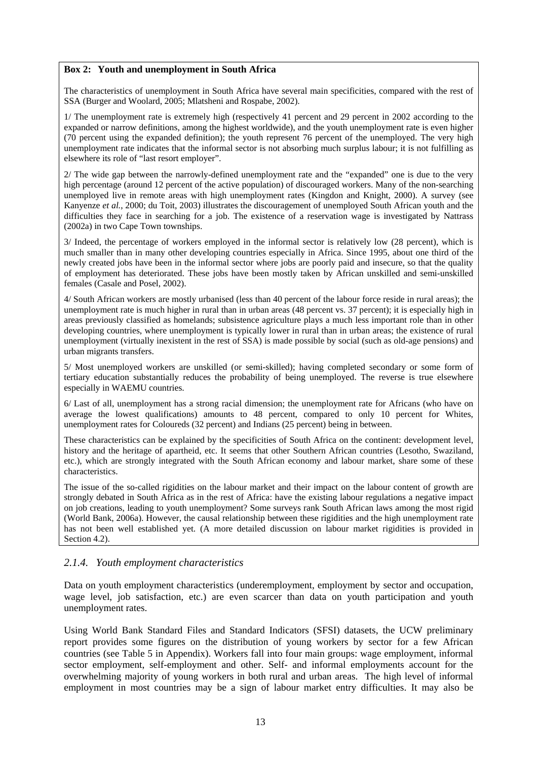**Box 2: Youth and unemployment in South Africa**

The characteristics of unemployment in South Africa have several main specificities, compared with the rest of SSA (Burger and Woolard, 2005; Mlatsheni and Rospabe, 2002).

1/ The unemployment rate is extremely high (respectively 41 percent and 29 percent in 2002 according to the expanded or narrow definitions, among the highest worldwide), and the youth unemployment rate is even higher (70 percent using the expanded definition); the youth represent 76 percent of the unemployed. The very high unemployment rate indicates that the informal sector is not absorbing much surplus labour; it is not fulfilling as elsewhere its role of "last resort employer".

2/ The wide gap between the narrowly-defined unemployment rate and the "expanded" one is due to the very high percentage (around 12 percent of the active population) of discouraged workers. Many of the non-searching unemployed live in remote areas with high unemployment rates (Kingdon and Knight, 2000). A survey (see Kanyenze *et al.*, 2000; du Toit, 2003) illustrates the discouragement of unemployed South African youth and the difficulties they face in searching for a job. The existence of a reservation wage is investigated by Nattrass (2002a) in two Cape Town townships.

3/ Indeed, the percentage of workers employed in the informal sector is relatively low (28 percent), which is much smaller than in many other developing countries especially in Africa. Since 1995, about one third of the newly created jobs have been in the informal sector where jobs are poorly paid and insecure, so that the quality of employment has deteriorated. These jobs have been mostly taken by African unskilled and semi-unskilled females (Casale and Posel, 2002).

4/ South African workers are mostly urbanised (less than 40 percent of the labour force reside in rural areas); the unemployment rate is much higher in rural than in urban areas (48 percent vs. 37 percent); it is especially high in areas previously classified as homelands; subsistence agriculture plays a much less important role than in other developing countries, where unemployment is typically lower in rural than in urban areas; the existence of rural unemployment (virtually inexistent in the rest of SSA) is made possible by social (such as old-age pensions) and urban migrants transfers.

5/ Most unemployed workers are unskilled (or semi-skilled); having completed secondary or some form of tertiary education substantially reduces the probability of being unemployed. The reverse is true elsewhere especially in WAEMU countries.

6/ Last of all, unemployment has a strong racial dimension; the unemployment rate for Africans (who have on average the lowest qualifications) amounts to 48 percent, compared to only 10 percent for Whites, unemployment rates for Coloureds (32 percent) and Indians (25 percent) being in between.

These characteristics can be explained by the specificities of South Africa on the continent: development level, history and the heritage of apartheid, etc. It seems that other Southern African countries (Lesotho, Swaziland, etc.), which are strongly integrated with the South African economy and labour market, share some of these characteristics.

The issue of the so-called rigidities on the labour market and their impact on the labour content of growth are strongly debated in South Africa as in the rest of Africa: have the existing labour regulations a negative impact on job creations, leading to youth unemployment? Some surveys rank South African laws among the most rigid (World Bank, 2006a). However, the causal relationship between these rigidities and the high unemployment rate has not been well established yet. (A more detailed discussion on labour market rigidities is provided in Section 4.2).

### *2.1.4. Youth employment characteristics*

Data on youth employment characteristics (underemployment, employment by sector and occupation, wage level, job satisfaction, etc.) are even scarcer than data on youth participation and youth unemployment rates.

Using World Bank Standard Files and Standard Indicators (SFSI) datasets, the UCW preliminary report provides some figures on the distribution of young workers by sector for a few African countries (see Table 5 in Appendix). Workers fall into four main groups: wage employment, informal sector employment, self-employment and other. Self- and informal employments account for the overwhelming majority of young workers in both rural and urban areas. The high level of informal employment in most countries may be a sign of labour market entry difficulties. It may also be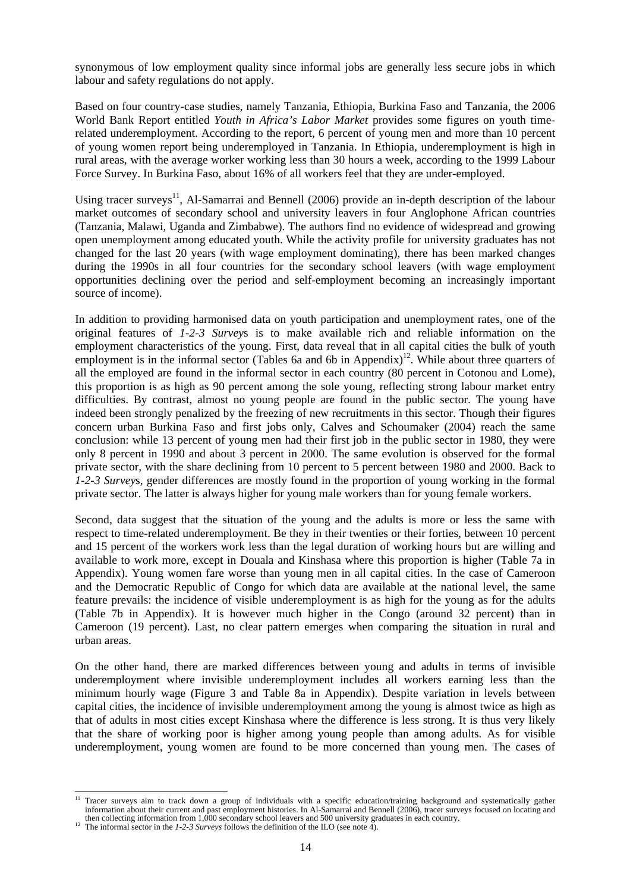synonymous of low employment quality since informal jobs are generally less secure jobs in which labour and safety regulations do not apply.

Based on four country-case studies, namely Tanzania, Ethiopia, Burkina Faso and Tanzania, the 2006 World Bank Report entitled *Youth in Africa's Labor Market* provides some figures on youth time-related underemployment. According to the report, 6 percent of young men and more than 10 percent of young women report being underemployed in Tanzania. In Ethiopia, underemployment is high in rural areas, with the average worker working less than 30 hours a week, according to the 1999 Labour Force Survey. In Burkina Faso, about 16% of all workers feel that they are under-employed.

Using tracer surveys[11], Al-Samarrai and Bennell (2006) provide an in-depth description of the labour market outcomes of secondary school and university leavers in four Anglophone African countries (Tanzania, Malawi, Uganda and Zimbabwe). The authors find no evidence of widespread and growing open unemployment among educated youth. While the activity profile for university graduates has not changed for the last 20 years (with wage employment dominating), there has been marked changes during the 1990s in all four countries for the secondary school leavers (with wage employment opportunities declining over the period and self-employment becoming an increasingly important source of income).

In addition to providing harmonised data on youth participation and unemployment rates, one of the original features of *1-2-3 Survey*s is to make available rich and reliable information on the employment characteristics of the young. First, data reveal that in all capital cities the bulk of youth employment is in the informal sector (Tables 6a and 6b in Appendix)[12]. While about three quarters of all the employed are found in the informal sector in each country (80 percent in Cotonou and Lome), this proportion is as high as 90 percent among the sole young, reflecting strong labour market entry difficulties. By contrast, almost no young people are found in the public sector. The young have indeed been strongly penalized by the freezing of new recruitments in this sector. Though their figures concern urban Burkina Faso and first jobs only, Calves and Schoumaker (2004) reach the same conclusion: while 13 percent of young men had their first job in the public sector in 1980, they were only 8 percent in 1990 and about 3 percent in 2000. The same evolution is observed for the formal private sector, with the share declining from 10 percent to 5 percent between 1980 and 2000. Back to *1-2-3 Survey*s, gender differences are mostly found in the proportion of young working in the formal private sector. The latter is always higher for young male workers than for young female workers.

Second, data suggest that the situation of the young and the adults is more or less the same with respect to time-related underemployment. Be they in their twenties or their forties, between 10 percent and 15 percent of the workers work less than the legal duration of working hours but are willing and available to work more, except in Douala and Kinshasa where this proportion is higher (Table 7a in Appendix). Young women fare worse than young men in all capital cities. In the case of Cameroon and the Democratic Republic of Congo for which data are available at the national level, the same feature prevails: the incidence of visible underemployment is as high for the young as for the adults (Table 7b in Appendix). It is however much higher in the Congo (around 32 percent) than in Cameroon (19 percent). Last, no clear pattern emerges when comparing the situation in rural and urban areas.

On the other hand, there are marked differences between young and adults in terms of invisible underemployment where invisible underemployment includes all workers earning less than the minimum hourly wage (Figure 3 and Table 8a in Appendix). Despite variation in levels between capital cities, the incidence of invisible underemployment among the young is almost twice as high as that of adults in most cities except Kinshasa where the difference is less strong. It is thus very likely that the share of working poor is higher among young people than among adults. As for visible underemployment, young women are found to be more concerned than young men. The cases of

[11] Tracer surveys aim to track down a group of individuals with a specific education/training background and systematically gather information about their current and past employment histories. In Al-Samarrai and Bennell (2006), tracer surveys focused on locating and then collecting information from 1,000 secondary school leavers and 500 university graduates in each country.

[12] The informal sector in the *1-2-3 Surveys* follows the definition of the ILO (see note 4).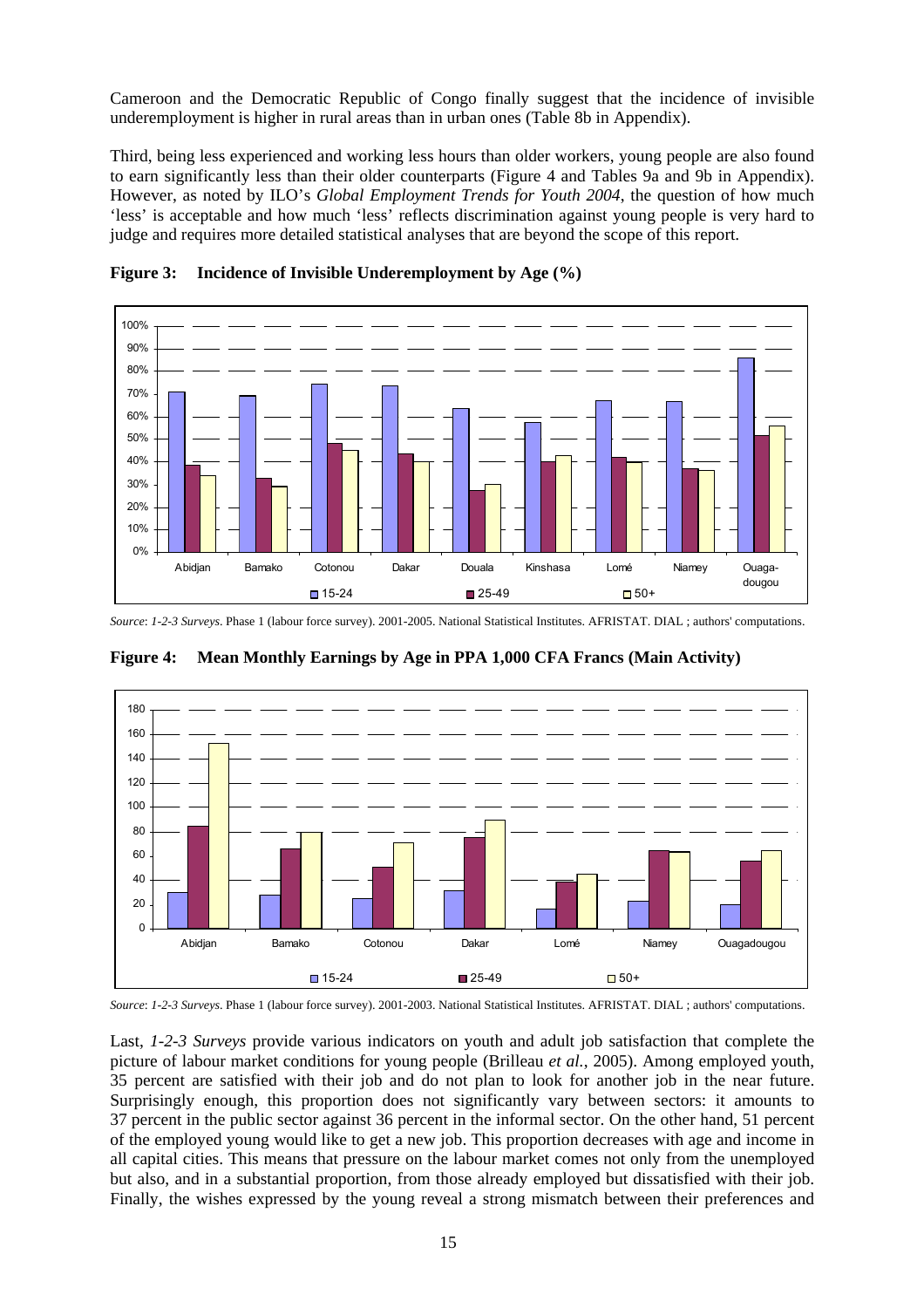Cameroon and the Democratic Republic of Congo finally suggest that the incidence of invisible underemployment is higher in rural areas than in urban ones (Table 8b in Appendix).

Third, being less experienced and working less hours than older workers, young people are also found to earn significantly less than their older counterparts (Figure 4 and Tables 9a and 9b in Appendix). However, as noted by ILO's *Global Employment Trends for Youth 2004*, the question of how much 'less' is acceptable and how much 'less' reflects discrimination against young people is very hard to judge and requires more detailed statistical analyses that are beyond the scope of this report.

**Figure 3: Incidence of Invisible Underemployment by Age (%)**

*Source*: *1-2-3 Surveys*. Phase 1 (labour force survey). 2001-2005. National Statistical Institutes. AFRISTAT. DIAL ; authors' computations.

**Figure 4: Mean Monthly Earnings by Age in PPA 1,000 CFA Francs (Main Activity)**

*Source*: *1-2-3 Surveys*. Phase 1 (labour force survey). 2001-2003. National Statistical Institutes. AFRISTAT. DIAL ; authors' computations.

Last, *1-2-3 Surveys* provide various indicators on youth and adult job satisfaction that complete the picture of labour market conditions for young people (Brilleau *et al.*, 2005). Among employed youth, 35 percent are satisfied with their job and do not plan to look for another job in the near future. Surprisingly enough, this proportion does not significantly vary between sectors: it amounts to 37 percent in the public sector against 36 percent in the informal sector. On the other hand, 51 percent of the employed young would like to get a new job. This proportion decreases with age and income in all capital cities. This means that pressure on the labour market comes not only from the unemployed but also, and in a substantial proportion, from those already employed but dissatisfied with their job. Finally, the wishes expressed by the young reveal a strong mismatch between their preferences and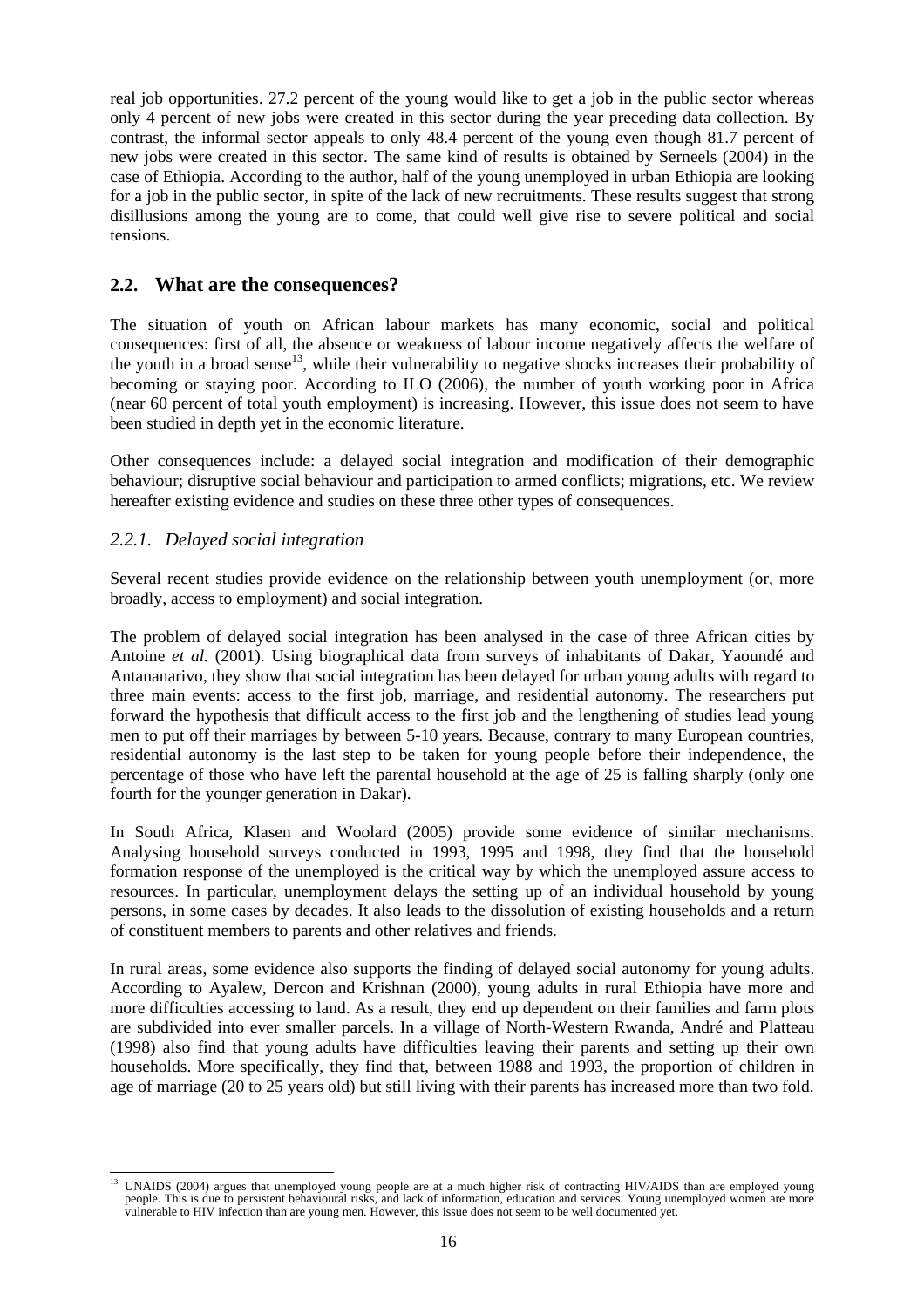real job opportunities. 27.2 percent of the young would like to get a job in the public sector whereas only 4 percent of new jobs were created in this sector during the year preceding data collection. By contrast, the informal sector appeals to only 48.4 percent of the young even though 81.7 percent of new jobs were created in this sector. The same kind of results is obtained by Serneels (2004) in the case of Ethiopia. According to the author, half of the young unemployed in urban Ethiopia are looking for a job in the public sector, in spite of the lack of new recruitments. These results suggest that strong disillusions among the young are to come, that could well give rise to severe political and social tensions.

## 2.2. What are the consequences?

The situation of youth on African labour markets has many economic, social and political consequences: first of all, the absence or weakness of labour income negatively affects the welfare of the youth in a broad sense[13], while their vulnerability to negative shocks increases their probability of becoming or staying poor. According to ILO (2006), the number of youth working poor in Africa (near 60 percent of total youth employment) is increasing. However, this issue does not seem to have been studied in depth yet in the economic literature.

Other consequences include: a delayed social integration and modification of their demographic behaviour; disruptive social behaviour and participation to armed conflicts; migrations, etc. We review hereafter existing evidence and studies on these three other types of consequences.

### *2.2.1. Delayed social integration*

Several recent studies provide evidence on the relationship between youth unemployment (or, more broadly, access to employment) and social integration.

The problem of delayed social integration has been analysed in the case of three African cities by Antoine *et al.* (2001). Using biographical data from surveys of inhabitants of Dakar, Yaoundé and Antananarivo, they show that social integration has been delayed for urban young adults with regard to three main events: access to the first job, marriage, and residential autonomy. The researchers put forward the hypothesis that difficult access to the first job and the lengthening of studies lead young men to put off their marriages by between 5-10 years. Because, contrary to many European countries, residential autonomy is the last step to be taken for young people before their independence, the percentage of those who have left the parental household at the age of 25 is falling sharply (only one fourth for the younger generation in Dakar).

In South Africa, Klasen and Woolard (2005) provide some evidence of similar mechanisms. Analysing household surveys conducted in 1993, 1995 and 1998, they find that the household formation response of the unemployed is the critical way by which the unemployed assure access to resources. In particular, unemployment delays the setting up of an individual household by young persons, in some cases by decades. It also leads to the dissolution of existing households and a return of constituent members to parents and other relatives and friends.

In rural areas, some evidence also supports the finding of delayed social autonomy for young adults. According to Ayalew, Dercon and Krishnan (2000), young adults in rural Ethiopia have more and more difficulties accessing to land. As a result, they end up dependent on their families and farm plots are subdivided into ever smaller parcels. In a village of North-Western Rwanda, André and Platteau (1998) also find that young adults have difficulties leaving their parents and setting up their own households. More specifically, they find that, between 1988 and 1993, the proportion of children in age of marriage (20 to 25 years old) but still living with their parents has increased more than two fold.

---

[13] UNAIDS (2004) argues that unemployed young people are at a much higher risk of contracting HIV/AIDS than are employed young people. This is due to persistent behavioural risks, and lack of information, education and services. Young unemployed women are more vulnerable to HIV infection than are young men. However, this issue does not seem to be well documented yet.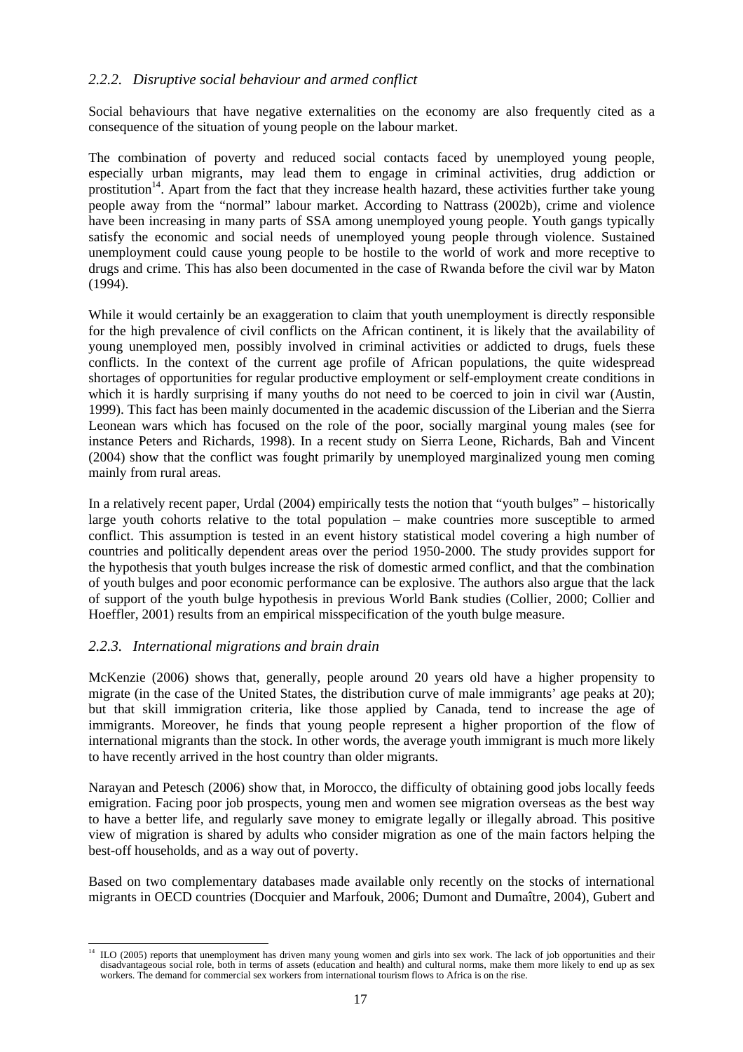### *2.2.2. Disruptive social behaviour and armed conflict*

Social behaviours that have negative externalities on the economy are also frequently cited as a consequence of the situation of young people on the labour market.

The combination of poverty and reduced social contacts faced by unemployed young people, especially urban migrants, may lead them to engage in criminal activities, drug addiction or prostitution[14]. Apart from the fact that they increase health hazard, these activities further take young people away from the "normal" labour market. According to Nattrass (2002b), crime and violence have been increasing in many parts of SSA among unemployed young people. Youth gangs typically satisfy the economic and social needs of unemployed young people through violence. Sustained unemployment could cause young people to be hostile to the world of work and more receptive to drugs and crime. This has also been documented in the case of Rwanda before the civil war by Maton (1994).

While it would certainly be an exaggeration to claim that youth unemployment is directly responsible for the high prevalence of civil conflicts on the African continent, it is likely that the availability of young unemployed men, possibly involved in criminal activities or addicted to drugs, fuels these conflicts. In the context of the current age profile of African populations, the quite widespread shortages of opportunities for regular productive employment or self-employment create conditions in which it is hardly surprising if many youths do not need to be coerced to join in civil war (Austin, 1999). This fact has been mainly documented in the academic discussion of the Liberian and the Sierra Leonean wars which has focused on the role of the poor, socially marginal young males (see for instance Peters and Richards, 1998). In a recent study on Sierra Leone, Richards, Bah and Vincent (2004) show that the conflict was fought primarily by unemployed marginalized young men coming mainly from rural areas.

In a relatively recent paper, Urdal (2004) empirically tests the notion that "youth bulges" – historically large youth cohorts relative to the total population – make countries more susceptible to armed conflict. This assumption is tested in an event history statistical model covering a high number of countries and politically dependent areas over the period 1950-2000. The study provides support for the hypothesis that youth bulges increase the risk of domestic armed conflict, and that the combination of youth bulges and poor economic performance can be explosive. The authors also argue that the lack of support of the youth bulge hypothesis in previous World Bank studies (Collier, 2000; Collier and Hoeffler, 2001) results from an empirical misspecification of the youth bulge measure.

### *2.2.3. International migrations and brain drain*

McKenzie (2006) shows that, generally, people around 20 years old have a higher propensity to migrate (in the case of the United States, the distribution curve of male immigrants' age peaks at 20); but that skill immigration criteria, like those applied by Canada, tend to increase the age of immigrants. Moreover, he finds that young people represent a higher proportion of the flow of international migrants than the stock. In other words, the average youth immigrant is much more likely to have recently arrived in the host country than older migrants.

Narayan and Petesch (2006) show that, in Morocco, the difficulty of obtaining good jobs locally feeds emigration. Facing poor job prospects, young men and women see migration overseas as the best way to have a better life, and regularly save money to emigrate legally or illegally abroad. This positive view of migration is shared by adults who consider migration as one of the main factors helping the best-off households, and as a way out of poverty.

Based on two complementary databases made available only recently on the stocks of international migrants in OECD countries (Docquier and Marfouk, 2006; Dumont and Dumaître, 2004), Gubert and

---

[14] ILO (2005) reports that unemployment has driven many young women and girls into sex work. The lack of job opportunities and their disadvantageous social role, both in terms of assets (education and health) and cultural norms, make them more likely to end up as sex workers. The demand for commercial sex workers from international tourism flows to Africa is on the rise.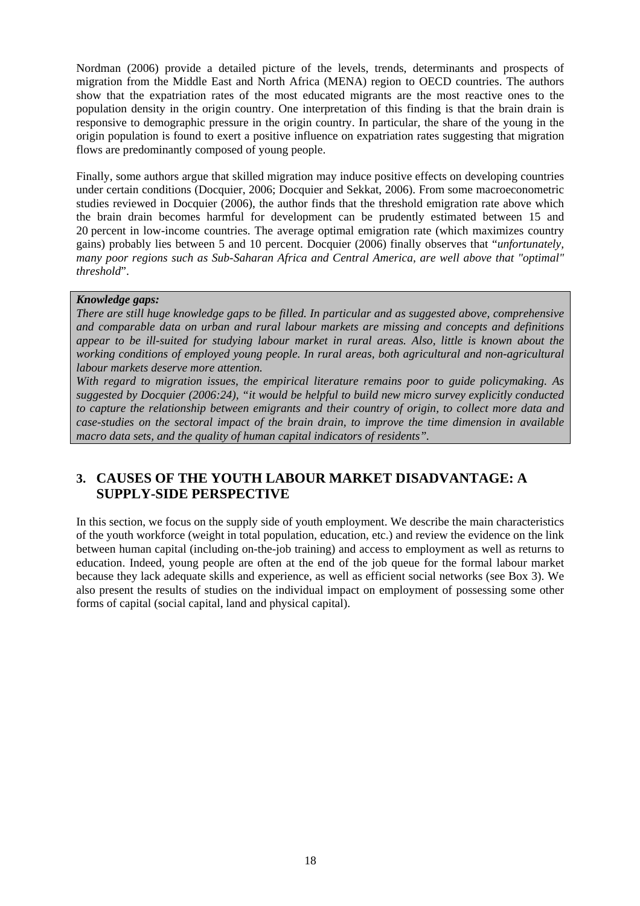Nordman (2006) provide a detailed picture of the levels, trends, determinants and prospects of migration from the Middle East and North Africa (MENA) region to OECD countries. The authors show that the expatriation rates of the most educated migrants are the most reactive ones to the population density in the origin country. One interpretation of this finding is that the brain drain is responsive to demographic pressure in the origin country. In particular, the share of the young in the origin population is found to exert a positive influence on expatriation rates suggesting that migration flows are predominantly composed of young people.

Finally, some authors argue that skilled migration may induce positive effects on developing countries under certain conditions (Docquier, 2006; Docquier and Sekkat, 2006). From some macroeconometric studies reviewed in Docquier (2006), the author finds that the threshold emigration rate above which the brain drain becomes harmful for development can be prudently estimated between 15 and 20 percent in low-income countries. The average optimal emigration rate (which maximizes country gains) probably lies between 5 and 10 percent. Docquier (2006) finally observes that "*unfortunately, many poor regions such as Sub-Saharan Africa and Central America, are well above that "optimal" threshold*".

> ***Knowledge gaps:***
> *There are still huge knowledge gaps to be filled. In particular and as suggested above, comprehensive and comparable data on urban and rural labour markets are missing and concepts and definitions appear to be ill-suited for studying labour market in rural areas. Also, little is known about the working conditions of employed young people. In rural areas, both agricultural and non-agricultural labour markets deserve more attention.*
> *With regard to migration issues, the empirical literature remains poor to guide policymaking. As suggested by Docquier (2006:24), "it would be helpful to build new micro survey explicitly conducted to capture the relationship between emigrants and their country of origin, to collect more data and case-studies on the sectoral impact of the brain drain, to improve the time dimension in available macro data sets, and the quality of human capital indicators of residents".*

## 3. CAUSES OF THE YOUTH LABOUR MARKET DISADVANTAGE: A SUPPLY-SIDE PERSPECTIVE

In this section, we focus on the supply side of youth employment. We describe the main characteristics of the youth workforce (weight in total population, education, etc.) and review the evidence on the link between human capital (including on-the-job training) and access to employment as well as returns to education. Indeed, young people are often at the end of the job queue for the formal labour market because they lack adequate skills and experience, as well as efficient social networks (see Box 3). We also present the results of studies on the individual impact on employment of possessing some other forms of capital (social capital, land and physical capital).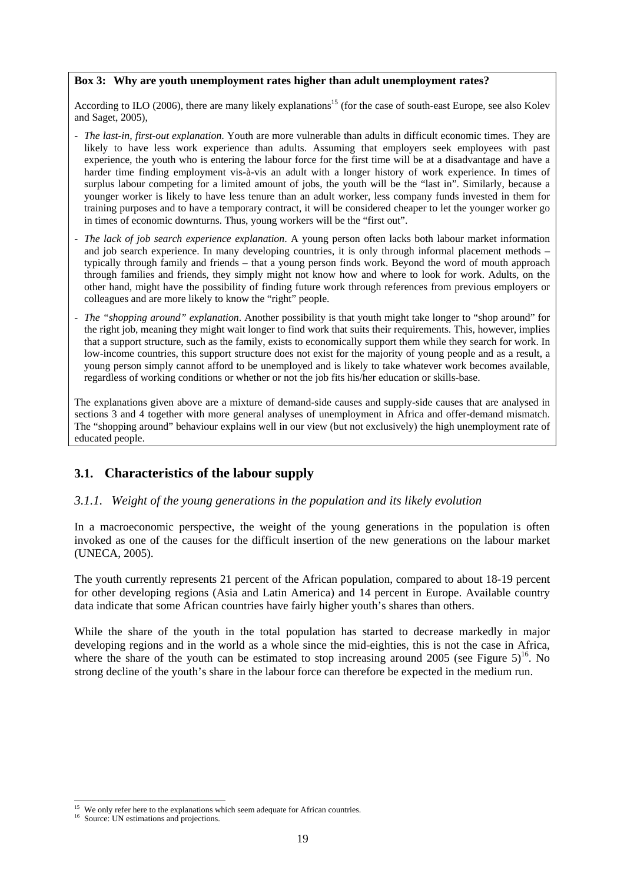**Box 3: Why are youth unemployment rates higher than adult unemployment rates?**

According to ILO (2006), there are many likely explanations[15] (for the case of south-east Europe, see also Kolev and Saget, 2005),

- *The last-in, first-out explanation*. Youth are more vulnerable than adults in difficult economic times. They are likely to have less work experience than adults. Assuming that employers seek employees with past experience, the youth who is entering the labour force for the first time will be at a disadvantage and have a harder time finding employment vis-à-vis an adult with a longer history of work experience. In times of surplus labour competing for a limited amount of jobs, the youth will be the "last in". Similarly, because a younger worker is likely to have less tenure than an adult worker, less company funds invested in them for training purposes and to have a temporary contract, it will be considered cheaper to let the younger worker go in times of economic downturns. Thus, young workers will be the "first out".
- *The lack of job search experience explanation*. A young person often lacks both labour market information and job search experience. In many developing countries, it is only through informal placement methods – typically through family and friends – that a young person finds work. Beyond the word of mouth approach through families and friends, they simply might not know how and where to look for work. Adults, on the other hand, might have the possibility of finding future work through references from previous employers or colleagues and are more likely to know the "right" people.
- *The "shopping around" explanation*. Another possibility is that youth might take longer to "shop around" for the right job, meaning they might wait longer to find work that suits their requirements. This, however, implies that a support structure, such as the family, exists to economically support them while they search for work. In low-income countries, this support structure does not exist for the majority of young people and as a result, a young person simply cannot afford to be unemployed and is likely to take whatever work becomes available, regardless of working conditions or whether or not the job fits his/her education or skills-base.

The explanations given above are a mixture of demand-side causes and supply-side causes that are analysed in sections 3 and 4 together with more general analyses of unemployment in Africa and offer-demand mismatch. The "shopping around" behaviour explains well in our view (but not exclusively) the high unemployment rate of educated people.

## 3.1. Characteristics of the labour supply

### *3.1.1. Weight of the young generations in the population and its likely evolution*

In a macroeconomic perspective, the weight of the young generations in the population is often invoked as one of the causes for the difficult insertion of the new generations on the labour market (UNECA, 2005).

The youth currently represents 21 percent of the African population, compared to about 18-19 percent for other developing regions (Asia and Latin America) and 14 percent in Europe. Available country data indicate that some African countries have fairly higher youth's shares than others.

While the share of the youth in the total population has started to decrease markedly in major developing regions and in the world as a whole since the mid-eighties, this is not the case in Africa, where the share of the youth can be estimated to stop increasing around 2005 (see Figure 5)[16]. No strong decline of the youth's share in the labour force can therefore be expected in the medium run.

---

[15] We only refer here to the explanations which seem adequate for African countries.

[16] Source: UN estimations and projections.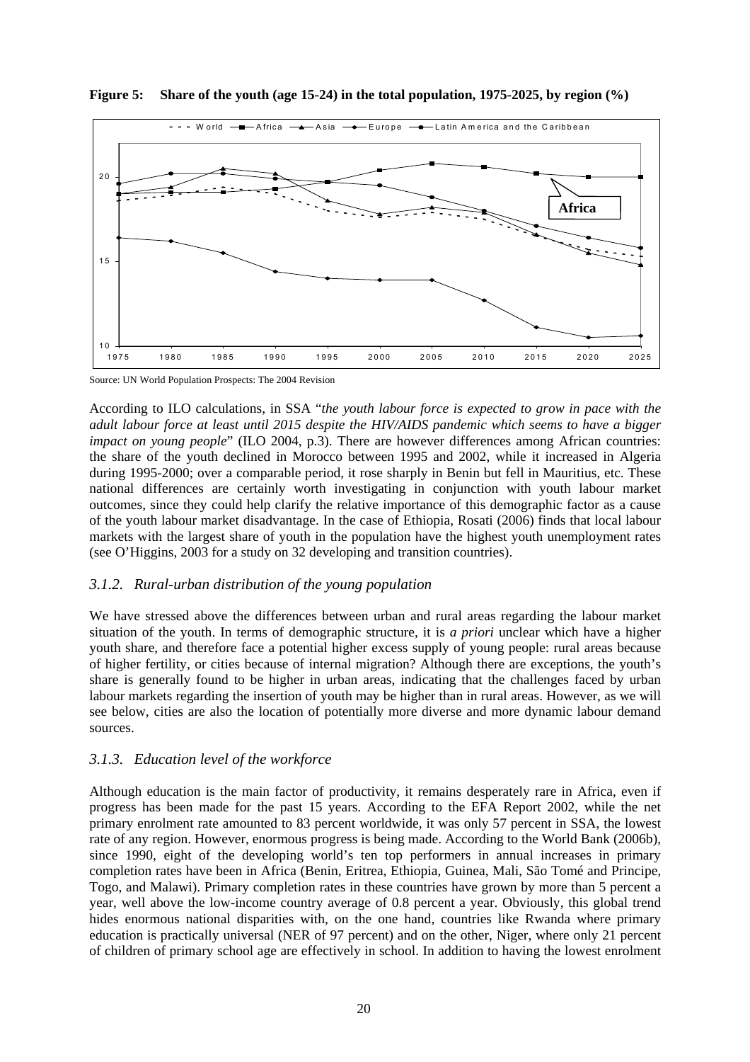**Figure 5: Share of the youth (age 15-24) in the total population, 1975-2025, by region (%)**

Source: UN World Population Prospects: The 2004 Revision

According to ILO calculations, in SSA "*the youth labour force is expected to grow in pace with the adult labour force at least until 2015 despite the HIV/AIDS pandemic which seems to have a bigger impact on young people*" (ILO 2004, p.3). There are however differences among African countries: the share of the youth declined in Morocco between 1995 and 2002, while it increased in Algeria during 1995-2000; over a comparable period, it rose sharply in Benin but fell in Mauritius, etc. These national differences are certainly worth investigating in conjunction with youth labour market outcomes, since they could help clarify the relative importance of this demographic factor as a cause of the youth labour market disadvantage. In the case of Ethiopia, Rosati (2006) finds that local labour markets with the largest share of youth in the population have the highest youth unemployment rates (see O'Higgins, 2003 for a study on 32 developing and transition countries).

### *3.1.2. Rural-urban distribution of the young population*

We have stressed above the differences between urban and rural areas regarding the labour market situation of the youth. In terms of demographic structure, it is *a priori* unclear which have a higher youth share, and therefore face a potential higher excess supply of young people: rural areas because of higher fertility, or cities because of internal migration? Although there are exceptions, the youth's share is generally found to be higher in urban areas, indicating that the challenges faced by urban labour markets regarding the insertion of youth may be higher than in rural areas. However, as we will see below, cities are also the location of potentially more diverse and more dynamic labour demand sources.

### *3.1.3. Education level of the workforce*

Although education is the main factor of productivity, it remains desperately rare in Africa, even if progress has been made for the past 15 years. According to the EFA Report 2002, while the net primary enrolment rate amounted to 83 percent worldwide, it was only 57 percent in SSA, the lowest rate of any region. However, enormous progress is being made. According to the World Bank (2006b), since 1990, eight of the developing world's ten top performers in annual increases in primary completion rates have been in Africa (Benin, Eritrea, Ethiopia, Guinea, Mali, São Tomé and Principe, Togo, and Malawi). Primary completion rates in these countries have grown by more than 5 percent a year, well above the low-income country average of 0.8 percent a year. Obviously, this global trend hides enormous national disparities with, on the one hand, countries like Rwanda where primary education is practically universal (NER of 97 percent) and on the other, Niger, where only 21 percent of children of primary school age are effectively in school. In addition to having the lowest enrolment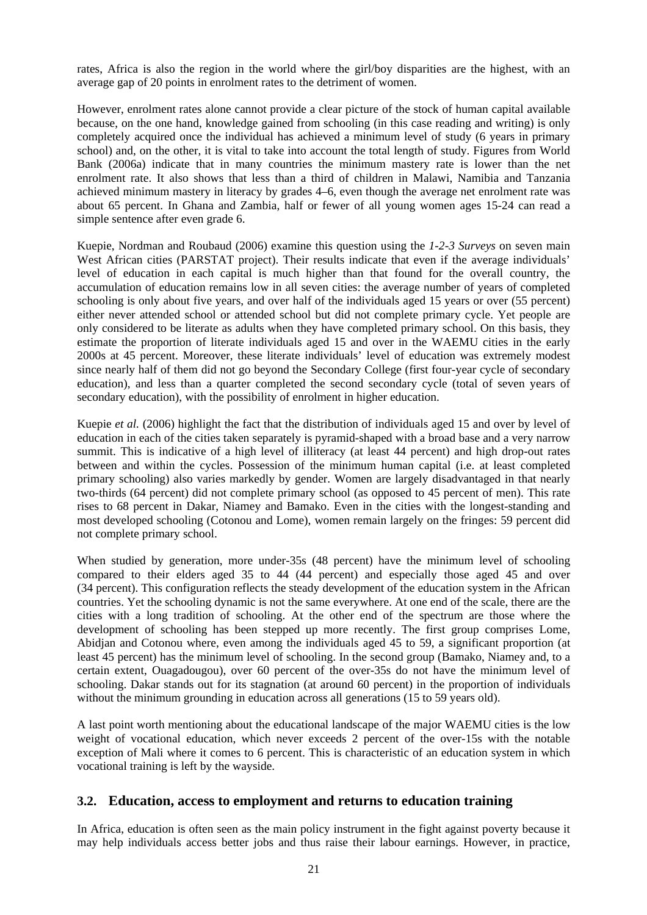rates, Africa is also the region in the world where the girl/boy disparities are the highest, with an average gap of 20 points in enrolment rates to the detriment of women.

However, enrolment rates alone cannot provide a clear picture of the stock of human capital available because, on the one hand, knowledge gained from schooling (in this case reading and writing) is only completely acquired once the individual has achieved a minimum level of study (6 years in primary school) and, on the other, it is vital to take into account the total length of study. Figures from World Bank (2006a) indicate that in many countries the minimum mastery rate is lower than the net enrolment rate. It also shows that less than a third of children in Malawi, Namibia and Tanzania achieved minimum mastery in literacy by grades 4–6, even though the average net enrolment rate was about 65 percent. In Ghana and Zambia, half or fewer of all young women ages 15-24 can read a simple sentence after even grade 6.

Kuepie, Nordman and Roubaud (2006) examine this question using the *1-2-3 Surveys* on seven main West African cities (PARSTAT project). Their results indicate that even if the average individuals' level of education in each capital is much higher than that found for the overall country, the accumulation of education remains low in all seven cities: the average number of years of completed schooling is only about five years, and over half of the individuals aged 15 years or over (55 percent) either never attended school or attended school but did not complete primary cycle. Yet people are only considered to be literate as adults when they have completed primary school. On this basis, they estimate the proportion of literate individuals aged 15 and over in the WAEMU cities in the early 2000s at 45 percent. Moreover, these literate individuals' level of education was extremely modest since nearly half of them did not go beyond the Secondary College (first four-year cycle of secondary education), and less than a quarter completed the second secondary cycle (total of seven years of secondary education), with the possibility of enrolment in higher education.

Kuepie *et al.* (2006) highlight the fact that the distribution of individuals aged 15 and over by level of education in each of the cities taken separately is pyramid-shaped with a broad base and a very narrow summit. This is indicative of a high level of illiteracy (at least 44 percent) and high drop-out rates between and within the cycles. Possession of the minimum human capital (i.e. at least completed primary schooling) also varies markedly by gender. Women are largely disadvantaged in that nearly two-thirds (64 percent) did not complete primary school (as opposed to 45 percent of men). This rate rises to 68 percent in Dakar, Niamey and Bamako. Even in the cities with the longest-standing and most developed schooling (Cotonou and Lome), women remain largely on the fringes: 59 percent did not complete primary school.

When studied by generation, more under-35s (48 percent) have the minimum level of schooling compared to their elders aged 35 to 44 (44 percent) and especially those aged 45 and over (34 percent). This configuration reflects the steady development of the education system in the African countries. Yet the schooling dynamic is not the same everywhere. At one end of the scale, there are the cities with a long tradition of schooling. At the other end of the spectrum are those where the development of schooling has been stepped up more recently. The first group comprises Lome, Abidjan and Cotonou where, even among the individuals aged 45 to 59, a significant proportion (at least 45 percent) has the minimum level of schooling. In the second group (Bamako, Niamey and, to a certain extent, Ouagadougou), over 60 percent of the over-35s do not have the minimum level of schooling. Dakar stands out for its stagnation (at around 60 percent) in the proportion of individuals without the minimum grounding in education across all generations (15 to 59 years old).

A last point worth mentioning about the educational landscape of the major WAEMU cities is the low weight of vocational education, which never exceeds 2 percent of the over-15s with the notable exception of Mali where it comes to 6 percent. This is characteristic of an education system in which vocational training is left by the wayside.

## 3.2. Education, access to employment and returns to education training

In Africa, education is often seen as the main policy instrument in the fight against poverty because it may help individuals access better jobs and thus raise their labour earnings. However, in practice,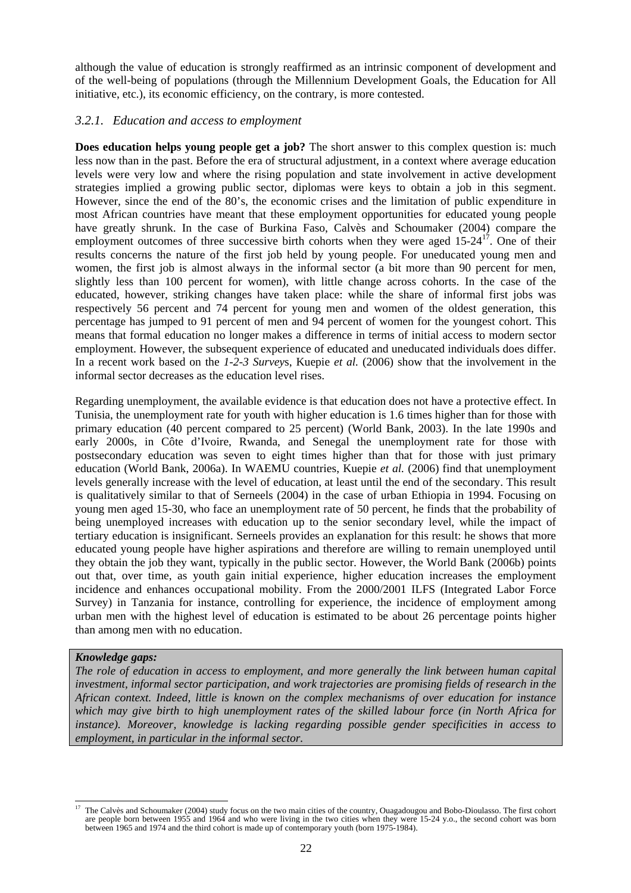although the value of education is strongly reaffirmed as an intrinsic component of development and of the well-being of populations (through the Millennium Development Goals, the Education for All initiative, etc.), its economic efficiency, on the contrary, is more contested.

### *3.2.1. Education and access to employment*

**Does education helps young people get a job?** The short answer to this complex question is: much less now than in the past. Before the era of structural adjustment, in a context where average education levels were very low and where the rising population and state involvement in active development strategies implied a growing public sector, diplomas were keys to obtain a job in this segment. However, since the end of the 80's, the economic crises and the limitation of public expenditure in most African countries have meant that these employment opportunities for educated young people have greatly shrunk. In the case of Burkina Faso, Calvès and Schoumaker (2004) compare the employment outcomes of three successive birth cohorts when they were aged 15-24[17]. One of their results concerns the nature of the first job held by young people. For uneducated young men and women, the first job is almost always in the informal sector (a bit more than 90 percent for men, slightly less than 100 percent for women), with little change across cohorts. In the case of the educated, however, striking changes have taken place: while the share of informal first jobs was respectively 56 percent and 74 percent for young men and women of the oldest generation, this percentage has jumped to 91 percent of men and 94 percent of women for the youngest cohort. This means that formal education no longer makes a difference in terms of initial access to modern sector employment. However, the subsequent experience of educated and uneducated individuals does differ. In a recent work based on the *1-2-3 Survey*s, Kuepie *et al.* (2006) show that the involvement in the informal sector decreases as the education level rises.

Regarding unemployment, the available evidence is that education does not have a protective effect. In Tunisia, the unemployment rate for youth with higher education is 1.6 times higher than for those with primary education (40 percent compared to 25 percent) (World Bank, 2003). In the late 1990s and early 2000s, in Côte d'Ivoire, Rwanda, and Senegal the unemployment rate for those with postsecondary education was seven to eight times higher than that for those with just primary education (World Bank, 2006a). In WAEMU countries, Kuepie *et al.* (2006) find that unemployment levels generally increase with the level of education, at least until the end of the secondary. This result is qualitatively similar to that of Serneels (2004) in the case of urban Ethiopia in 1994. Focusing on young men aged 15-30, who face an unemployment rate of 50 percent, he finds that the probability of being unemployed increases with education up to the senior secondary level, while the impact of tertiary education is insignificant. Serneels provides an explanation for this result: he shows that more educated young people have higher aspirations and therefore are willing to remain unemployed until they obtain the job they want, typically in the public sector. However, the World Bank (2006b) points out that, over time, as youth gain initial experience, higher education increases the employment incidence and enhances occupational mobility. From the 2000/2001 ILFS (Integrated Labor Force Survey) in Tanzania for instance, controlling for experience, the incidence of employment among urban men with the highest level of education is estimated to be about 26 percentage points higher than among men with no education.

***Knowledge gaps:***
*The role of education in access to employment, and more generally the link between human capital investment, informal sector participation, and work trajectories are promising fields of research in the African context. Indeed, little is known on the complex mechanisms of over education for instance which may give birth to high unemployment rates of the skilled labour force (in North Africa for instance). Moreover, knowledge is lacking regarding possible gender specificities in access to employment, in particular in the informal sector.*

[17] The Calvès and Schoumaker (2004) study focus on the two main cities of the country, Ouagadougou and Bobo-Dioulasso. The first cohort are people born between 1955 and 1964 and who were living in the two cities when they were 15-24 y.o., the second cohort was born between 1965 and 1974 and the third cohort is made up of contemporary youth (born 1975-1984).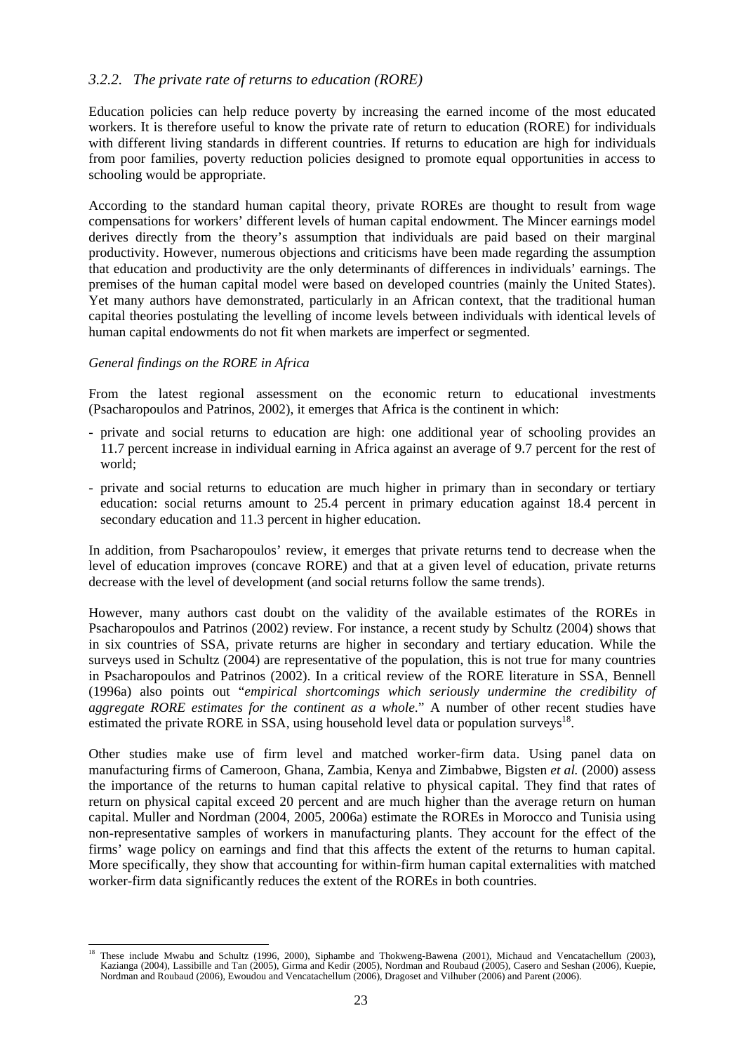### 3.2.2. *The private rate of returns to education (RORE)*

Education policies can help reduce poverty by increasing the earned income of the most educated workers. It is therefore useful to know the private rate of return to education (RORE) for individuals with different living standards in different countries. If returns to education are high for individuals from poor families, poverty reduction policies designed to promote equal opportunities in access to schooling would be appropriate.

According to the standard human capital theory, private ROREs are thought to result from wage compensations for workers' different levels of human capital endowment. The Mincer earnings model derives directly from the theory's assumption that individuals are paid based on their marginal productivity. However, numerous objections and criticisms have been made regarding the assumption that education and productivity are the only determinants of differences in individuals' earnings. The premises of the human capital model were based on developed countries (mainly the United States). Yet many authors have demonstrated, particularly in an African context, that the traditional human capital theories postulating the levelling of income levels between individuals with identical levels of human capital endowments do not fit when markets are imperfect or segmented.

*General findings on the RORE in Africa*

From the latest regional assessment on the economic return to educational investments (Psacharopoulos and Patrinos, 2002), it emerges that Africa is the continent in which:

- private and social returns to education are high: one additional year of schooling provides an 11.7 percent increase in individual earning in Africa against an average of 9.7 percent for the rest of world;
- private and social returns to education are much higher in primary than in secondary or tertiary education: social returns amount to 25.4 percent in primary education against 18.4 percent in secondary education and 11.3 percent in higher education.

In addition, from Psacharopoulos' review, it emerges that private returns tend to decrease when the level of education improves (concave RORE) and that at a given level of education, private returns decrease with the level of development (and social returns follow the same trends).

However, many authors cast doubt on the validity of the available estimates of the ROREs in Psacharopoulos and Patrinos (2002) review. For instance, a recent study by Schultz (2004) shows that in six countries of SSA, private returns are higher in secondary and tertiary education. While the surveys used in Schultz (2004) are representative of the population, this is not true for many countries in Psacharopoulos and Patrinos (2002). In a critical review of the RORE literature in SSA, Bennell (1996a) also points out "*empirical shortcomings which seriously undermine the credibility of aggregate RORE estimates for the continent as a whole*." A number of other recent studies have estimated the private RORE in SSA, using household level data or population surveys[18].

Other studies make use of firm level and matched worker-firm data. Using panel data on manufacturing firms of Cameroon, Ghana, Zambia, Kenya and Zimbabwe, Bigsten *et al.* (2000) assess the importance of the returns to human capital relative to physical capital. They find that rates of return on physical capital exceed 20 percent and are much higher than the average return on human capital. Muller and Nordman (2004, 2005, 2006a) estimate the ROREs in Morocco and Tunisia using non-representative samples of workers in manufacturing plants. They account for the effect of the firms' wage policy on earnings and find that this affects the extent of the returns to human capital. More specifically, they show that accounting for within-firm human capital externalities with matched worker-firm data significantly reduces the extent of the ROREs in both countries.

---

[18] These include Mwabu and Schultz (1996, 2000), Siphambe and Thokweng-Bawena (2001), Michaud and Vencatachellum (2003), Kazianga (2004), Lassibille and Tan (2005), Girma and Kedir (2005), Nordman and Roubaud (2005), Casero and Seshan (2006), Kuepie, Nordman and Roubaud (2006), Ewoudou and Vencatachellum (2006), Dragoset and Vilhuber (2006) and Parent (2006).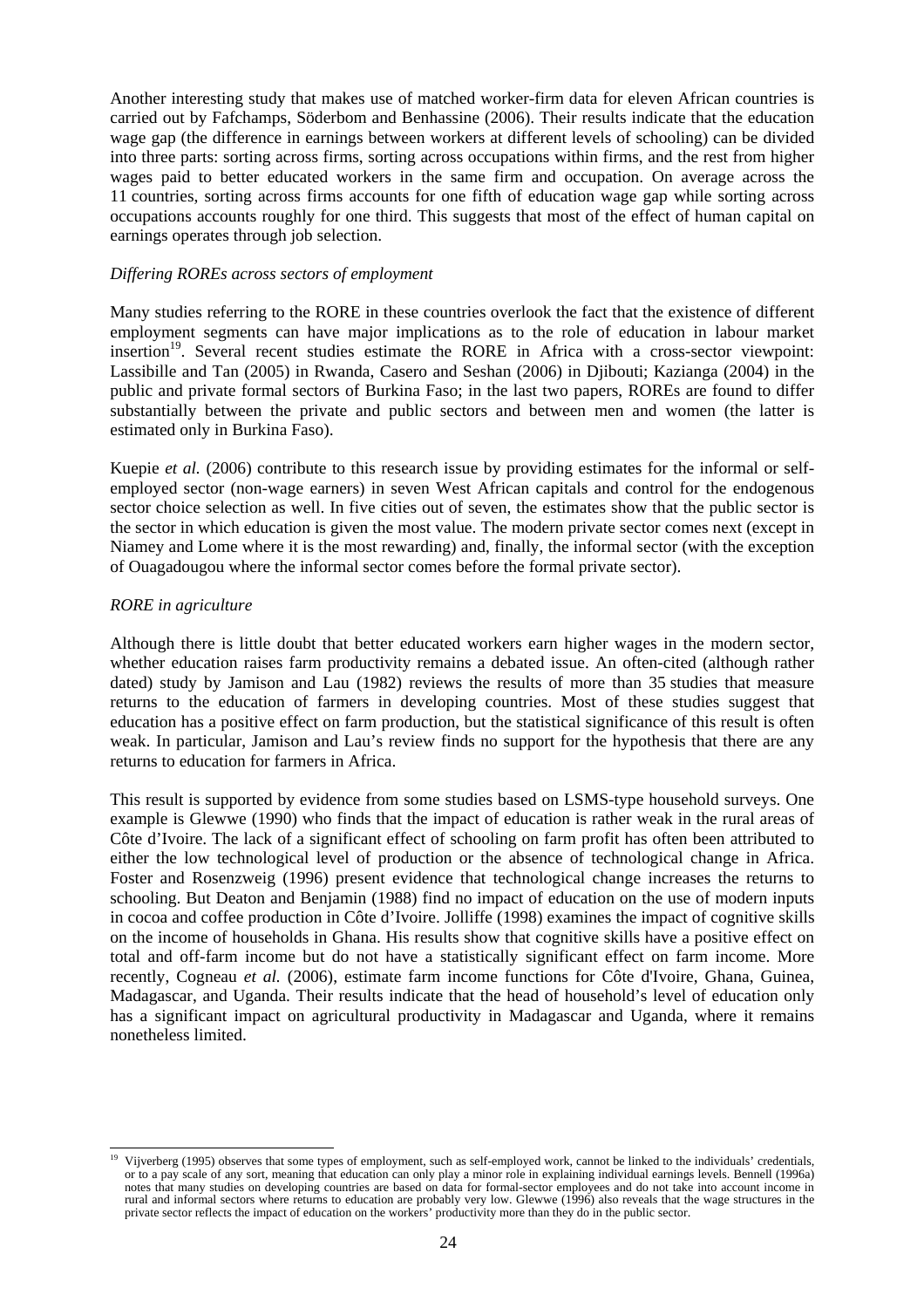Another interesting study that makes use of matched worker-firm data for eleven African countries is carried out by Fafchamps, Söderbom and Benhassine (2006). Their results indicate that the education wage gap (the difference in earnings between workers at different levels of schooling) can be divided into three parts: sorting across firms, sorting across occupations within firms, and the rest from higher wages paid to better educated workers in the same firm and occupation. On average across the 11 countries, sorting across firms accounts for one fifth of education wage gap while sorting across occupations accounts roughly for one third. This suggests that most of the effect of human capital on earnings operates through job selection.

*Differing ROREs across sectors of employment*

Many studies referring to the RORE in these countries overlook the fact that the existence of different employment segments can have major implications as to the role of education in labour market insertion[19]. Several recent studies estimate the RORE in Africa with a cross-sector viewpoint: Lassibille and Tan (2005) in Rwanda, Casero and Seshan (2006) in Djibouti; Kazianga (2004) in the public and private formal sectors of Burkina Faso; in the last two papers, ROREs are found to differ substantially between the private and public sectors and between men and women (the latter is estimated only in Burkina Faso).

Kuepie *et al.* (2006) contribute to this research issue by providing estimates for the informal or self-employed sector (non-wage earners) in seven West African capitals and control for the endogenous sector choice selection as well. In five cities out of seven, the estimates show that the public sector is the sector in which education is given the most value. The modern private sector comes next (except in Niamey and Lome where it is the most rewarding) and, finally, the informal sector (with the exception of Ouagadougou where the informal sector comes before the formal private sector).

*RORE in agriculture*

Although there is little doubt that better educated workers earn higher wages in the modern sector, whether education raises farm productivity remains a debated issue. An often-cited (although rather dated) study by Jamison and Lau (1982) reviews the results of more than 35 studies that measure returns to the education of farmers in developing countries. Most of these studies suggest that education has a positive effect on farm production, but the statistical significance of this result is often weak. In particular, Jamison and Lau's review finds no support for the hypothesis that there are any returns to education for farmers in Africa.

This result is supported by evidence from some studies based on LSMS-type household surveys. One example is Glewwe (1990) who finds that the impact of education is rather weak in the rural areas of Côte d'Ivoire. The lack of a significant effect of schooling on farm profit has often been attributed to either the low technological level of production or the absence of technological change in Africa. Foster and Rosenzweig (1996) present evidence that technological change increases the returns to schooling. But Deaton and Benjamin (1988) find no impact of education on the use of modern inputs in cocoa and coffee production in Côte d'Ivoire. Jolliffe (1998) examines the impact of cognitive skills on the income of households in Ghana. His results show that cognitive skills have a positive effect on total and off-farm income but do not have a statistically significant effect on farm income. More recently, Cogneau *et al.* (2006), estimate farm income functions for Côte d'Ivoire, Ghana, Guinea, Madagascar, and Uganda. Their results indicate that the head of household's level of education only has a significant impact on agricultural productivity in Madagascar and Uganda, where it remains nonetheless limited.

---

[19] Vijverberg (1995) observes that some types of employment, such as self-employed work, cannot be linked to the individuals' credentials, or to a pay scale of any sort, meaning that education can only play a minor role in explaining individual earnings levels. Bennell (1996a) notes that many studies on developing countries are based on data for formal-sector employees and do not take into account income in rural and informal sectors where returns to education are probably very low. Glewwe (1996) also reveals that the wage structures in the private sector reflects the impact of education on the workers' productivity more than they do in the public sector.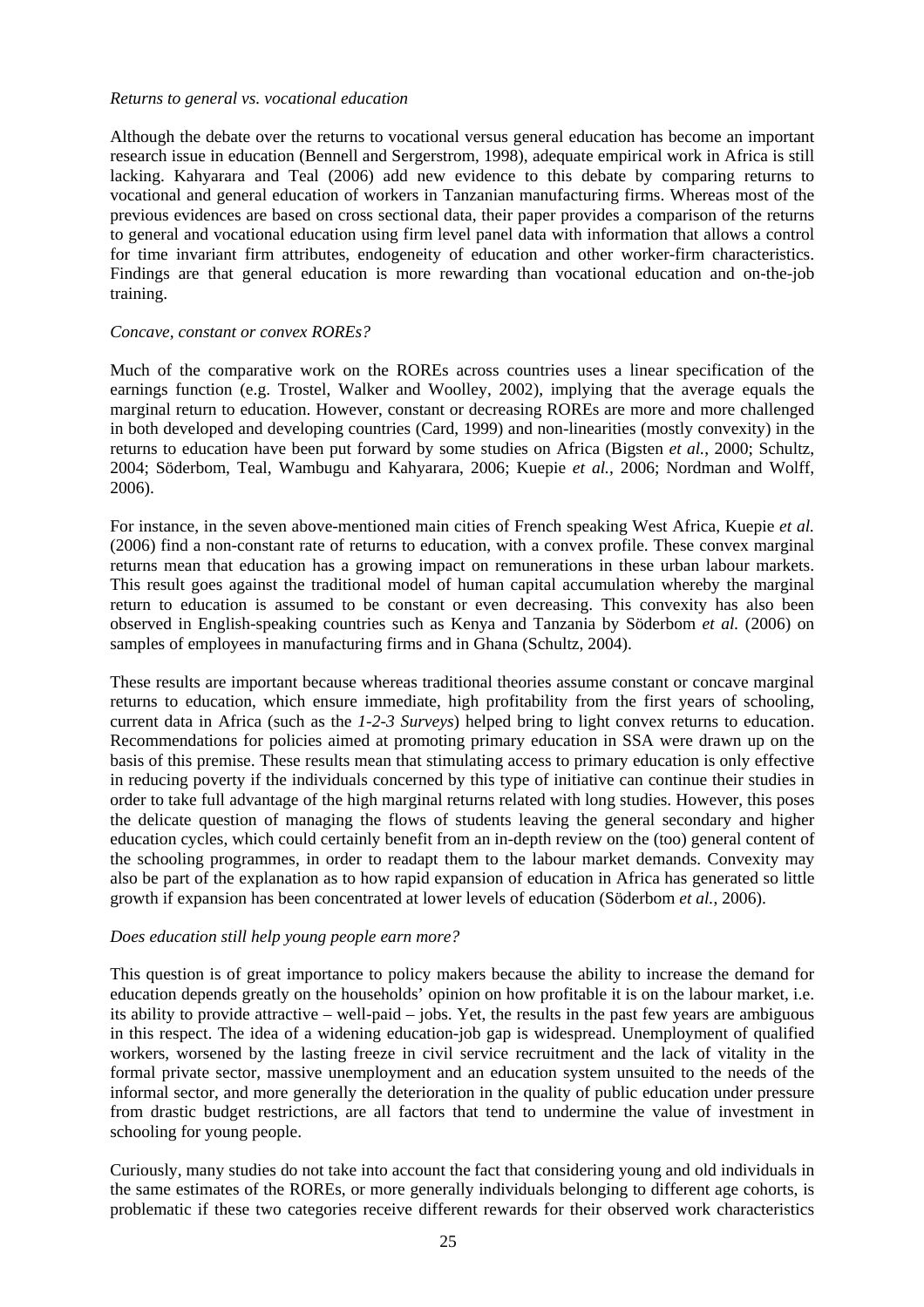*Returns to general vs. vocational education*

Although the debate over the returns to vocational versus general education has become an important research issue in education (Bennell and Sergerstrom, 1998), adequate empirical work in Africa is still lacking. Kahyarara and Teal (2006) add new evidence to this debate by comparing returns to vocational and general education of workers in Tanzanian manufacturing firms. Whereas most of the previous evidences are based on cross sectional data, their paper provides a comparison of the returns to general and vocational education using firm level panel data with information that allows a control for time invariant firm attributes, endogeneity of education and other worker-firm characteristics. Findings are that general education is more rewarding than vocational education and on-the-job training.

*Concave, constant or convex ROREs?*

Much of the comparative work on the ROREs across countries uses a linear specification of the earnings function (e.g. Trostel, Walker and Woolley, 2002), implying that the average equals the marginal return to education. However, constant or decreasing ROREs are more and more challenged in both developed and developing countries (Card, 1999) and non-linearities (mostly convexity) in the returns to education have been put forward by some studies on Africa (Bigsten *et al.*, 2000; Schultz, 2004; Söderbom, Teal, Wambugu and Kahyarara, 2006; Kuepie *et al.*, 2006; Nordman and Wolff, 2006).

For instance, in the seven above-mentioned main cities of French speaking West Africa, Kuepie *et al.* (2006) find a non-constant rate of returns to education, with a convex profile. These convex marginal returns mean that education has a growing impact on remunerations in these urban labour markets. This result goes against the traditional model of human capital accumulation whereby the marginal return to education is assumed to be constant or even decreasing. This convexity has also been observed in English-speaking countries such as Kenya and Tanzania by Söderbom *et al.* (2006) on samples of employees in manufacturing firms and in Ghana (Schultz, 2004).

These results are important because whereas traditional theories assume constant or concave marginal returns to education, which ensure immediate, high profitability from the first years of schooling, current data in Africa (such as the *1-2-3 Surveys*) helped bring to light convex returns to education. Recommendations for policies aimed at promoting primary education in SSA were drawn up on the basis of this premise. These results mean that stimulating access to primary education is only effective in reducing poverty if the individuals concerned by this type of initiative can continue their studies in order to take full advantage of the high marginal returns related with long studies. However, this poses the delicate question of managing the flows of students leaving the general secondary and higher education cycles, which could certainly benefit from an in-depth review on the (too) general content of the schooling programmes, in order to readapt them to the labour market demands. Convexity may also be part of the explanation as to how rapid expansion of education in Africa has generated so little growth if expansion has been concentrated at lower levels of education (Söderbom *et al.*, 2006).

*Does education still help young people earn more?*

This question is of great importance to policy makers because the ability to increase the demand for education depends greatly on the households' opinion on how profitable it is on the labour market, i.e. its ability to provide attractive – well-paid – jobs. Yet, the results in the past few years are ambiguous in this respect. The idea of a widening education-job gap is widespread. Unemployment of qualified workers, worsened by the lasting freeze in civil service recruitment and the lack of vitality in the formal private sector, massive unemployment and an education system unsuited to the needs of the informal sector, and more generally the deterioration in the quality of public education under pressure from drastic budget restrictions, are all factors that tend to undermine the value of investment in schooling for young people.

Curiously, many studies do not take into account the fact that considering young and old individuals in the same estimates of the ROREs, or more generally individuals belonging to different age cohorts, is problematic if these two categories receive different rewards for their observed work characteristics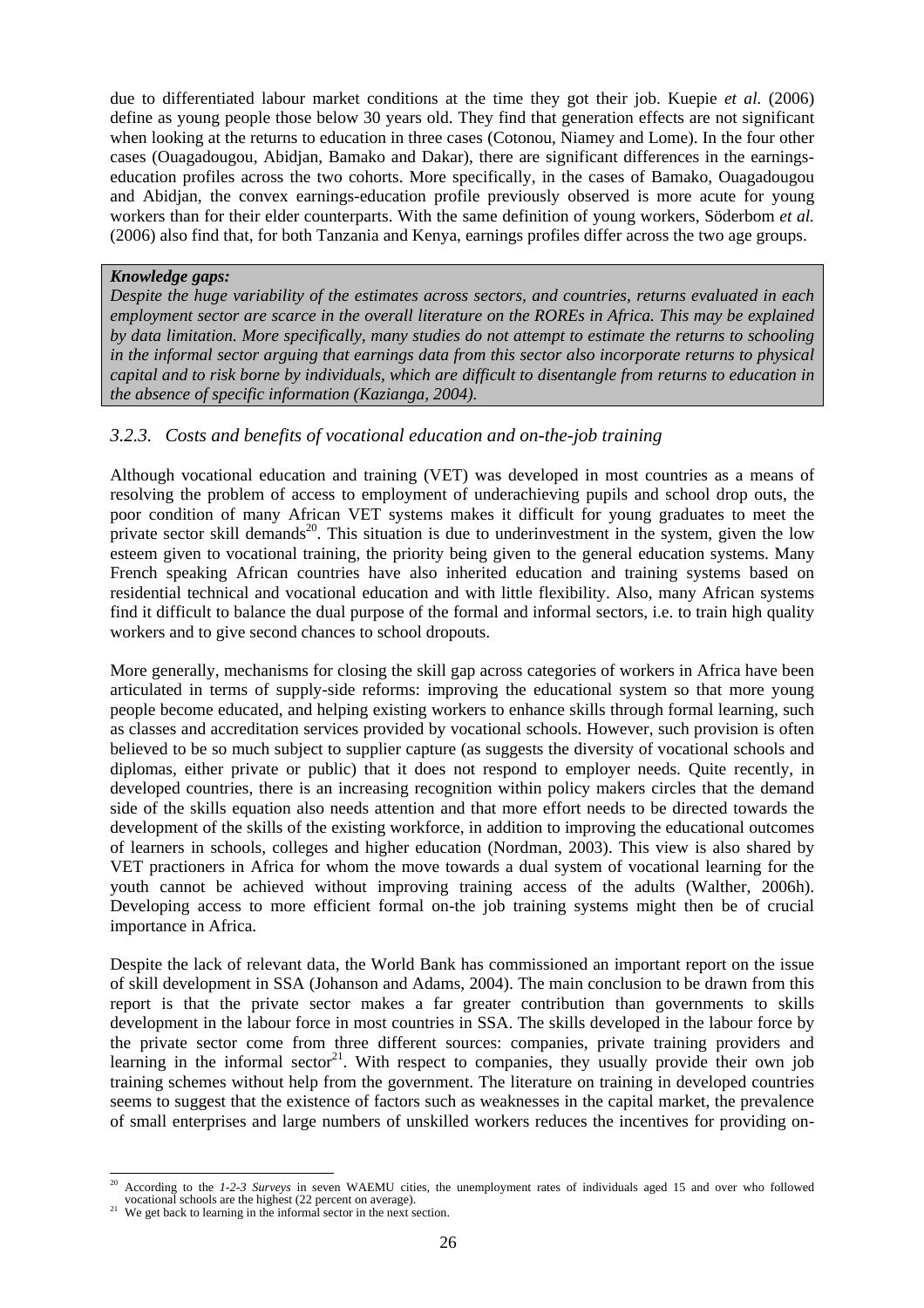due to differentiated labour market conditions at the time they got their job. Kuepie *et al.* (2006) define as young people those below 30 years old. They find that generation effects are not significant when looking at the returns to education in three cases (Cotonou, Niamey and Lome). In the four other cases (Ouagadougou, Abidjan, Bamako and Dakar), there are significant differences in the earnings-education profiles across the two cohorts. More specifically, in the cases of Bamako, Ouagadougou and Abidjan, the convex earnings-education profile previously observed is more acute for young workers than for their elder counterparts. With the same definition of young workers, Söderbom *et al.* (2006) also find that, for both Tanzania and Kenya, earnings profiles differ across the two age groups.

> ***Knowledge gaps:***
> *Despite the huge variability of the estimates across sectors, and countries, returns evaluated in each employment sector are scarce in the overall literature on the ROREs in Africa. This may be explained by data limitation. More specifically, many studies do not attempt to estimate the returns to schooling in the informal sector arguing that earnings data from this sector also incorporate returns to physical capital and to risk borne by individuals, which are difficult to disentangle from returns to education in the absence of specific information (Kazianga, 2004).*

### *3.2.3. Costs and benefits of vocational education and on-the-job training*

Although vocational education and training (VET) was developed in most countries as a means of resolving the problem of access to employment of underachieving pupils and school drop outs, the poor condition of many African VET systems makes it difficult for young graduates to meet the private sector skill demands[20]. This situation is due to underinvestment in the system, given the low esteem given to vocational training, the priority being given to the general education systems. Many French speaking African countries have also inherited education and training systems based on residential technical and vocational education and with little flexibility. Also, many African systems find it difficult to balance the dual purpose of the formal and informal sectors, i.e. to train high quality workers and to give second chances to school dropouts.

More generally, mechanisms for closing the skill gap across categories of workers in Africa have been articulated in terms of supply-side reforms: improving the educational system so that more young people become educated, and helping existing workers to enhance skills through formal learning, such as classes and accreditation services provided by vocational schools. However, such provision is often believed to be so much subject to supplier capture (as suggests the diversity of vocational schools and diplomas, either private or public) that it does not respond to employer needs. Quite recently, in developed countries, there is an increasing recognition within policy makers circles that the demand side of the skills equation also needs attention and that more effort needs to be directed towards the development of the skills of the existing workforce, in addition to improving the educational outcomes of learners in schools, colleges and higher education (Nordman, 2003). This view is also shared by VET practioners in Africa for whom the move towards a dual system of vocational learning for the youth cannot be achieved without improving training access of the adults (Walther, 2006h). Developing access to more efficient formal on-the job training systems might then be of crucial importance in Africa.

Despite the lack of relevant data, the World Bank has commissioned an important report on the issue of skill development in SSA (Johanson and Adams, 2004). The main conclusion to be drawn from this report is that the private sector makes a far greater contribution than governments to skills development in the labour force in most countries in SSA. The skills developed in the labour force by the private sector come from three different sources: companies, private training providers and learning in the informal sector[21]. With respect to companies, they usually provide their own job training schemes without help from the government. The literature on training in developed countries seems to suggest that the existence of factors such as weaknesses in the capital market, the prevalence of small enterprises and large numbers of unskilled workers reduces the incentives for providing on-

---

[20] According to the *1-2-3 Surveys* in seven WAEMU cities, the unemployment rates of individuals aged 15 and over who followed vocational schools are the highest (22 percent on average).

[21] We get back to learning in the informal sector in the next section.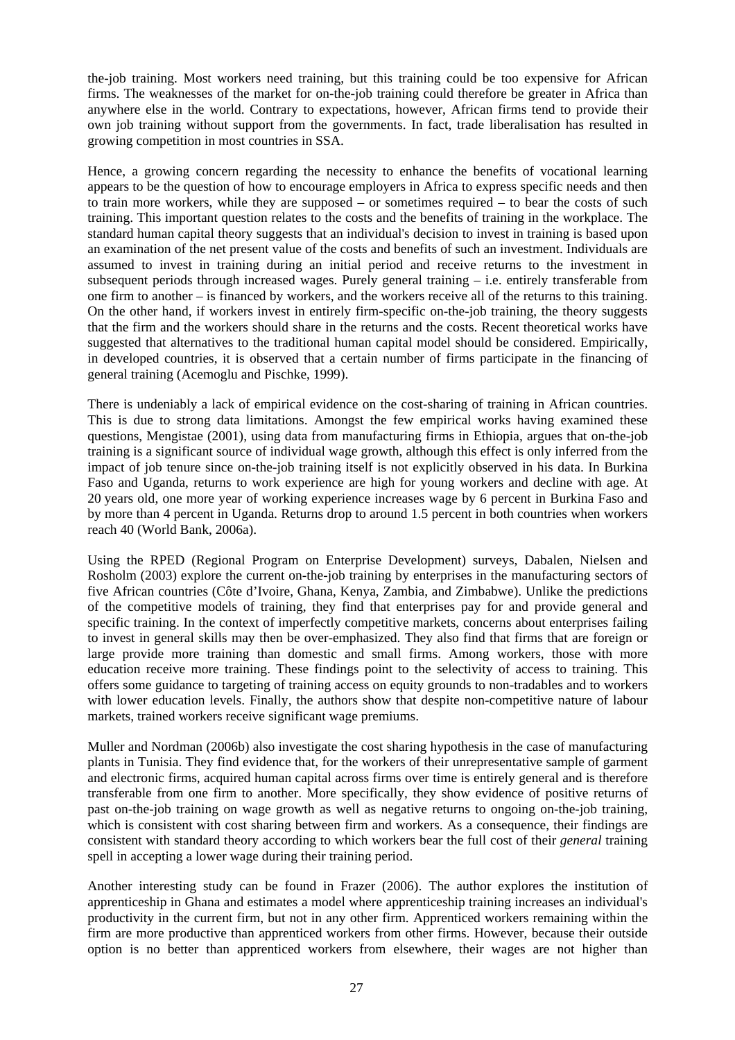the-job training. Most workers need training, but this training could be too expensive for African firms. The weaknesses of the market for on-the-job training could therefore be greater in Africa than anywhere else in the world. Contrary to expectations, however, African firms tend to provide their own job training without support from the governments. In fact, trade liberalisation has resulted in growing competition in most countries in SSA.

Hence, a growing concern regarding the necessity to enhance the benefits of vocational learning appears to be the question of how to encourage employers in Africa to express specific needs and then to train more workers, while they are supposed – or sometimes required – to bear the costs of such training. This important question relates to the costs and the benefits of training in the workplace. The standard human capital theory suggests that an individual's decision to invest in training is based upon an examination of the net present value of the costs and benefits of such an investment. Individuals are assumed to invest in training during an initial period and receive returns to the investment in subsequent periods through increased wages. Purely general training – i.e. entirely transferable from one firm to another – is financed by workers, and the workers receive all of the returns to this training. On the other hand, if workers invest in entirely firm-specific on-the-job training, the theory suggests that the firm and the workers should share in the returns and the costs. Recent theoretical works have suggested that alternatives to the traditional human capital model should be considered. Empirically, in developed countries, it is observed that a certain number of firms participate in the financing of general training (Acemoglu and Pischke, 1999).

There is undeniably a lack of empirical evidence on the cost-sharing of training in African countries. This is due to strong data limitations. Amongst the few empirical works having examined these questions, Mengistae (2001), using data from manufacturing firms in Ethiopia, argues that on-the-job training is a significant source of individual wage growth, although this effect is only inferred from the impact of job tenure since on-the-job training itself is not explicitly observed in his data. In Burkina Faso and Uganda, returns to work experience are high for young workers and decline with age. At 20 years old, one more year of working experience increases wage by 6 percent in Burkina Faso and by more than 4 percent in Uganda. Returns drop to around 1.5 percent in both countries when workers reach 40 (World Bank, 2006a).

Using the RPED (Regional Program on Enterprise Development) surveys, Dabalen, Nielsen and Rosholm (2003) explore the current on-the-job training by enterprises in the manufacturing sectors of five African countries (Côte d'Ivoire, Ghana, Kenya, Zambia, and Zimbabwe). Unlike the predictions of the competitive models of training, they find that enterprises pay for and provide general and specific training. In the context of imperfectly competitive markets, concerns about enterprises failing to invest in general skills may then be over-emphasized. They also find that firms that are foreign or large provide more training than domestic and small firms. Among workers, those with more education receive more training. These findings point to the selectivity of access to training. This offers some guidance to targeting of training access on equity grounds to non-tradables and to workers with lower education levels. Finally, the authors show that despite non-competitive nature of labour markets, trained workers receive significant wage premiums.

Muller and Nordman (2006b) also investigate the cost sharing hypothesis in the case of manufacturing plants in Tunisia. They find evidence that, for the workers of their unrepresentative sample of garment and electronic firms, acquired human capital across firms over time is entirely general and is therefore transferable from one firm to another. More specifically, they show evidence of positive returns of past on-the-job training on wage growth as well as negative returns to ongoing on-the-job training, which is consistent with cost sharing between firm and workers. As a consequence, their findings are consistent with standard theory according to which workers bear the full cost of their *general* training spell in accepting a lower wage during their training period.

Another interesting study can be found in Frazer (2006). The author explores the institution of apprenticeship in Ghana and estimates a model where apprenticeship training increases an individual's productivity in the current firm, but not in any other firm. Apprenticed workers remaining within the firm are more productive than apprenticed workers from other firms. However, because their outside option is no better than apprenticed workers from elsewhere, their wages are not higher than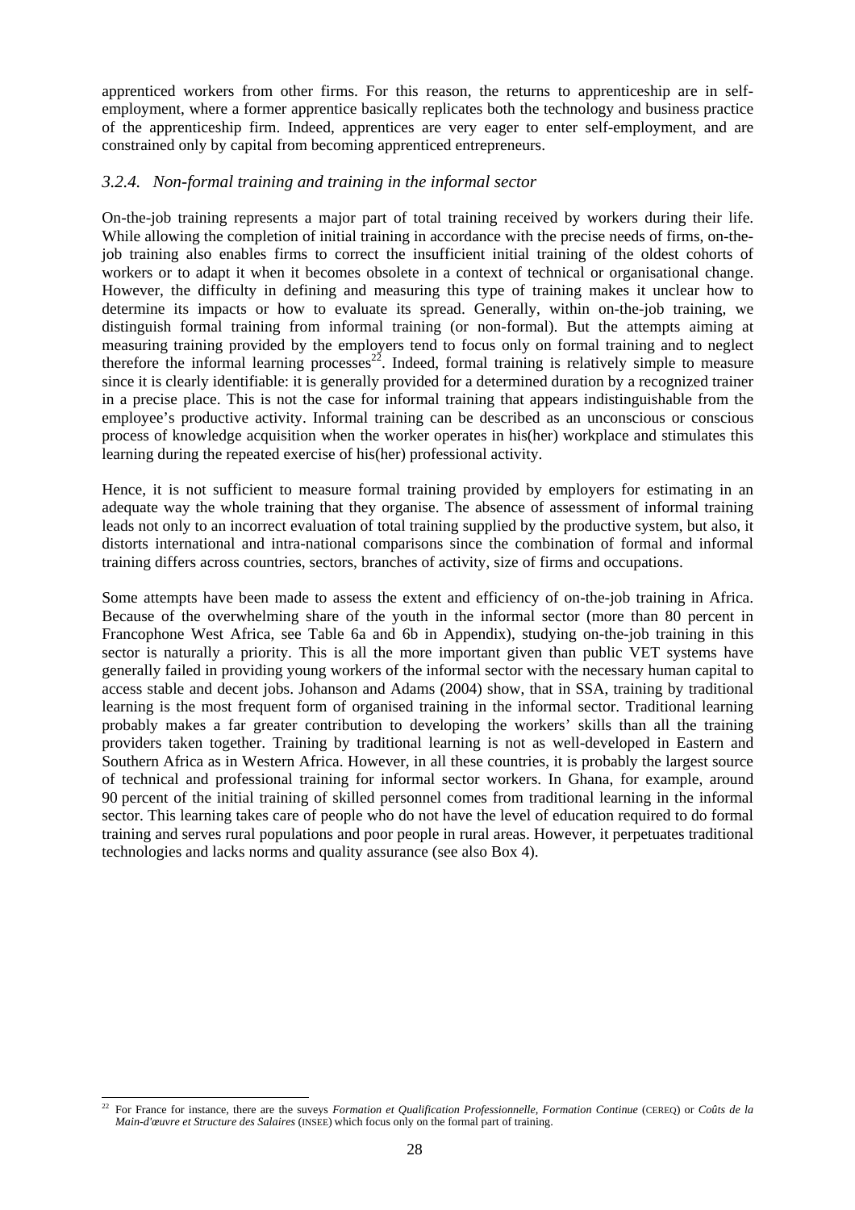apprenticed workers from other firms. For this reason, the returns to apprenticeship are in self-employment, where a former apprentice basically replicates both the technology and business practice of the apprenticeship firm. Indeed, apprentices are very eager to enter self-employment, and are constrained only by capital from becoming apprenticed entrepreneurs.

### *3.2.4. Non-formal training and training in the informal sector*

On-the-job training represents a major part of total training received by workers during their life. While allowing the completion of initial training in accordance with the precise needs of firms, on-the-job training also enables firms to correct the insufficient initial training of the oldest cohorts of workers or to adapt it when it becomes obsolete in a context of technical or organisational change. However, the difficulty in defining and measuring this type of training makes it unclear how to determine its impacts or how to evaluate its spread. Generally, within on-the-job training, we distinguish formal training from informal training (or non-formal). But the attempts aiming at measuring training provided by the employers tend to focus only on formal training and to neglect therefore the informal learning processes[22]. Indeed, formal training is relatively simple to measure since it is clearly identifiable: it is generally provided for a determined duration by a recognized trainer in a precise place. This is not the case for informal training that appears indistinguishable from the employee's productive activity. Informal training can be described as an unconscious or conscious process of knowledge acquisition when the worker operates in his(her) workplace and stimulates this learning during the repeated exercise of his(her) professional activity.

Hence, it is not sufficient to measure formal training provided by employers for estimating in an adequate way the whole training that they organise. The absence of assessment of informal training leads not only to an incorrect evaluation of total training supplied by the productive system, but also, it distorts international and intra-national comparisons since the combination of formal and informal training differs across countries, sectors, branches of activity, size of firms and occupations.

Some attempts have been made to assess the extent and efficiency of on-the-job training in Africa. Because of the overwhelming share of the youth in the informal sector (more than 80 percent in Francophone West Africa, see Table 6a and 6b in Appendix), studying on-the-job training in this sector is naturally a priority. This is all the more important given than public VET systems have generally failed in providing young workers of the informal sector with the necessary human capital to access stable and decent jobs. Johanson and Adams (2004) show, that in SSA, training by traditional learning is the most frequent form of organised training in the informal sector. Traditional learning probably makes a far greater contribution to developing the workers' skills than all the training providers taken together. Training by traditional learning is not as well-developed in Eastern and Southern Africa as in Western Africa. However, in all these countries, it is probably the largest source of technical and professional training for informal sector workers. In Ghana, for example, around 90 percent of the initial training of skilled personnel comes from traditional learning in the informal sector. This learning takes care of people who do not have the level of education required to do formal training and serves rural populations and poor people in rural areas. However, it perpetuates traditional technologies and lacks norms and quality assurance (see also Box 4).

---

[22] For France for instance, there are the suveys *Formation et Qualification Professionnelle, Formation Continue* (CEREQ) or *Coûts de la Main-d'œuvre et Structure des Salaires* (INSEE) which focus only on the formal part of training.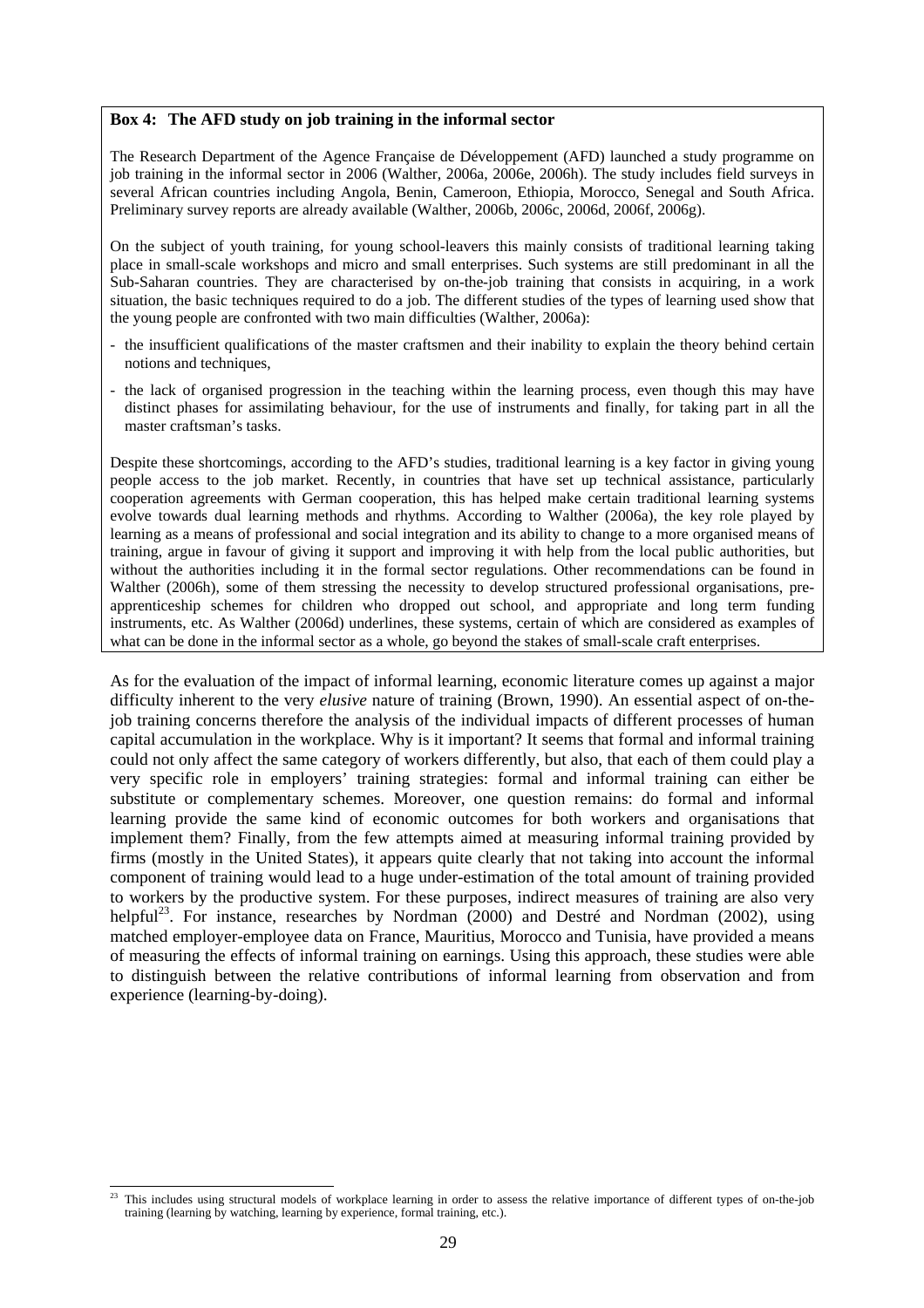**Box 4: The AFD study on job training in the informal sector**

The Research Department of the Agence Française de Développement (AFD) launched a study programme on job training in the informal sector in 2006 (Walther, 2006a, 2006e, 2006h). The study includes field surveys in several African countries including Angola, Benin, Cameroon, Ethiopia, Morocco, Senegal and South Africa. Preliminary survey reports are already available (Walther, 2006b, 2006c, 2006d, 2006f, 2006g).

On the subject of youth training, for young school-leavers this mainly consists of traditional learning taking place in small-scale workshops and micro and small enterprises. Such systems are still predominant in all the Sub-Saharan countries. They are characterised by on-the-job training that consists in acquiring, in a work situation, the basic techniques required to do a job. The different studies of the types of learning used show that the young people are confronted with two main difficulties (Walther, 2006a):

- the insufficient qualifications of the master craftsmen and their inability to explain the theory behind certain notions and techniques,
- the lack of organised progression in the teaching within the learning process, even though this may have distinct phases for assimilating behaviour, for the use of instruments and finally, for taking part in all the master craftsman's tasks.

Despite these shortcomings, according to the AFD's studies, traditional learning is a key factor in giving young people access to the job market. Recently, in countries that have set up technical assistance, particularly cooperation agreements with German cooperation, this has helped make certain traditional learning systems evolve towards dual learning methods and rhythms. According to Walther (2006a), the key role played by learning as a means of professional and social integration and its ability to change to a more organised means of training, argue in favour of giving it support and improving it with help from the local public authorities, but without the authorities including it in the formal sector regulations. Other recommendations can be found in Walther (2006h), some of them stressing the necessity to develop structured professional organisations, pre-apprenticeship schemes for children who dropped out school, and appropriate and long term funding instruments, etc. As Walther (2006d) underlines, these systems, certain of which are considered as examples of what can be done in the informal sector as a whole, go beyond the stakes of small-scale craft enterprises.

As for the evaluation of the impact of informal learning, economic literature comes up against a major difficulty inherent to the very *elusive* nature of training (Brown, 1990). An essential aspect of on-the-job training concerns therefore the analysis of the individual impacts of different processes of human capital accumulation in the workplace. Why is it important? It seems that formal and informal training could not only affect the same category of workers differently, but also, that each of them could play a very specific role in employers' training strategies: formal and informal training can either be substitute or complementary schemes. Moreover, one question remains: do formal and informal learning provide the same kind of economic outcomes for both workers and organisations that implement them? Finally, from the few attempts aimed at measuring informal training provided by firms (mostly in the United States), it appears quite clearly that not taking into account the informal component of training would lead to a huge under-estimation of the total amount of training provided to workers by the productive system. For these purposes, indirect measures of training are also very helpful[23]. For instance, researches by Nordman (2000) and Destré and Nordman (2002), using matched employer-employee data on France, Mauritius, Morocco and Tunisia, have provided a means of measuring the effects of informal training on earnings. Using this approach, these studies were able to distinguish between the relative contributions of informal learning from observation and from experience (learning-by-doing).

[23] This includes using structural models of workplace learning in order to assess the relative importance of different types of on-the-job training (learning by watching, learning by experience, formal training, etc.).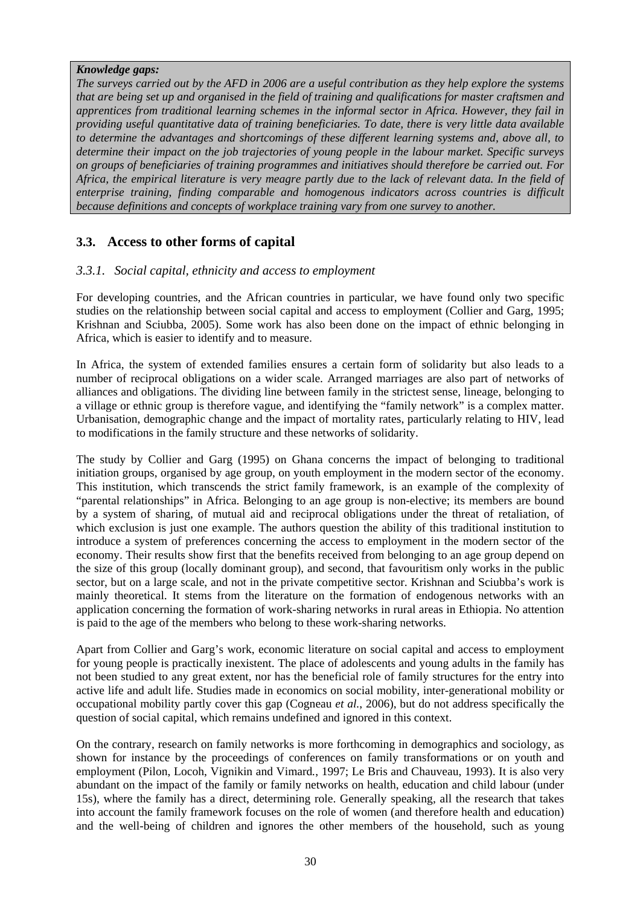***Knowledge gaps:***
*The surveys carried out by the AFD in 2006 are a useful contribution as they help explore the systems that are being set up and organised in the field of training and qualifications for master craftsmen and apprentices from traditional learning schemes in the informal sector in Africa. However, they fail in providing useful quantitative data of training beneficiaries. To date, there is very little data available to determine the advantages and shortcomings of these different learning systems and, above all, to determine their impact on the job trajectories of young people in the labour market. Specific surveys on groups of beneficiaries of training programmes and initiatives should therefore be carried out. For Africa, the empirical literature is very meagre partly due to the lack of relevant data. In the field of enterprise training, finding comparable and homogenous indicators across countries is difficult because definitions and concepts of workplace training vary from one survey to another.*

## 3.3. Access to other forms of capital

### *3.3.1. Social capital, ethnicity and access to employment*

For developing countries, and the African countries in particular, we have found only two specific studies on the relationship between social capital and access to employment (Collier and Garg, 1995; Krishnan and Sciubba, 2005). Some work has also been done on the impact of ethnic belonging in Africa, which is easier to identify and to measure.

In Africa, the system of extended families ensures a certain form of solidarity but also leads to a number of reciprocal obligations on a wider scale. Arranged marriages are also part of networks of alliances and obligations. The dividing line between family in the strictest sense, lineage, belonging to a village or ethnic group is therefore vague, and identifying the "family network" is a complex matter. Urbanisation, demographic change and the impact of mortality rates, particularly relating to HIV, lead to modifications in the family structure and these networks of solidarity.

The study by Collier and Garg (1995) on Ghana concerns the impact of belonging to traditional initiation groups, organised by age group, on youth employment in the modern sector of the economy. This institution, which transcends the strict family framework, is an example of the complexity of "parental relationships" in Africa. Belonging to an age group is non-elective; its members are bound by a system of sharing, of mutual aid and reciprocal obligations under the threat of retaliation, of which exclusion is just one example. The authors question the ability of this traditional institution to introduce a system of preferences concerning the access to employment in the modern sector of the economy. Their results show first that the benefits received from belonging to an age group depend on the size of this group (locally dominant group), and second, that favouritism only works in the public sector, but on a large scale, and not in the private competitive sector. Krishnan and Sciubba's work is mainly theoretical. It stems from the literature on the formation of endogenous networks with an application concerning the formation of work-sharing networks in rural areas in Ethiopia. No attention is paid to the age of the members who belong to these work-sharing networks.

Apart from Collier and Garg's work, economic literature on social capital and access to employment for young people is practically inexistent. The place of adolescents and young adults in the family has not been studied to any great extent, nor has the beneficial role of family structures for the entry into active life and adult life. Studies made in economics on social mobility, inter-generational mobility or occupational mobility partly cover this gap (Cogneau *et al.*, 2006), but do not address specifically the question of social capital, which remains undefined and ignored in this context.

On the contrary, research on family networks is more forthcoming in demographics and sociology, as shown for instance by the proceedings of conferences on family transformations or on youth and employment (Pilon, Locoh, Vignikin and Vimard., 1997; Le Bris and Chauveau, 1993). It is also very abundant on the impact of the family or family networks on health, education and child labour (under 15s), where the family has a direct, determining role. Generally speaking, all the research that takes into account the family framework focuses on the role of women (and therefore health and education) and the well-being of children and ignores the other members of the household, such as young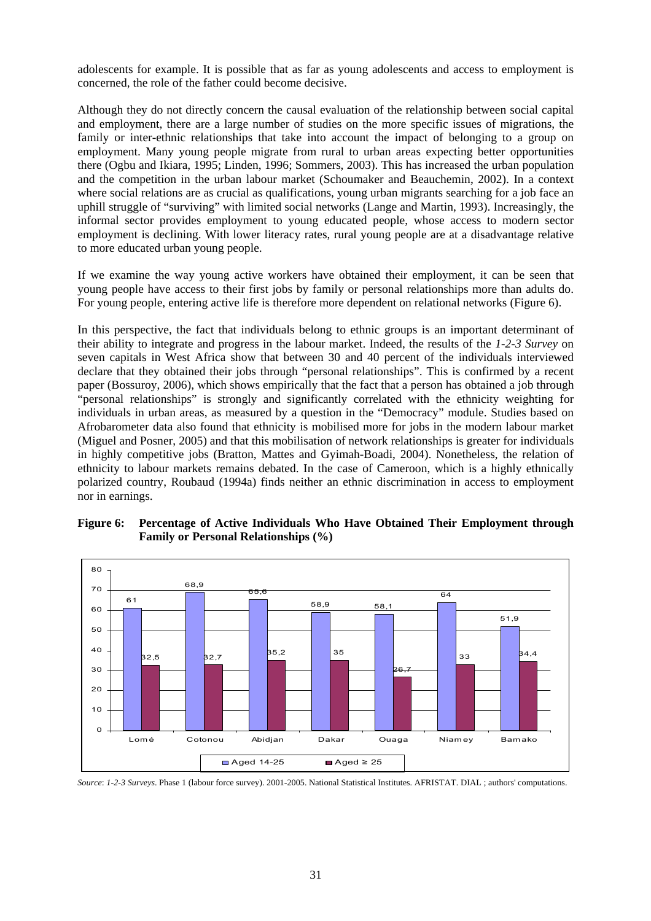adolescents for example. It is possible that as far as young adolescents and access to employment is concerned, the role of the father could become decisive.

Although they do not directly concern the causal evaluation of the relationship between social capital and employment, there are a large number of studies on the more specific issues of migrations, the family or inter-ethnic relationships that take into account the impact of belonging to a group on employment. Many young people migrate from rural to urban areas expecting better opportunities there (Ogbu and Ikiara, 1995; Linden, 1996; Sommers, 2003). This has increased the urban population and the competition in the urban labour market (Schoumaker and Beauchemin, 2002). In a context where social relations are as crucial as qualifications, young urban migrants searching for a job face an uphill struggle of "surviving" with limited social networks (Lange and Martin, 1993). Increasingly, the informal sector provides employment to young educated people, whose access to modern sector employment is declining. With lower literacy rates, rural young people are at a disadvantage relative to more educated urban young people.

If we examine the way young active workers have obtained their employment, it can be seen that young people have access to their first jobs by family or personal relationships more than adults do. For young people, entering active life is therefore more dependent on relational networks (Figure 6).

In this perspective, the fact that individuals belong to ethnic groups is an important determinant of their ability to integrate and progress in the labour market. Indeed, the results of the *1-2-3 Survey* on seven capitals in West Africa show that between 30 and 40 percent of the individuals interviewed declare that they obtained their jobs through "personal relationships". This is confirmed by a recent paper (Bossuroy, 2006), which shows empirically that the fact that a person has obtained a job through "personal relationships" is strongly and significantly correlated with the ethnicity weighting for individuals in urban areas, as measured by a question in the "Democracy" module. Studies based on Afrobarometer data also found that ethnicity is mobilised more for jobs in the modern labour market (Miguel and Posner, 2005) and that this mobilisation of network relationships is greater for individuals in highly competitive jobs (Bratton, Mattes and Gyimah-Boadi, 2004). Nonetheless, the relation of ethnicity to labour markets remains debated. In the case of Cameroon, which is a highly ethnically polarized country, Roubaud (1994a) finds neither an ethnic discrimination in access to employment nor in earnings.

**Figure 6: Percentage of Active Individuals Who Have Obtained Their Employment through Family or Personal Relationships (%)**

| | Lomé | Cotonou | Abidjan | Dakar | Ouaga | Niamey | Bamako |
|---|---|---|---|---|---|---|---|
| Aged 14-25 | 61 | 68,9 | 65,6 | 58,9 | 58,1 | 64 | 51,9 |
| Aged ≥ 25 | 32,5 | 32,7 | 35,2 | 35 | 26,7 | 33 | 34,4 |

*Source*: *1-2-3 Surveys*. Phase 1 (labour force survey). 2001-2005. National Statistical Institutes. AFRISTAT. DIAL ; authors' computations.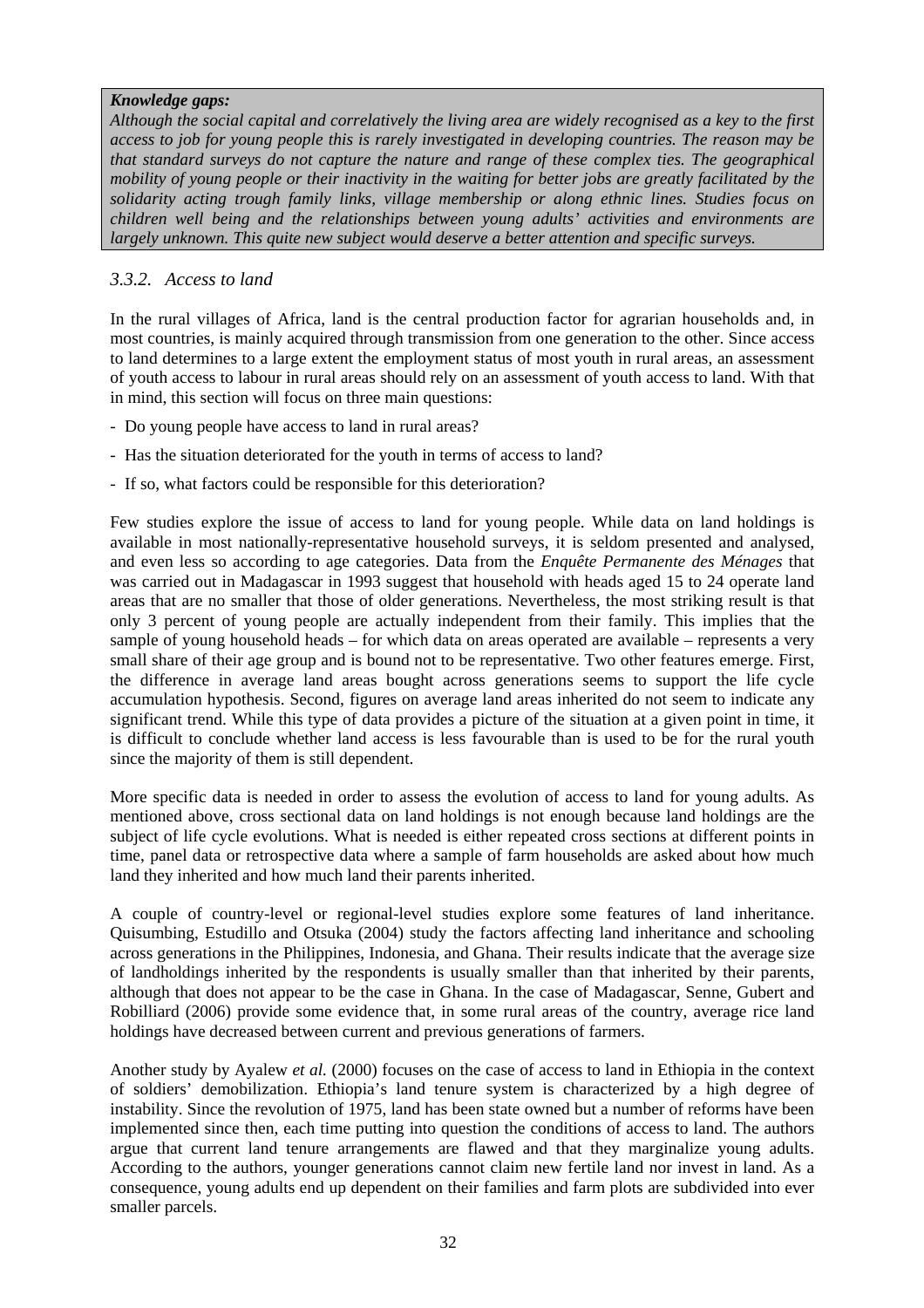***Knowledge gaps:***
*Although the social capital and correlatively the living area are widely recognised as a key to the first access to job for young people this is rarely investigated in developing countries. The reason may be that standard surveys do not capture the nature and range of these complex ties. The geographical mobility of young people or their inactivity in the waiting for better jobs are greatly facilitated by the solidarity acting trough family links, village membership or along ethnic lines. Studies focus on children well being and the relationships between young adults' activities and environments are largely unknown. This quite new subject would deserve a better attention and specific surveys.*

### *3.3.2. Access to land*

In the rural villages of Africa, land is the central production factor for agrarian households and, in most countries, is mainly acquired through transmission from one generation to the other. Since access to land determines to a large extent the employment status of most youth in rural areas, an assessment of youth access to labour in rural areas should rely on an assessment of youth access to land. With that in mind, this section will focus on three main questions:

- Do young people have access to land in rural areas?
- Has the situation deteriorated for the youth in terms of access to land?
- If so, what factors could be responsible for this deterioration?

Few studies explore the issue of access to land for young people. While data on land holdings is available in most nationally-representative household surveys, it is seldom presented and analysed, and even less so according to age categories. Data from the *Enquête Permanente des Ménages* that was carried out in Madagascar in 1993 suggest that household with heads aged 15 to 24 operate land areas that are no smaller that those of older generations. Nevertheless, the most striking result is that only 3 percent of young people are actually independent from their family. This implies that the sample of young household heads – for which data on areas operated are available – represents a very small share of their age group and is bound not to be representative. Two other features emerge. First, the difference in average land areas bought across generations seems to support the life cycle accumulation hypothesis. Second, figures on average land areas inherited do not seem to indicate any significant trend. While this type of data provides a picture of the situation at a given point in time, it is difficult to conclude whether land access is less favourable than is used to be for the rural youth since the majority of them is still dependent.

More specific data is needed in order to assess the evolution of access to land for young adults. As mentioned above, cross sectional data on land holdings is not enough because land holdings are the subject of life cycle evolutions. What is needed is either repeated cross sections at different points in time, panel data or retrospective data where a sample of farm households are asked about how much land they inherited and how much land their parents inherited.

A couple of country-level or regional-level studies explore some features of land inheritance. Quisumbing, Estudillo and Otsuka (2004) study the factors affecting land inheritance and schooling across generations in the Philippines, Indonesia, and Ghana. Their results indicate that the average size of landholdings inherited by the respondents is usually smaller than that inherited by their parents, although that does not appear to be the case in Ghana. In the case of Madagascar, Senne, Gubert and Robilliard (2006) provide some evidence that, in some rural areas of the country, average rice land holdings have decreased between current and previous generations of farmers.

Another study by Ayalew *et al.* (2000) focuses on the case of access to land in Ethiopia in the context of soldiers' demobilization. Ethiopia's land tenure system is characterized by a high degree of instability. Since the revolution of 1975, land has been state owned but a number of reforms have been implemented since then, each time putting into question the conditions of access to land. The authors argue that current land tenure arrangements are flawed and that they marginalize young adults. According to the authors, younger generations cannot claim new fertile land nor invest in land. As a consequence, young adults end up dependent on their families and farm plots are subdivided into ever smaller parcels.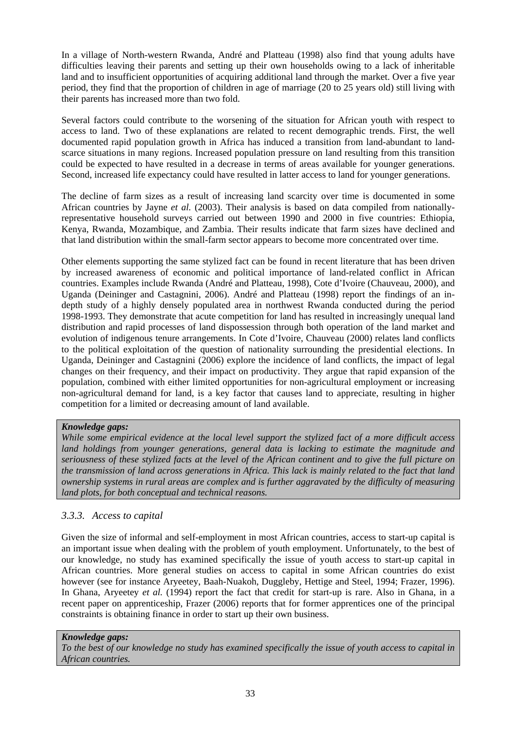In a village of North-western Rwanda, André and Platteau (1998) also find that young adults have difficulties leaving their parents and setting up their own households owing to a lack of inheritable land and to insufficient opportunities of acquiring additional land through the market. Over a five year period, they find that the proportion of children in age of marriage (20 to 25 years old) still living with their parents has increased more than two fold.

Several factors could contribute to the worsening of the situation for African youth with respect to access to land. Two of these explanations are related to recent demographic trends. First, the well documented rapid population growth in Africa has induced a transition from land-abundant to land-scarce situations in many regions. Increased population pressure on land resulting from this transition could be expected to have resulted in a decrease in terms of areas available for younger generations. Second, increased life expectancy could have resulted in latter access to land for younger generations.

The decline of farm sizes as a result of increasing land scarcity over time is documented in some African countries by Jayne *et al.* (2003). Their analysis is based on data compiled from nationally-representative household surveys carried out between 1990 and 2000 in five countries: Ethiopia, Kenya, Rwanda, Mozambique, and Zambia. Their results indicate that farm sizes have declined and that land distribution within the small-farm sector appears to become more concentrated over time.

Other elements supporting the same stylized fact can be found in recent literature that has been driven by increased awareness of economic and political importance of land-related conflict in African countries. Examples include Rwanda (André and Platteau, 1998), Cote d'Ivoire (Chauveau, 2000), and Uganda (Deininger and Castagnini, 2006). André and Platteau (1998) report the findings of an in-depth study of a highly densely populated area in northwest Rwanda conducted during the period 1998-1993. They demonstrate that acute competition for land has resulted in increasingly unequal land distribution and rapid processes of land dispossession through both operation of the land market and evolution of indigenous tenure arrangements. In Cote d'Ivoire, Chauveau (2000) relates land conflicts to the political exploitation of the question of nationality surrounding the presidential elections. In Uganda, Deininger and Castagnini (2006) explore the incidence of land conflicts, the impact of legal changes on their frequency, and their impact on productivity. They argue that rapid expansion of the population, combined with either limited opportunities for non-agricultural employment or increasing non-agricultural demand for land, is a key factor that causes land to appreciate, resulting in higher competition for a limited or decreasing amount of land available.

***Knowledge gaps:***
*While some empirical evidence at the local level support the stylized fact of a more difficult access land holdings from younger generations, general data is lacking to estimate the magnitude and seriousness of these stylized facts at the level of the African continent and to give the full picture on the transmission of land across generations in Africa. This lack is mainly related to the fact that land ownership systems in rural areas are complex and is further aggravated by the difficulty of measuring land plots, for both conceptual and technical reasons.*

### *3.3.3. Access to capital*

Given the size of informal and self-employment in most African countries, access to start-up capital is an important issue when dealing with the problem of youth employment. Unfortunately, to the best of our knowledge, no study has examined specifically the issue of youth access to start-up capital in African countries. More general studies on access to capital in some African countries do exist however (see for instance Aryeetey, Baah-Nuakoh, Duggleby, Hettige and Steel, 1994; Frazer, 1996). In Ghana, Aryeetey *et al.* (1994) report the fact that credit for start-up is rare. Also in Ghana, in a recent paper on apprenticeship, Frazer (2006) reports that for former apprentices one of the principal constraints is obtaining finance in order to start up their own business.

***Knowledge gaps:***
*To the best of our knowledge no study has examined specifically the issue of youth access to capital in African countries.*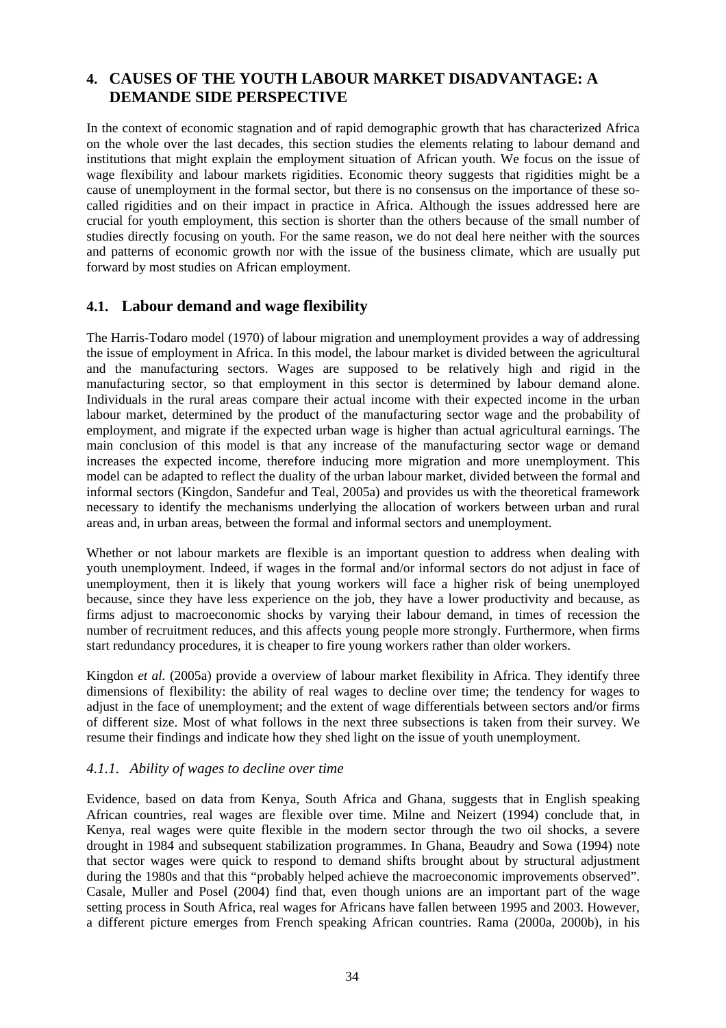## 4. CAUSES OF THE YOUTH LABOUR MARKET DISADVANTAGE: A DEMANDE SIDE PERSPECTIVE

In the context of economic stagnation and of rapid demographic growth that has characterized Africa on the whole over the last decades, this section studies the elements relating to labour demand and institutions that might explain the employment situation of African youth. We focus on the issue of wage flexibility and labour markets rigidities. Economic theory suggests that rigidities might be a cause of unemployment in the formal sector, but there is no consensus on the importance of these so-called rigidities and on their impact in practice in Africa. Although the issues addressed here are crucial for youth employment, this section is shorter than the others because of the small number of studies directly focusing on youth. For the same reason, we do not deal here neither with the sources and patterns of economic growth nor with the issue of the business climate, which are usually put forward by most studies on African employment.

### 4.1. Labour demand and wage flexibility

The Harris-Todaro model (1970) of labour migration and unemployment provides a way of addressing the issue of employment in Africa. In this model, the labour market is divided between the agricultural and the manufacturing sectors. Wages are supposed to be relatively high and rigid in the manufacturing sector, so that employment in this sector is determined by labour demand alone. Individuals in the rural areas compare their actual income with their expected income in the urban labour market, determined by the product of the manufacturing sector wage and the probability of employment, and migrate if the expected urban wage is higher than actual agricultural earnings. The main conclusion of this model is that any increase of the manufacturing sector wage or demand increases the expected income, therefore inducing more migration and more unemployment. This model can be adapted to reflect the duality of the urban labour market, divided between the formal and informal sectors (Kingdon, Sandefur and Teal, 2005a) and provides us with the theoretical framework necessary to identify the mechanisms underlying the allocation of workers between urban and rural areas and, in urban areas, between the formal and informal sectors and unemployment.

Whether or not labour markets are flexible is an important question to address when dealing with youth unemployment. Indeed, if wages in the formal and/or informal sectors do not adjust in face of unemployment, then it is likely that young workers will face a higher risk of being unemployed because, since they have less experience on the job, they have a lower productivity and because, as firms adjust to macroeconomic shocks by varying their labour demand, in times of recession the number of recruitment reduces, and this affects young people more strongly. Furthermore, when firms start redundancy procedures, it is cheaper to fire young workers rather than older workers.

Kingdon *et al.* (2005a) provide a overview of labour market flexibility in Africa. They identify three dimensions of flexibility: the ability of real wages to decline over time; the tendency for wages to adjust in the face of unemployment; and the extent of wage differentials between sectors and/or firms of different size. Most of what follows in the next three subsections is taken from their survey. We resume their findings and indicate how they shed light on the issue of youth unemployment.

#### *4.1.1. Ability of wages to decline over time*

Evidence, based on data from Kenya, South Africa and Ghana, suggests that in English speaking African countries, real wages are flexible over time. Milne and Neizert (1994) conclude that, in Kenya, real wages were quite flexible in the modern sector through the two oil shocks, a severe drought in 1984 and subsequent stabilization programmes. In Ghana, Beaudry and Sowa (1994) note that sector wages were quick to respond to demand shifts brought about by structural adjustment during the 1980s and that this "probably helped achieve the macroeconomic improvements observed". Casale, Muller and Posel (2004) find that, even though unions are an important part of the wage setting process in South Africa, real wages for Africans have fallen between 1995 and 2003. However, a different picture emerges from French speaking African countries. Rama (2000a, 2000b), in his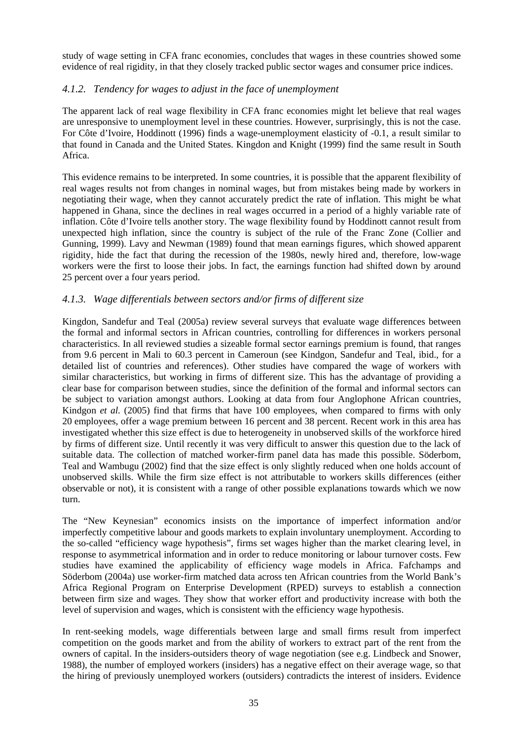study of wage setting in CFA franc economies, concludes that wages in these countries showed some evidence of real rigidity, in that they closely tracked public sector wages and consumer price indices.

### *4.1.2. Tendency for wages to adjust in the face of unemployment*

The apparent lack of real wage flexibility in CFA franc economies might let believe that real wages are unresponsive to unemployment level in these countries. However, surprisingly, this is not the case. For Côte d'Ivoire, Hoddinott (1996) finds a wage-unemployment elasticity of -0.1, a result similar to that found in Canada and the United States. Kingdon and Knight (1999) find the same result in South Africa.

This evidence remains to be interpreted. In some countries, it is possible that the apparent flexibility of real wages results not from changes in nominal wages, but from mistakes being made by workers in negotiating their wage, when they cannot accurately predict the rate of inflation. This might be what happened in Ghana, since the declines in real wages occurred in a period of a highly variable rate of inflation. Côte d'Ivoire tells another story. The wage flexibility found by Hoddinott cannot result from unexpected high inflation, since the country is subject of the rule of the Franc Zone (Collier and Gunning, 1999). Lavy and Newman (1989) found that mean earnings figures, which showed apparent rigidity, hide the fact that during the recession of the 1980s, newly hired and, therefore, low-wage workers were the first to loose their jobs. In fact, the earnings function had shifted down by around 25 percent over a four years period.

### *4.1.3. Wage differentials between sectors and/or firms of different size*

Kingdon, Sandefur and Teal (2005a) review several surveys that evaluate wage differences between the formal and informal sectors in African countries, controlling for differences in workers personal characteristics. In all reviewed studies a sizeable formal sector earnings premium is found, that ranges from 9.6 percent in Mali to 60.3 percent in Cameroun (see Kindgon, Sandefur and Teal, ibid., for a detailed list of countries and references). Other studies have compared the wage of workers with similar characteristics, but working in firms of different size. This has the advantage of providing a clear base for comparison between studies, since the definition of the formal and informal sectors can be subject to variation amongst authors. Looking at data from four Anglophone African countries, Kindgon *et al.* (2005) find that firms that have 100 employees, when compared to firms with only 20 employees, offer a wage premium between 16 percent and 38 percent. Recent work in this area has investigated whether this size effect is due to heterogeneity in unobserved skills of the workforce hired by firms of different size. Until recently it was very difficult to answer this question due to the lack of suitable data. The collection of matched worker-firm panel data has made this possible. Söderbom, Teal and Wambugu (2002) find that the size effect is only slightly reduced when one holds account of unobserved skills. While the firm size effect is not attributable to workers skills differences (either observable or not), it is consistent with a range of other possible explanations towards which we now turn.

The "New Keynesian" economics insists on the importance of imperfect information and/or imperfectly competitive labour and goods markets to explain involuntary unemployment. According to the so-called "efficiency wage hypothesis", firms set wages higher than the market clearing level, in response to asymmetrical information and in order to reduce monitoring or labour turnover costs. Few studies have examined the applicability of efficiency wage models in Africa. Fafchamps and Söderbom (2004a) use worker-firm matched data across ten African countries from the World Bank's Africa Regional Program on Enterprise Development (RPED) surveys to establish a connection between firm size and wages. They show that worker effort and productivity increase with both the level of supervision and wages, which is consistent with the efficiency wage hypothesis.

In rent-seeking models, wage differentials between large and small firms result from imperfect competition on the goods market and from the ability of workers to extract part of the rent from the owners of capital. In the insiders-outsiders theory of wage negotiation (see e.g. Lindbeck and Snower, 1988), the number of employed workers (insiders) has a negative effect on their average wage, so that the hiring of previously unemployed workers (outsiders) contradicts the interest of insiders. Evidence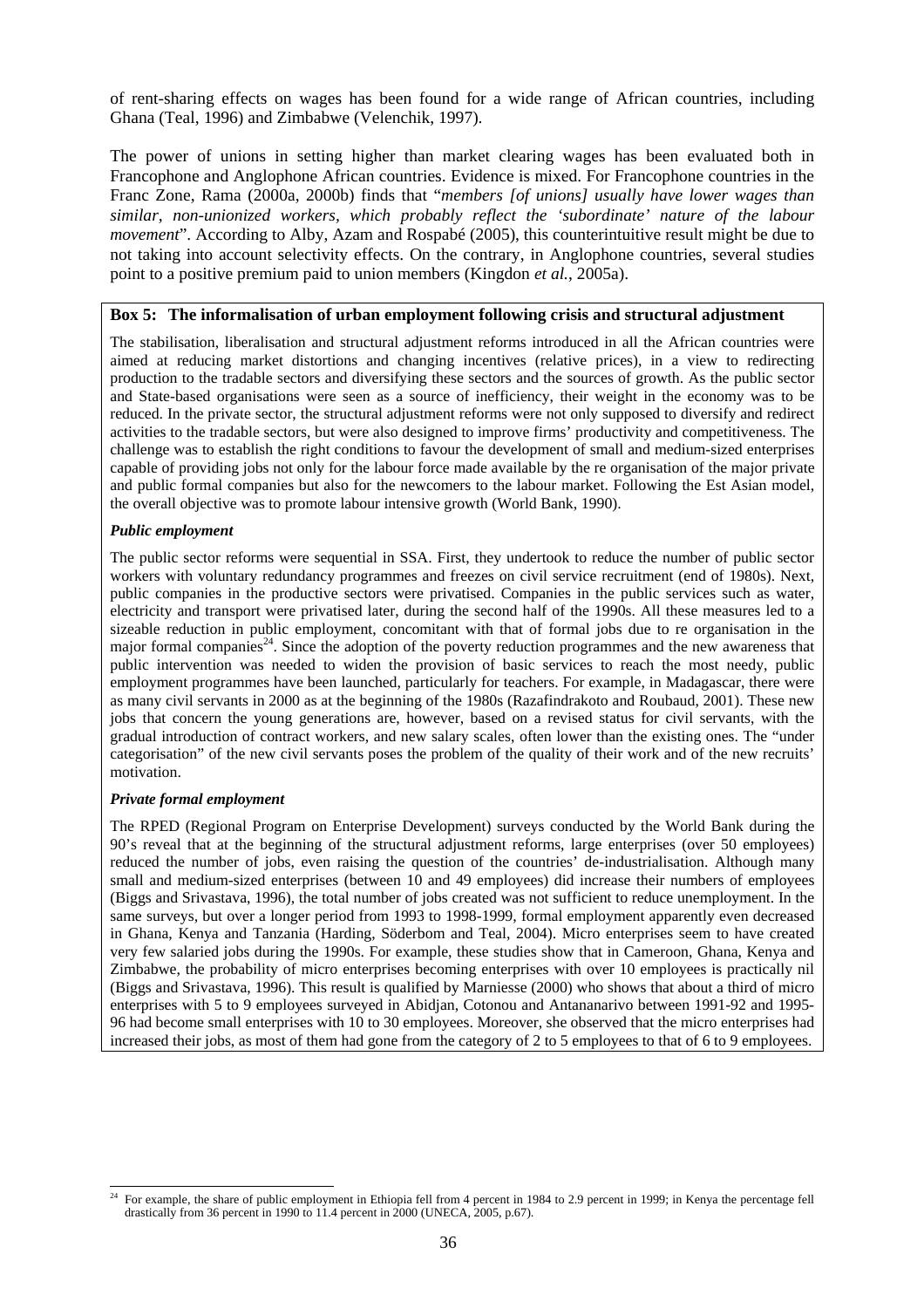of rent-sharing effects on wages has been found for a wide range of African countries, including Ghana (Teal, 1996) and Zimbabwe (Velenchik, 1997).

The power of unions in setting higher than market clearing wages has been evaluated both in Francophone and Anglophone African countries. Evidence is mixed. For Francophone countries in the Franc Zone, Rama (2000a, 2000b) finds that "*members [of unions] usually have lower wages than similar, non-unionized workers, which probably reflect the 'subordinate' nature of the labour movement*". According to Alby, Azam and Rospabé (2005), this counterintuitive result might be due to not taking into account selectivity effects. On the contrary, in Anglophone countries, several studies point to a positive premium paid to union members (Kingdon *et al.*, 2005a).

**Box 5: The informalisation of urban employment following crisis and structural adjustment**

The stabilisation, liberalisation and structural adjustment reforms introduced in all the African countries were aimed at reducing market distortions and changing incentives (relative prices), in a view to redirecting production to the tradable sectors and diversifying these sectors and the sources of growth. As the public sector and State-based organisations were seen as a source of inefficiency, their weight in the economy was to be reduced. In the private sector, the structural adjustment reforms were not only supposed to diversify and redirect activities to the tradable sectors, but were also designed to improve firms' productivity and competitiveness. The challenge was to establish the right conditions to favour the development of small and medium-sized enterprises capable of providing jobs not only for the labour force made available by the re organisation of the major private and public formal companies but also for the newcomers to the labour market. Following the Est Asian model, the overall objective was to promote labour intensive growth (World Bank, 1990).

***Public employment***

The public sector reforms were sequential in SSA. First, they undertook to reduce the number of public sector workers with voluntary redundancy programmes and freezes on civil service recruitment (end of 1980s). Next, public companies in the productive sectors were privatised. Companies in the public services such as water, electricity and transport were privatised later, during the second half of the 1990s. All these measures led to a sizeable reduction in public employment, concomitant with that of formal jobs due to re organisation in the major formal companies[24]. Since the adoption of the poverty reduction programmes and the new awareness that public intervention was needed to widen the provision of basic services to reach the most needy, public employment programmes have been launched, particularly for teachers. For example, in Madagascar, there were as many civil servants in 2000 as at the beginning of the 1980s (Razafindrakoto and Roubaud, 2001). These new jobs that concern the young generations are, however, based on a revised status for civil servants, with the gradual introduction of contract workers, and new salary scales, often lower than the existing ones. The "under categorisation" of the new civil servants poses the problem of the quality of their work and of the new recruits' motivation.

***Private formal employment***

The RPED (Regional Program on Enterprise Development) surveys conducted by the World Bank during the 90's reveal that at the beginning of the structural adjustment reforms, large enterprises (over 50 employees) reduced the number of jobs, even raising the question of the countries' de-industrialisation. Although many small and medium-sized enterprises (between 10 and 49 employees) did increase their numbers of employees (Biggs and Srivastava, 1996), the total number of jobs created was not sufficient to reduce unemployment. In the same surveys, but over a longer period from 1993 to 1998-1999, formal employment apparently even decreased in Ghana, Kenya and Tanzania (Harding, Söderbom and Teal, 2004). Micro enterprises seem to have created very few salaried jobs during the 1990s. For example, these studies show that in Cameroon, Ghana, Kenya and Zimbabwe, the probability of micro enterprises becoming enterprises with over 10 employees is practically nil (Biggs and Srivastava, 1996). This result is qualified by Marniesse (2000) who shows that about a third of micro enterprises with 5 to 9 employees surveyed in Abidjan, Cotonou and Antananarivo between 1991-92 and 1995-96 had become small enterprises with 10 to 30 employees. Moreover, she observed that the micro enterprises had increased their jobs, as most of them had gone from the category of 2 to 5 employees to that of 6 to 9 employees.

---

[24] For example, the share of public employment in Ethiopia fell from 4 percent in 1984 to 2.9 percent in 1999; in Kenya the percentage fell drastically from 36 percent in 1990 to 11.4 percent in 2000 (UNECA, 2005, p.67).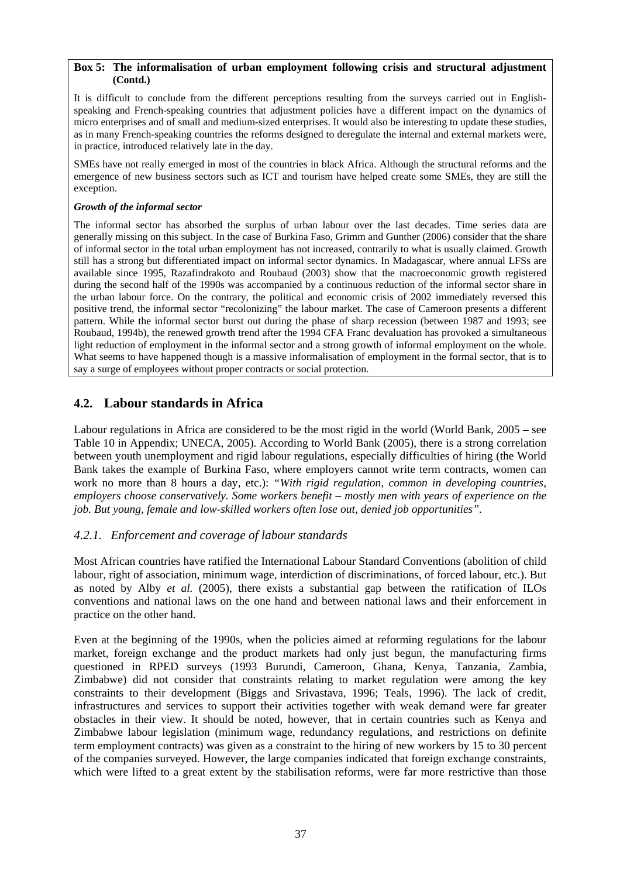**Box 5: The informalisation of urban employment following crisis and structural adjustment (Contd.)**

It is difficult to conclude from the different perceptions resulting from the surveys carried out in English-speaking and French-speaking countries that adjustment policies have a different impact on the dynamics of micro enterprises and of small and medium-sized enterprises. It would also be interesting to update these studies, as in many French-speaking countries the reforms designed to deregulate the internal and external markets were, in practice, introduced relatively late in the day.

SMEs have not really emerged in most of the countries in black Africa. Although the structural reforms and the emergence of new business sectors such as ICT and tourism have helped create some SMEs, they are still the exception.

***Growth of the informal sector***

The informal sector has absorbed the surplus of urban labour over the last decades. Time series data are generally missing on this subject. In the case of Burkina Faso, Grimm and Gunther (2006) consider that the share of informal sector in the total urban employment has not increased, contrarily to what is usually claimed. Growth still has a strong but differentiated impact on informal sector dynamics. In Madagascar, where annual LFSs are available since 1995, Razafindrakoto and Roubaud (2003) show that the macroeconomic growth registered during the second half of the 1990s was accompanied by a continuous reduction of the informal sector share in the urban labour force. On the contrary, the political and economic crisis of 2002 immediately reversed this positive trend, the informal sector "recolonizing" the labour market. The case of Cameroon presents a different pattern. While the informal sector burst out during the phase of sharp recession (between 1987 and 1993; see Roubaud, 1994b), the renewed growth trend after the 1994 CFA Franc devaluation has provoked a simultaneous light reduction of employment in the informal sector and a strong growth of informal employment on the whole. What seems to have happened though is a massive informalisation of employment in the formal sector, that is to say a surge of employees without proper contracts or social protection.

## 4.2. Labour standards in Africa

Labour regulations in Africa are considered to be the most rigid in the world (World Bank, 2005 – see Table 10 in Appendix; UNECA, 2005). According to World Bank (2005), there is a strong correlation between youth unemployment and rigid labour regulations, especially difficulties of hiring (the World Bank takes the example of Burkina Faso, where employers cannot write term contracts, women can work no more than 8 hours a day, etc.): *"With rigid regulation, common in developing countries, employers choose conservatively. Some workers benefit – mostly men with years of experience on the job. But young, female and low-skilled workers often lose out, denied job opportunities"*.

### *4.2.1. Enforcement and coverage of labour standards*

Most African countries have ratified the International Labour Standard Conventions (abolition of child labour, right of association, minimum wage, interdiction of discriminations, of forced labour, etc.). But as noted by Alby *et al.* (2005), there exists a substantial gap between the ratification of ILOs conventions and national laws on the one hand and between national laws and their enforcement in practice on the other hand.

Even at the beginning of the 1990s, when the policies aimed at reforming regulations for the labour market, foreign exchange and the product markets had only just begun, the manufacturing firms questioned in RPED surveys (1993 Burundi, Cameroon, Ghana, Kenya, Tanzania, Zambia, Zimbabwe) did not consider that constraints relating to market regulation were among the key constraints to their development (Biggs and Srivastava, 1996; Teals, 1996). The lack of credit, infrastructures and services to support their activities together with weak demand were far greater obstacles in their view. It should be noted, however, that in certain countries such as Kenya and Zimbabwe labour legislation (minimum wage, redundancy regulations, and restrictions on definite term employment contracts) was given as a constraint to the hiring of new workers by 15 to 30 percent of the companies surveyed. However, the large companies indicated that foreign exchange constraints, which were lifted to a great extent by the stabilisation reforms, were far more restrictive than those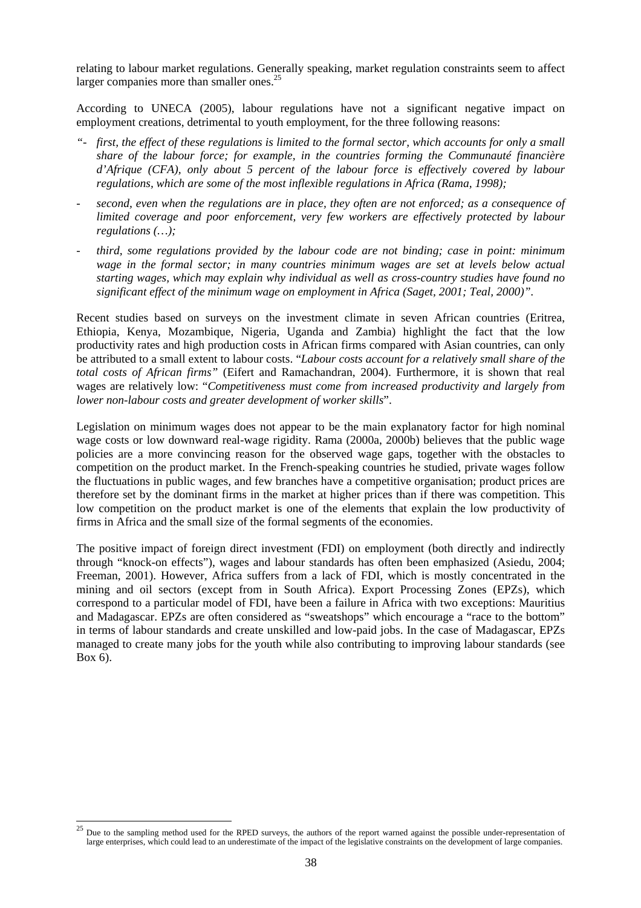relating to labour market regulations. Generally speaking, market regulation constraints seem to affect larger companies more than smaller ones.[25]

According to UNECA (2005), labour regulations have not a significant negative impact on employment creations, detrimental to youth employment, for the three following reasons:

*"- first, the effect of these regulations is limited to the formal sector, which accounts for only a small share of the labour force; for example, in the countries forming the Communauté financière d'Afrique (CFA), only about 5 percent of the labour force is effectively covered by labour regulations, which are some of the most inflexible regulations in Africa (Rama, 1998);*

*- second, even when the regulations are in place, they often are not enforced; as a consequence of limited coverage and poor enforcement, very few workers are effectively protected by labour regulations (…);*

*- third, some regulations provided by the labour code are not binding; case in point: minimum wage in the formal sector; in many countries minimum wages are set at levels below actual starting wages, which may explain why individual as well as cross-country studies have found no significant effect of the minimum wage on employment in Africa (Saget, 2001; Teal, 2000)".*

Recent studies based on surveys on the investment climate in seven African countries (Eritrea, Ethiopia, Kenya, Mozambique, Nigeria, Uganda and Zambia) highlight the fact that the low productivity rates and high production costs in African firms compared with Asian countries, can only be attributed to a small extent to labour costs. "*Labour costs account for a relatively small share of the total costs of African firms"* (Eifert and Ramachandran, 2004). Furthermore, it is shown that real wages are relatively low: "*Competitiveness must come from increased productivity and largely from lower non-labour costs and greater development of worker skills*".

Legislation on minimum wages does not appear to be the main explanatory factor for high nominal wage costs or low downward real-wage rigidity. Rama (2000a, 2000b) believes that the public wage policies are a more convincing reason for the observed wage gaps, together with the obstacles to competition on the product market. In the French-speaking countries he studied, private wages follow the fluctuations in public wages, and few branches have a competitive organisation; product prices are therefore set by the dominant firms in the market at higher prices than if there was competition. This low competition on the product market is one of the elements that explain the low productivity of firms in Africa and the small size of the formal segments of the economies.

The positive impact of foreign direct investment (FDI) on employment (both directly and indirectly through "knock-on effects"), wages and labour standards has often been emphasized (Asiedu, 2004; Freeman, 2001). However, Africa suffers from a lack of FDI, which is mostly concentrated in the mining and oil sectors (except from in South Africa). Export Processing Zones (EPZs), which correspond to a particular model of FDI, have been a failure in Africa with two exceptions: Mauritius and Madagascar. EPZs are often considered as "sweatshops" which encourage a "race to the bottom" in terms of labour standards and create unskilled and low-paid jobs. In the case of Madagascar, EPZs managed to create many jobs for the youth while also contributing to improving labour standards (see Box 6).

---

[25] Due to the sampling method used for the RPED surveys, the authors of the report warned against the possible under-representation of large enterprises, which could lead to an underestimate of the impact of the legislative constraints on the development of large companies.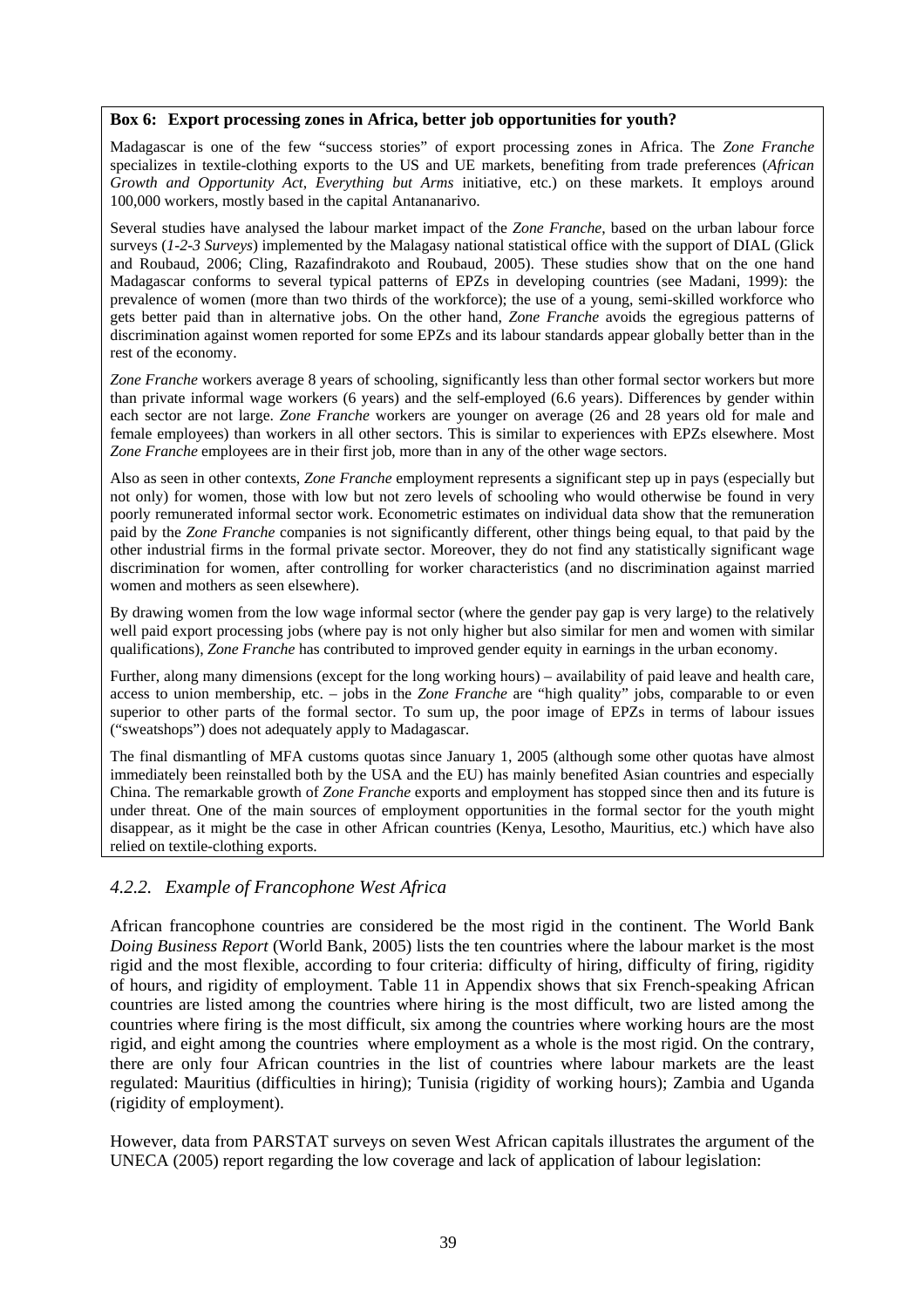**Box 6: Export processing zones in Africa, better job opportunities for youth?**

Madagascar is one of the few "success stories" of export processing zones in Africa. The *Zone Franche* specializes in textile-clothing exports to the US and UE markets, benefiting from trade preferences (*African Growth and Opportunity Act*, *Everything but Arms* initiative, etc.) on these markets. It employs around 100,000 workers, mostly based in the capital Antananarivo.

Several studies have analysed the labour market impact of the *Zone Franche*, based on the urban labour force surveys (*1-2-3 Surveys*) implemented by the Malagasy national statistical office with the support of DIAL (Glick and Roubaud, 2006; Cling, Razafindrakoto and Roubaud, 2005). These studies show that on the one hand Madagascar conforms to several typical patterns of EPZs in developing countries (see Madani, 1999): the prevalence of women (more than two thirds of the workforce); the use of a young, semi-skilled workforce who gets better paid than in alternative jobs. On the other hand, *Zone Franche* avoids the egregious patterns of discrimination against women reported for some EPZs and its labour standards appear globally better than in the rest of the economy.

*Zone Franche* workers average 8 years of schooling, significantly less than other formal sector workers but more than private informal wage workers (6 years) and the self-employed (6.6 years). Differences by gender within each sector are not large. *Zone Franche* workers are younger on average (26 and 28 years old for male and female employees) than workers in all other sectors. This is similar to experiences with EPZs elsewhere. Most *Zone Franche* employees are in their first job, more than in any of the other wage sectors.

Also as seen in other contexts, *Zone Franche* employment represents a significant step up in pays (especially but not only) for women, those with low but not zero levels of schooling who would otherwise be found in very poorly remunerated informal sector work. Econometric estimates on individual data show that the remuneration paid by the *Zone Franche* companies is not significantly different, other things being equal, to that paid by the other industrial firms in the formal private sector. Moreover, they do not find any statistically significant wage discrimination for women, after controlling for worker characteristics (and no discrimination against married women and mothers as seen elsewhere).

By drawing women from the low wage informal sector (where the gender pay gap is very large) to the relatively well paid export processing jobs (where pay is not only higher but also similar for men and women with similar qualifications), *Zone Franche* has contributed to improved gender equity in earnings in the urban economy.

Further, along many dimensions (except for the long working hours) – availability of paid leave and health care, access to union membership, etc. – jobs in the *Zone Franche* are "high quality" jobs, comparable to or even superior to other parts of the formal sector. To sum up, the poor image of EPZs in terms of labour issues ("sweatshops") does not adequately apply to Madagascar.

The final dismantling of MFA customs quotas since January 1, 2005 (although some other quotas have almost immediately been reinstalled both by the USA and the EU) has mainly benefited Asian countries and especially China. The remarkable growth of *Zone Franche* exports and employment has stopped since then and its future is under threat. One of the main sources of employment opportunities in the formal sector for the youth might disappear, as it might be the case in other African countries (Kenya, Lesotho, Mauritius, etc.) which have also relied on textile-clothing exports.

### *4.2.2. Example of Francophone West Africa*

African francophone countries are considered be the most rigid in the continent. The World Bank *Doing Business Report* (World Bank, 2005) lists the ten countries where the labour market is the most rigid and the most flexible, according to four criteria: difficulty of hiring, difficulty of firing, rigidity of hours, and rigidity of employment. Table 11 in Appendix shows that six French-speaking African countries are listed among the countries where hiring is the most difficult, two are listed among the countries where firing is the most difficult, six among the countries where working hours are the most rigid, and eight among the countries where employment as a whole is the most rigid. On the contrary, there are only four African countries in the list of countries where labour markets are the least regulated: Mauritius (difficulties in hiring); Tunisia (rigidity of working hours); Zambia and Uganda (rigidity of employment).

However, data from PARSTAT surveys on seven West African capitals illustrates the argument of the UNECA (2005) report regarding the low coverage and lack of application of labour legislation: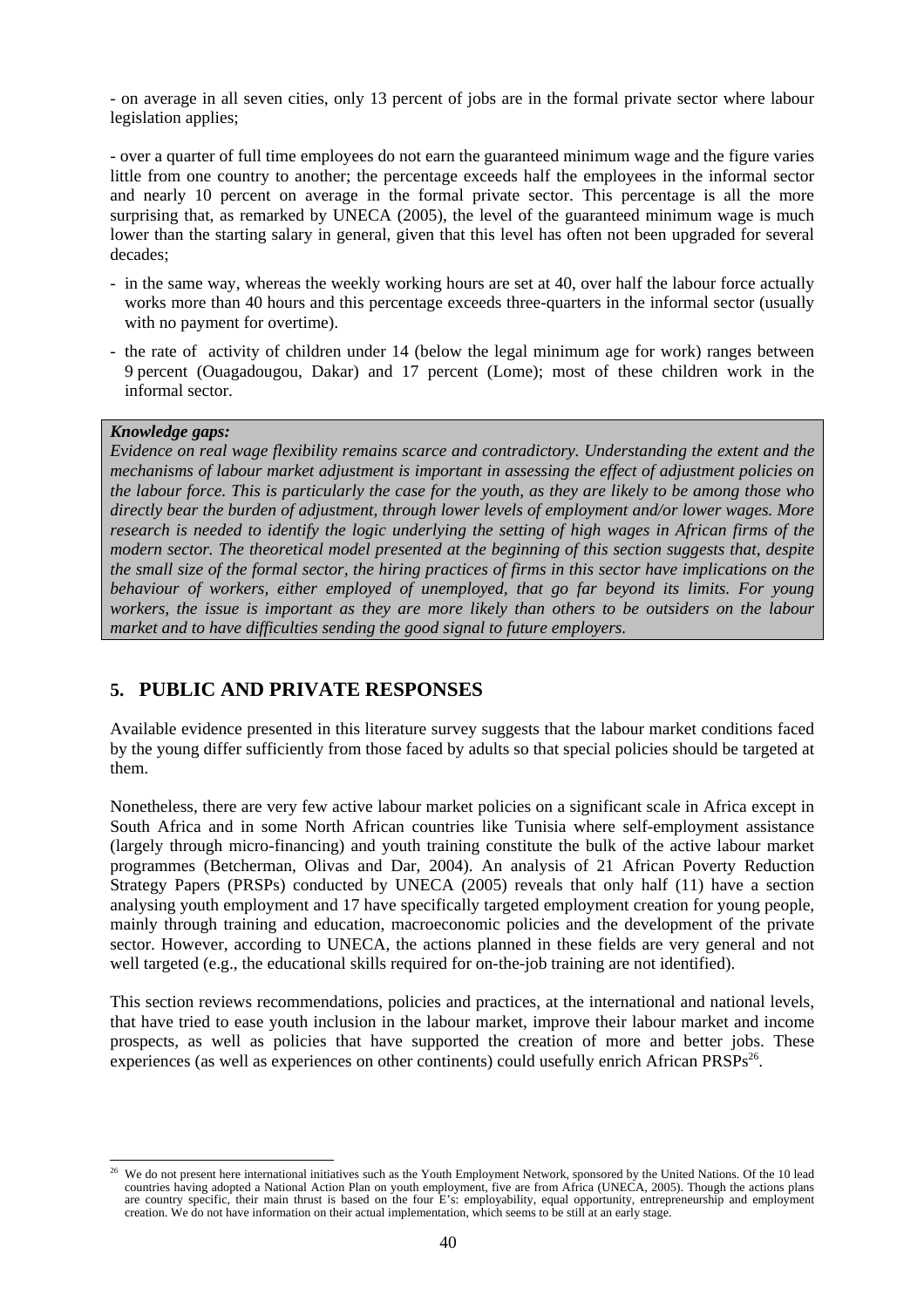- on average in all seven cities, only 13 percent of jobs are in the formal private sector where labour legislation applies;

- over a quarter of full time employees do not earn the guaranteed minimum wage and the figure varies little from one country to another; the percentage exceeds half the employees in the informal sector and nearly 10 percent on average in the formal private sector. This percentage is all the more surprising that, as remarked by UNECA (2005), the level of the guaranteed minimum wage is much lower than the starting salary in general, given that this level has often not been upgraded for several decades;

- in the same way, whereas the weekly working hours are set at 40, over half the labour force actually works more than 40 hours and this percentage exceeds three-quarters in the informal sector (usually with no payment for overtime).
- the rate of activity of children under 14 (below the legal minimum age for work) ranges between 9 percent (Ouagadougou, Dakar) and 17 percent (Lome); most of these children work in the informal sector.

***Knowledge gaps:***
*Evidence on real wage flexibility remains scarce and contradictory. Understanding the extent and the mechanisms of labour market adjustment is important in assessing the effect of adjustment policies on the labour force. This is particularly the case for the youth, as they are likely to be among those who directly bear the burden of adjustment, through lower levels of employment and/or lower wages. More research is needed to identify the logic underlying the setting of high wages in African firms of the modern sector. The theoretical model presented at the beginning of this section suggests that, despite the small size of the formal sector, the hiring practices of firms in this sector have implications on the behaviour of workers, either employed of unemployed, that go far beyond its limits. For young workers, the issue is important as they are more likely than others to be outsiders on the labour market and to have difficulties sending the good signal to future employers.*

## 5. PUBLIC AND PRIVATE RESPONSES

Available evidence presented in this literature survey suggests that the labour market conditions faced by the young differ sufficiently from those faced by adults so that special policies should be targeted at them.

Nonetheless, there are very few active labour market policies on a significant scale in Africa except in South Africa and in some North African countries like Tunisia where self-employment assistance (largely through micro-financing) and youth training constitute the bulk of the active labour market programmes (Betcherman, Olivas and Dar, 2004). An analysis of 21 African Poverty Reduction Strategy Papers (PRSPs) conducted by UNECA (2005) reveals that only half (11) have a section analysing youth employment and 17 have specifically targeted employment creation for young people, mainly through training and education, macroeconomic policies and the development of the private sector. However, according to UNECA, the actions planned in these fields are very general and not well targeted (e.g., the educational skills required for on-the-job training are not identified).

This section reviews recommendations, policies and practices, at the international and national levels, that have tried to ease youth inclusion in the labour market, improve their labour market and income prospects, as well as policies that have supported the creation of more and better jobs. These experiences (as well as experiences on other continents) could usefully enrich African PRSPs[26].

[26] We do not present here international initiatives such as the Youth Employment Network, sponsored by the United Nations. Of the 10 lead countries having adopted a National Action Plan on youth employment, five are from Africa (UNECA, 2005). Though the actions plans are country specific, their main thrust is based on the four E's: employability, equal opportunity, entrepreneurship and employment creation. We do not have information on their actual implementation, which seems to be still at an early stage.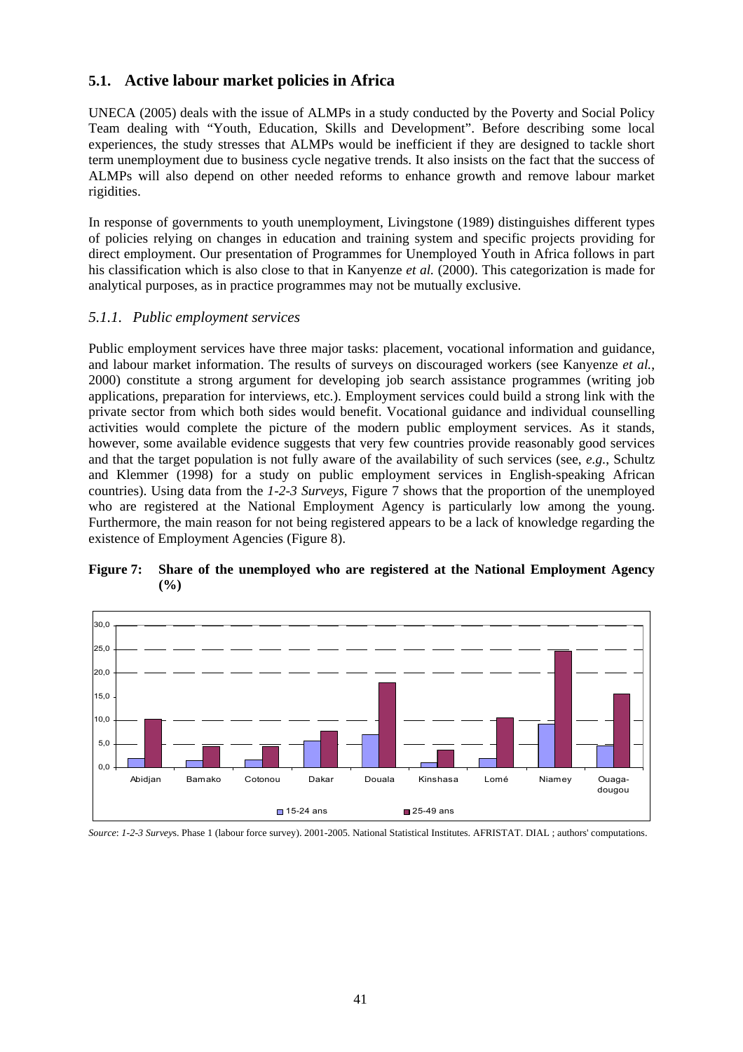## 5.1. Active labour market policies in Africa

UNECA (2005) deals with the issue of ALMPs in a study conducted by the Poverty and Social Policy Team dealing with "Youth, Education, Skills and Development". Before describing some local experiences, the study stresses that ALMPs would be inefficient if they are designed to tackle short term unemployment due to business cycle negative trends. It also insists on the fact that the success of ALMPs will also depend on other needed reforms to enhance growth and remove labour market rigidities.

In response of governments to youth unemployment, Livingstone (1989) distinguishes different types of policies relying on changes in education and training system and specific projects providing for direct employment. Our presentation of Programmes for Unemployed Youth in Africa follows in part his classification which is also close to that in Kanyenze *et al.* (2000). This categorization is made for analytical purposes, as in practice programmes may not be mutually exclusive.

### *5.1.1. Public employment services*

Public employment services have three major tasks: placement, vocational information and guidance, and labour market information. The results of surveys on discouraged workers (see Kanyenze *et al.*, 2000) constitute a strong argument for developing job search assistance programmes (writing job applications, preparation for interviews, etc.). Employment services could build a strong link with the private sector from which both sides would benefit. Vocational guidance and individual counselling activities would complete the picture of the modern public employment services. As it stands, however, some available evidence suggests that very few countries provide reasonably good services and that the target population is not fully aware of the availability of such services (see, *e.g.*, Schultz and Klemmer (1998) for a study on public employment services in English-speaking African countries). Using data from the *1-2-3 Surveys*, Figure 7 shows that the proportion of the unemployed who are registered at the National Employment Agency is particularly low among the young. Furthermore, the main reason for not being registered appears to be a lack of knowledge regarding the existence of Employment Agencies (Figure 8).

**Figure 7: Share of the unemployed who are registered at the National Employment Agency (%)**

*Source*: *1-2-3 Surveys*. Phase 1 (labour force survey). 2001-2005. National Statistical Institutes. AFRISTAT. DIAL ; authors' computations.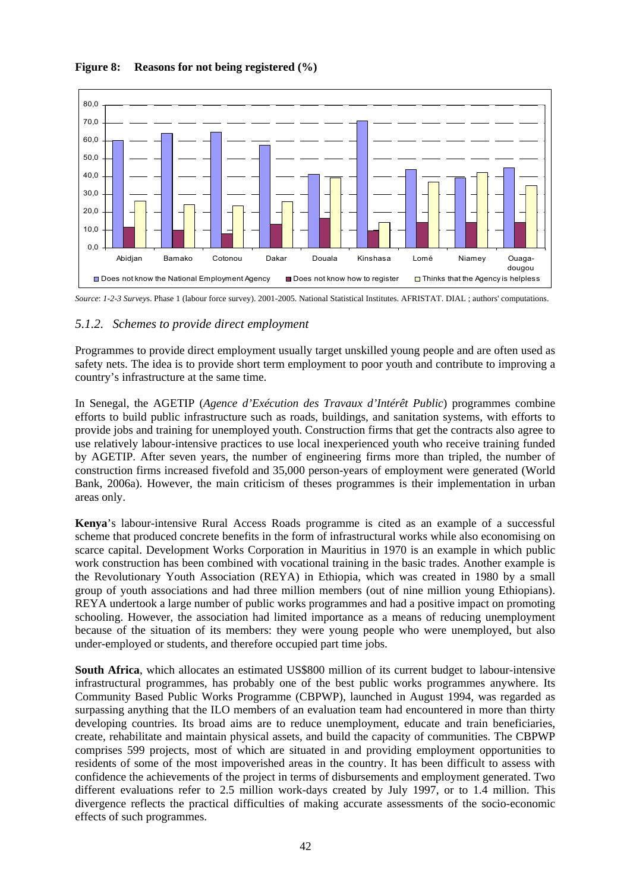**Figure 8: Reasons for not being registered (%)**

*Source*: *1-2-3 Surveys*. Phase 1 (labour force survey). 2001-2005. National Statistical Institutes. AFRISTAT. DIAL ; authors' computations.

### *5.1.2. Schemes to provide direct employment*

Programmes to provide direct employment usually target unskilled young people and are often used as safety nets. The idea is to provide short term employment to poor youth and contribute to improving a country's infrastructure at the same time.

In Senegal, the AGETIP (*Agence d'Exécution des Travaux d'Intérêt Public*) programmes combine efforts to build public infrastructure such as roads, buildings, and sanitation systems, with efforts to provide jobs and training for unemployed youth. Construction firms that get the contracts also agree to use relatively labour-intensive practices to use local inexperienced youth who receive training funded by AGETIP. After seven years, the number of engineering firms more than tripled, the number of construction firms increased fivefold and 35,000 person-years of employment were generated (World Bank, 2006a). However, the main criticism of theses programmes is their implementation in urban areas only.

**Kenya**'s labour-intensive Rural Access Roads programme is cited as an example of a successful scheme that produced concrete benefits in the form of infrastructural works while also economising on scarce capital. Development Works Corporation in Mauritius in 1970 is an example in which public work construction has been combined with vocational training in the basic trades. Another example is the Revolutionary Youth Association (REYA) in Ethiopia, which was created in 1980 by a small group of youth associations and had three million members (out of nine million young Ethiopians). REYA undertook a large number of public works programmes and had a positive impact on promoting schooling. However, the association had limited importance as a means of reducing unemployment because of the situation of its members: they were young people who were unemployed, but also under-employed or students, and therefore occupied part time jobs.

**South Africa**, which allocates an estimated US$800 million of its current budget to labour-intensive infrastructural programmes, has probably one of the best public works programmes anywhere. Its Community Based Public Works Programme (CBPWP), launched in August 1994, was regarded as surpassing anything that the ILO members of an evaluation team had encountered in more than thirty developing countries. Its broad aims are to reduce unemployment, educate and train beneficiaries, create, rehabilitate and maintain physical assets, and build the capacity of communities. The CBPWP comprises 599 projects, most of which are situated in and providing employment opportunities to residents of some of the most impoverished areas in the country. It has been difficult to assess with confidence the achievements of the project in terms of disbursements and employment generated. Two different evaluations refer to 2.5 million work-days created by July 1997, or to 1.4 million. This divergence reflects the practical difficulties of making accurate assessments of the socio-economic effects of such programmes.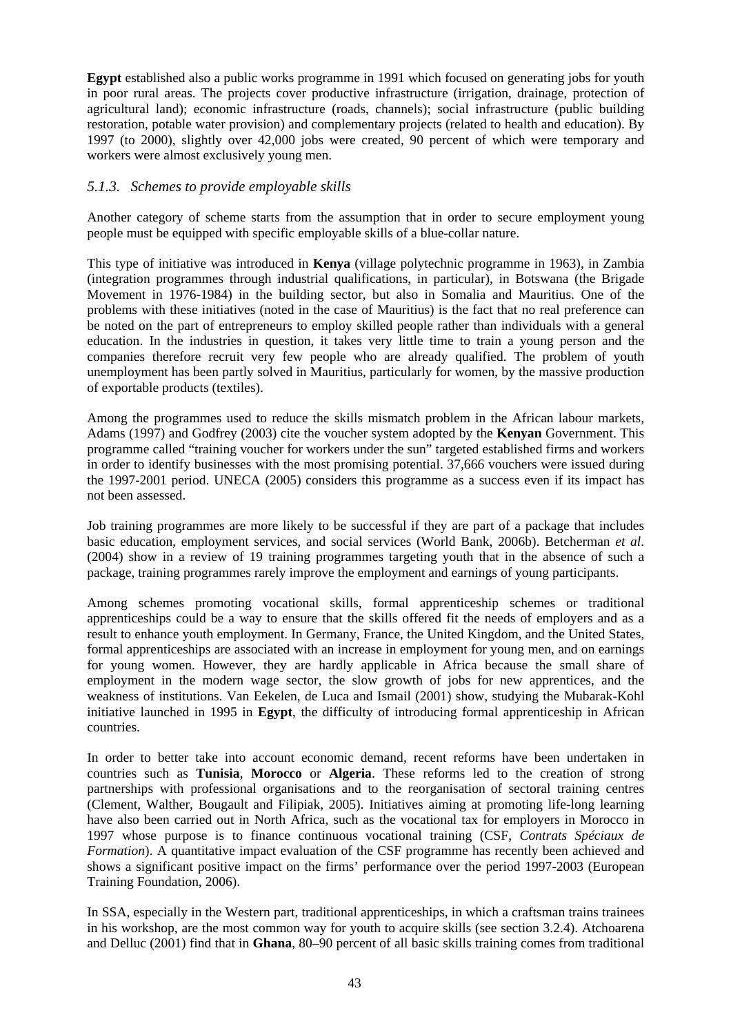**Egypt** established also a public works programme in 1991 which focused on generating jobs for youth in poor rural areas. The projects cover productive infrastructure (irrigation, drainage, protection of agricultural land); economic infrastructure (roads, channels); social infrastructure (public building restoration, potable water provision) and complementary projects (related to health and education). By 1997 (to 2000), slightly over 42,000 jobs were created, 90 percent of which were temporary and workers were almost exclusively young men.

### *5.1.3. Schemes to provide employable skills*

Another category of scheme starts from the assumption that in order to secure employment young people must be equipped with specific employable skills of a blue-collar nature.

This type of initiative was introduced in **Kenya** (village polytechnic programme in 1963), in Zambia (integration programmes through industrial qualifications, in particular), in Botswana (the Brigade Movement in 1976-1984) in the building sector, but also in Somalia and Mauritius. One of the problems with these initiatives (noted in the case of Mauritius) is the fact that no real preference can be noted on the part of entrepreneurs to employ skilled people rather than individuals with a general education. In the industries in question, it takes very little time to train a young person and the companies therefore recruit very few people who are already qualified. The problem of youth unemployment has been partly solved in Mauritius, particularly for women, by the massive production of exportable products (textiles).

Among the programmes used to reduce the skills mismatch problem in the African labour markets, Adams (1997) and Godfrey (2003) cite the voucher system adopted by the **Kenyan** Government. This programme called "training voucher for workers under the sun" targeted established firms and workers in order to identify businesses with the most promising potential. 37,666 vouchers were issued during the 1997-2001 period. UNECA (2005) considers this programme as a success even if its impact has not been assessed.

Job training programmes are more likely to be successful if they are part of a package that includes basic education, employment services, and social services (World Bank, 2006b). Betcherman *et al*. (2004) show in a review of 19 training programmes targeting youth that in the absence of such a package, training programmes rarely improve the employment and earnings of young participants.

Among schemes promoting vocational skills, formal apprenticeship schemes or traditional apprenticeships could be a way to ensure that the skills offered fit the needs of employers and as a result to enhance youth employment. In Germany, France, the United Kingdom, and the United States, formal apprenticeships are associated with an increase in employment for young men, and on earnings for young women. However, they are hardly applicable in Africa because the small share of employment in the modern wage sector, the slow growth of jobs for new apprentices, and the weakness of institutions. Van Eekelen, de Luca and Ismail (2001) show, studying the Mubarak-Kohl initiative launched in 1995 in **Egypt**, the difficulty of introducing formal apprenticeship in African countries.

In order to better take into account economic demand, recent reforms have been undertaken in countries such as **Tunisia**, **Morocco** or **Algeria**. These reforms led to the creation of strong partnerships with professional organisations and to the reorganisation of sectoral training centres (Clement, Walther, Bougault and Filipiak, 2005). Initiatives aiming at promoting life-long learning have also been carried out in North Africa, such as the vocational tax for employers in Morocco in 1997 whose purpose is to finance continuous vocational training (CSF, *Contrats Spéciaux de Formation*). A quantitative impact evaluation of the CSF programme has recently been achieved and shows a significant positive impact on the firms' performance over the period 1997-2003 (European Training Foundation, 2006).

In SSA, especially in the Western part, traditional apprenticeships, in which a craftsman trains trainees in his workshop, are the most common way for youth to acquire skills (see section 3.2.4). Atchoarena and Delluc (2001) find that in **Ghana**, 80–90 percent of all basic skills training comes from traditional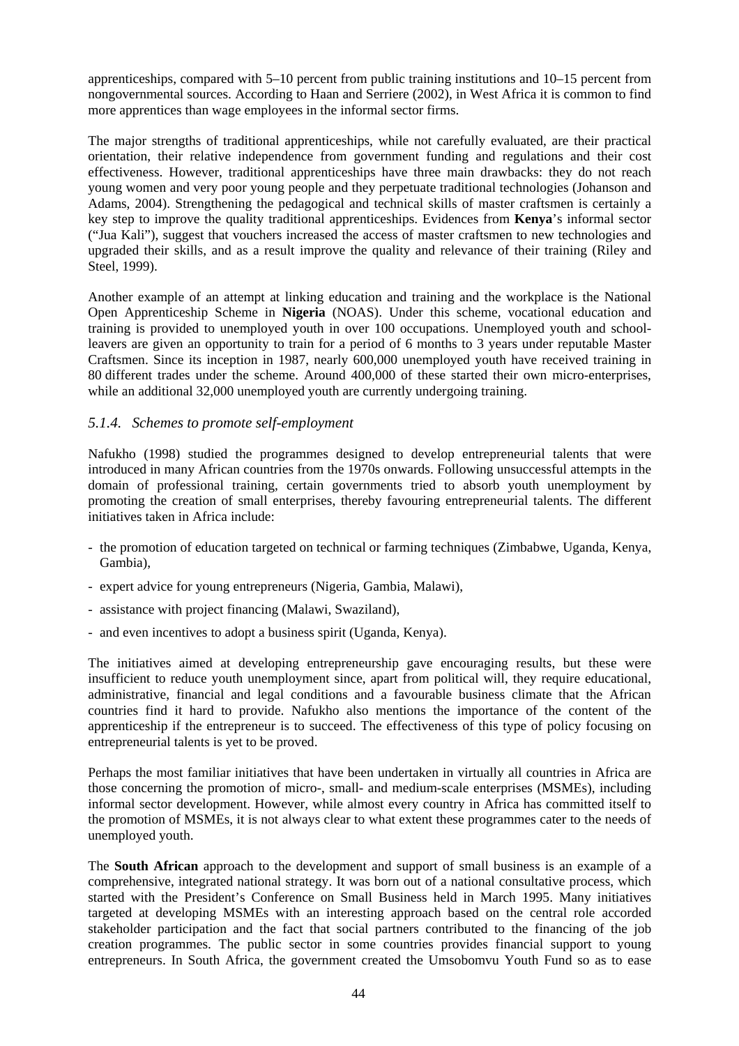apprenticeships, compared with 5–10 percent from public training institutions and 10–15 percent from nongovernmental sources. According to Haan and Serriere (2002), in West Africa it is common to find more apprentices than wage employees in the informal sector firms.

The major strengths of traditional apprenticeships, while not carefully evaluated, are their practical orientation, their relative independence from government funding and regulations and their cost effectiveness. However, traditional apprenticeships have three main drawbacks: they do not reach young women and very poor young people and they perpetuate traditional technologies (Johanson and Adams, 2004). Strengthening the pedagogical and technical skills of master craftsmen is certainly a key step to improve the quality traditional apprenticeships. Evidences from **Kenya**'s informal sector ("Jua Kali"), suggest that vouchers increased the access of master craftsmen to new technologies and upgraded their skills, and as a result improve the quality and relevance of their training (Riley and Steel, 1999).

Another example of an attempt at linking education and training and the workplace is the National Open Apprenticeship Scheme in **Nigeria** (NOAS). Under this scheme, vocational education and training is provided to unemployed youth in over 100 occupations. Unemployed youth and school-leavers are given an opportunity to train for a period of 6 months to 3 years under reputable Master Craftsmen. Since its inception in 1987, nearly 600,000 unemployed youth have received training in 80 different trades under the scheme. Around 400,000 of these started their own micro-enterprises, while an additional 32,000 unemployed youth are currently undergoing training.

### *5.1.4. Schemes to promote self-employment*

Nafukho (1998) studied the programmes designed to develop entrepreneurial talents that were introduced in many African countries from the 1970s onwards. Following unsuccessful attempts in the domain of professional training, certain governments tried to absorb youth unemployment by promoting the creation of small enterprises, thereby favouring entrepreneurial talents. The different initiatives taken in Africa include:

- the promotion of education targeted on technical or farming techniques (Zimbabwe, Uganda, Kenya, Gambia),
- expert advice for young entrepreneurs (Nigeria, Gambia, Malawi),
- assistance with project financing (Malawi, Swaziland),
- and even incentives to adopt a business spirit (Uganda, Kenya).

The initiatives aimed at developing entrepreneurship gave encouraging results, but these were insufficient to reduce youth unemployment since, apart from political will, they require educational, administrative, financial and legal conditions and a favourable business climate that the African countries find it hard to provide. Nafukho also mentions the importance of the content of the apprenticeship if the entrepreneur is to succeed. The effectiveness of this type of policy focusing on entrepreneurial talents is yet to be proved.

Perhaps the most familiar initiatives that have been undertaken in virtually all countries in Africa are those concerning the promotion of micro-, small- and medium-scale enterprises (MSMEs), including informal sector development. However, while almost every country in Africa has committed itself to the promotion of MSMEs, it is not always clear to what extent these programmes cater to the needs of unemployed youth.

The **South African** approach to the development and support of small business is an example of a comprehensive, integrated national strategy. It was born out of a national consultative process, which started with the President's Conference on Small Business held in March 1995. Many initiatives targeted at developing MSMEs with an interesting approach based on the central role accorded stakeholder participation and the fact that social partners contributed to the financing of the job creation programmes. The public sector in some countries provides financial support to young entrepreneurs. In South Africa, the government created the Umsobomvu Youth Fund so as to ease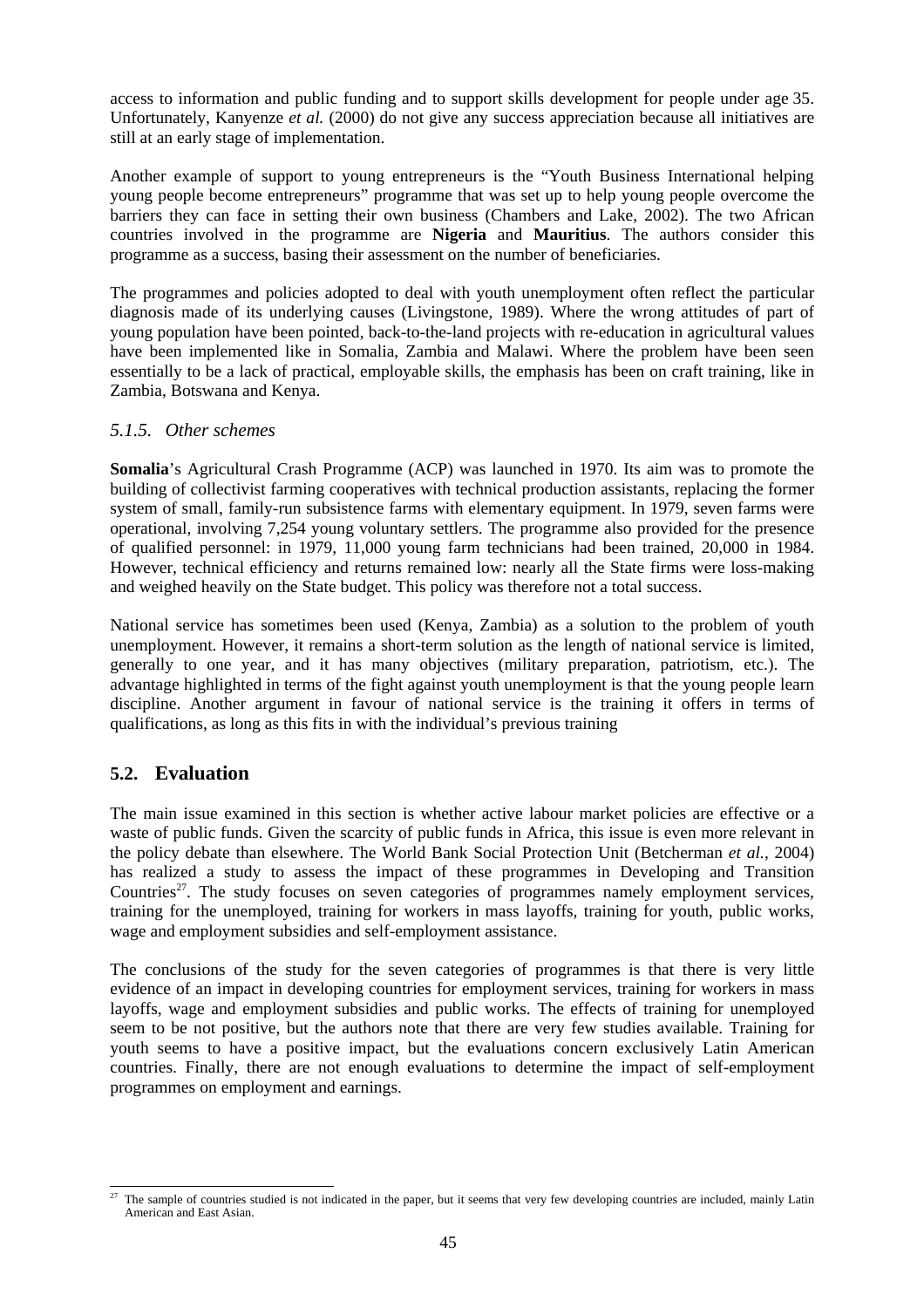access to information and public funding and to support skills development for people under age 35. Unfortunately, Kanyenze *et al.* (2000) do not give any success appreciation because all initiatives are still at an early stage of implementation.

Another example of support to young entrepreneurs is the "Youth Business International helping young people become entrepreneurs" programme that was set up to help young people overcome the barriers they can face in setting their own business (Chambers and Lake, 2002). The two African countries involved in the programme are **Nigeria** and **Mauritius**. The authors consider this programme as a success, basing their assessment on the number of beneficiaries.

The programmes and policies adopted to deal with youth unemployment often reflect the particular diagnosis made of its underlying causes (Livingstone, 1989). Where the wrong attitudes of part of young population have been pointed, back-to-the-land projects with re-education in agricultural values have been implemented like in Somalia, Zambia and Malawi. Where the problem have been seen essentially to be a lack of practical, employable skills, the emphasis has been on craft training, like in Zambia, Botswana and Kenya.

### *5.1.5. Other schemes*

**Somalia**'s Agricultural Crash Programme (ACP) was launched in 1970. Its aim was to promote the building of collectivist farming cooperatives with technical production assistants, replacing the former system of small, family-run subsistence farms with elementary equipment. In 1979, seven farms were operational, involving 7,254 young voluntary settlers. The programme also provided for the presence of qualified personnel: in 1979, 11,000 young farm technicians had been trained, 20,000 in 1984. However, technical efficiency and returns remained low: nearly all the State firms were loss-making and weighed heavily on the State budget. This policy was therefore not a total success.

National service has sometimes been used (Kenya, Zambia) as a solution to the problem of youth unemployment. However, it remains a short-term solution as the length of national service is limited, generally to one year, and it has many objectives (military preparation, patriotism, etc.). The advantage highlighted in terms of the fight against youth unemployment is that the young people learn discipline. Another argument in favour of national service is the training it offers in terms of qualifications, as long as this fits in with the individual's previous training

## 5.2. Evaluation

The main issue examined in this section is whether active labour market policies are effective or a waste of public funds. Given the scarcity of public funds in Africa, this issue is even more relevant in the policy debate than elsewhere. The World Bank Social Protection Unit (Betcherman *et al.*, 2004) has realized a study to assess the impact of these programmes in Developing and Transition Countries[27]. The study focuses on seven categories of programmes namely employment services, training for the unemployed, training for workers in mass layoffs, training for youth, public works, wage and employment subsidies and self-employment assistance.

The conclusions of the study for the seven categories of programmes is that there is very little evidence of an impact in developing countries for employment services, training for workers in mass layoffs, wage and employment subsidies and public works. The effects of training for unemployed seem to be not positive, but the authors note that there are very few studies available. Training for youth seems to have a positive impact, but the evaluations concern exclusively Latin American countries. Finally, there are not enough evaluations to determine the impact of self-employment programmes on employment and earnings.

---

[27] The sample of countries studied is not indicated in the paper, but it seems that very few developing countries are included, mainly Latin American and East Asian.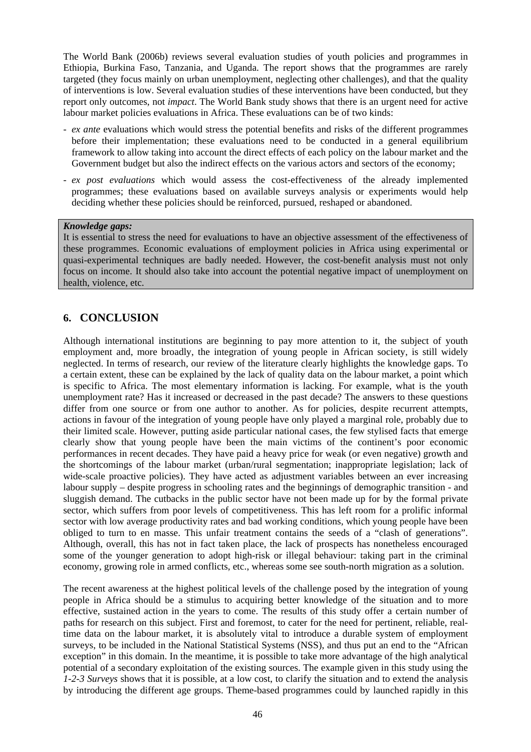The World Bank (2006b) reviews several evaluation studies of youth policies and programmes in Ethiopia, Burkina Faso, Tanzania, and Uganda. The report shows that the programmes are rarely targeted (they focus mainly on urban unemployment, neglecting other challenges), and that the quality of interventions is low. Several evaluation studies of these interventions have been conducted, but they report only outcomes, not *impact*. The World Bank study shows that there is an urgent need for active labour market policies evaluations in Africa. These evaluations can be of two kinds:

- *ex ante* evaluations which would stress the potential benefits and risks of the different programmes before their implementation; these evaluations need to be conducted in a general equilibrium framework to allow taking into account the direct effects of each policy on the labour market and the Government budget but also the indirect effects on the various actors and sectors of the economy;
- *ex post evaluations* which would assess the cost-effectiveness of the already implemented programmes; these evaluations based on available surveys analysis or experiments would help deciding whether these policies should be reinforced, pursued, reshaped or abandoned.

***Knowledge gaps:***
It is essential to stress the need for evaluations to have an objective assessment of the effectiveness of these programmes. Economic evaluations of employment policies in Africa using experimental or quasi-experimental techniques are badly needed. However, the cost-benefit analysis must not only focus on income. It should also take into account the potential negative impact of unemployment on health, violence, etc.

## 6. CONCLUSION

Although international institutions are beginning to pay more attention to it, the subject of youth employment and, more broadly, the integration of young people in African society, is still widely neglected. In terms of research, our review of the literature clearly highlights the knowledge gaps. To a certain extent, these can be explained by the lack of quality data on the labour market, a point which is specific to Africa. The most elementary information is lacking. For example, what is the youth unemployment rate? Has it increased or decreased in the past decade? The answers to these questions differ from one source or from one author to another. As for policies, despite recurrent attempts, actions in favour of the integration of young people have only played a marginal role, probably due to their limited scale. However, putting aside particular national cases, the few stylised facts that emerge clearly show that young people have been the main victims of the continent's poor economic performances in recent decades. They have paid a heavy price for weak (or even negative) growth and the shortcomings of the labour market (urban/rural segmentation; inappropriate legislation; lack of wide-scale proactive policies). They have acted as adjustment variables between an ever increasing labour supply – despite progress in schooling rates and the beginnings of demographic transition - and sluggish demand. The cutbacks in the public sector have not been made up for by the formal private sector, which suffers from poor levels of competitiveness. This has left room for a prolific informal sector with low average productivity rates and bad working conditions, which young people have been obliged to turn to en masse. This unfair treatment contains the seeds of a "clash of generations". Although, overall, this has not in fact taken place, the lack of prospects has nonetheless encouraged some of the younger generation to adopt high-risk or illegal behaviour: taking part in the criminal economy, growing role in armed conflicts, etc., whereas some see south-north migration as a solution.

The recent awareness at the highest political levels of the challenge posed by the integration of young people in Africa should be a stimulus to acquiring better knowledge of the situation and to more effective, sustained action in the years to come. The results of this study offer a certain number of paths for research on this subject. First and foremost, to cater for the need for pertinent, reliable, real-time data on the labour market, it is absolutely vital to introduce a durable system of employment surveys, to be included in the National Statistical Systems (NSS), and thus put an end to the "African exception" in this domain. In the meantime, it is possible to take more advantage of the high analytical potential of a secondary exploitation of the existing sources. The example given in this study using the *1-2-3 Surveys* shows that it is possible, at a low cost, to clarify the situation and to extend the analysis by introducing the different age groups. Theme-based programmes could by launched rapidly in this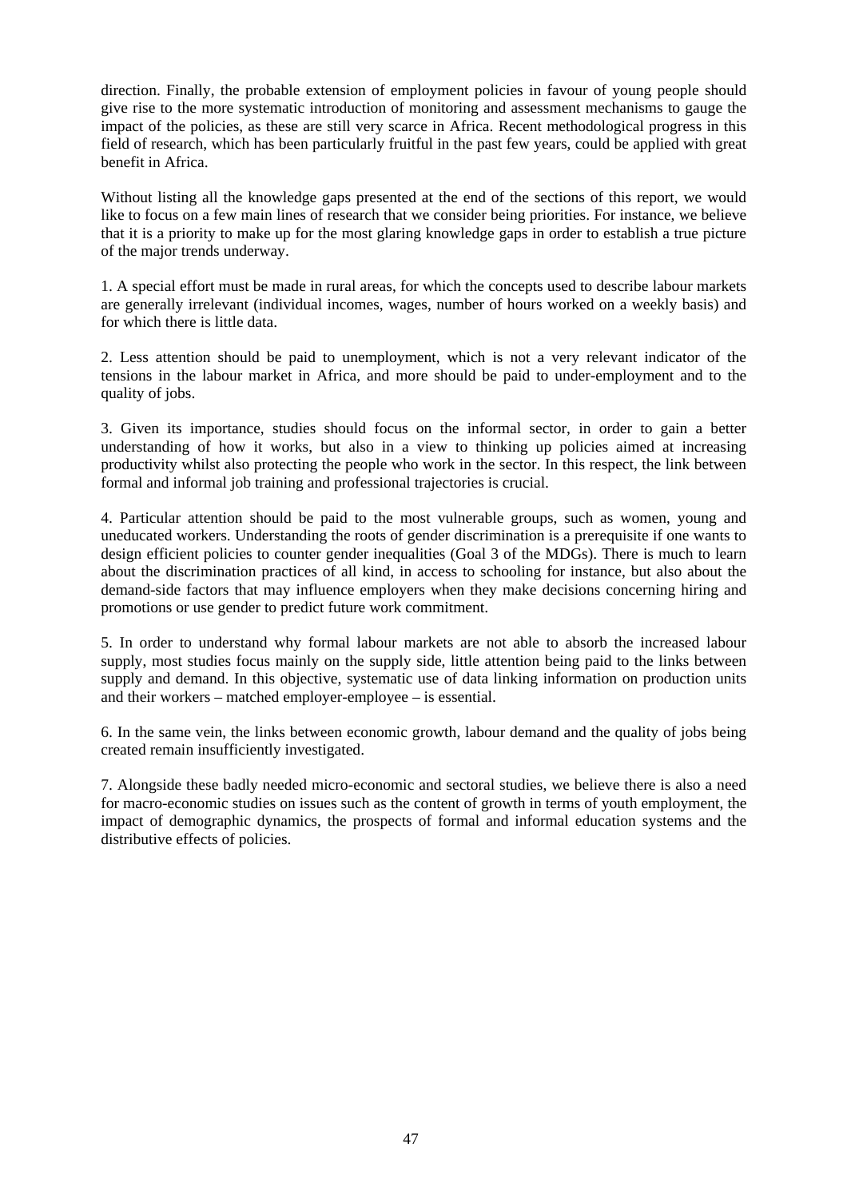direction. Finally, the probable extension of employment policies in favour of young people should give rise to the more systematic introduction of monitoring and assessment mechanisms to gauge the impact of the policies, as these are still very scarce in Africa. Recent methodological progress in this field of research, which has been particularly fruitful in the past few years, could be applied with great benefit in Africa.

Without listing all the knowledge gaps presented at the end of the sections of this report, we would like to focus on a few main lines of research that we consider being priorities. For instance, we believe that it is a priority to make up for the most glaring knowledge gaps in order to establish a true picture of the major trends underway.

1. A special effort must be made in rural areas, for which the concepts used to describe labour markets are generally irrelevant (individual incomes, wages, number of hours worked on a weekly basis) and for which there is little data.

2. Less attention should be paid to unemployment, which is not a very relevant indicator of the tensions in the labour market in Africa, and more should be paid to under-employment and to the quality of jobs.

3. Given its importance, studies should focus on the informal sector, in order to gain a better understanding of how it works, but also in a view to thinking up policies aimed at increasing productivity whilst also protecting the people who work in the sector. In this respect, the link between formal and informal job training and professional trajectories is crucial.

4. Particular attention should be paid to the most vulnerable groups, such as women, young and uneducated workers. Understanding the roots of gender discrimination is a prerequisite if one wants to design efficient policies to counter gender inequalities (Goal 3 of the MDGs). There is much to learn about the discrimination practices of all kind, in access to schooling for instance, but also about the demand-side factors that may influence employers when they make decisions concerning hiring and promotions or use gender to predict future work commitment.

5. In order to understand why formal labour markets are not able to absorb the increased labour supply, most studies focus mainly on the supply side, little attention being paid to the links between supply and demand. In this objective, systematic use of data linking information on production units and their workers – matched employer-employee – is essential.

6. In the same vein, the links between economic growth, labour demand and the quality of jobs being created remain insufficiently investigated.

7. Alongside these badly needed micro-economic and sectoral studies, we believe there is also a need for macro-economic studies on issues such as the content of growth in terms of youth employment, the impact of demographic dynamics, the prospects of formal and informal education systems and the distributive effects of policies.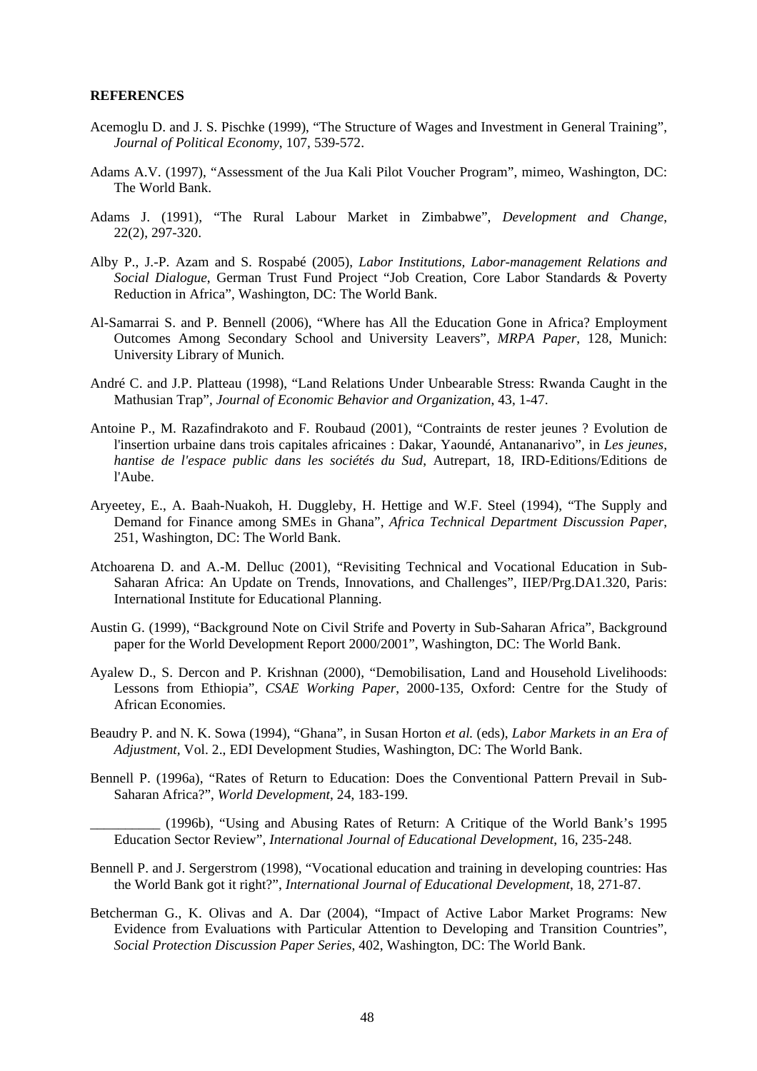**REFERENCES**

Acemoglu D. and J. S. Pischke (1999), "The Structure of Wages and Investment in General Training", *Journal of Political Economy*, 107, 539-572.

Adams A.V. (1997), "Assessment of the Jua Kali Pilot Voucher Program", mimeo, Washington, DC: The World Bank.

Adams J. (1991), "The Rural Labour Market in Zimbabwe", *Development and Change*, 22(2), 297-320.

Alby P., J.-P. Azam and S. Rospabé (2005), *Labor Institutions, Labor-management Relations and Social Dialogue*, German Trust Fund Project "Job Creation, Core Labor Standards & Poverty Reduction in Africa", Washington, DC: The World Bank.

Al-Samarrai S. and P. Bennell (2006), "Where has All the Education Gone in Africa? Employment Outcomes Among Secondary School and University Leavers", *MRPA Paper*, 128, Munich: University Library of Munich.

André C. and J.P. Platteau (1998), "Land Relations Under Unbearable Stress: Rwanda Caught in the Mathusian Trap", *Journal of Economic Behavior and Organization*, 43, 1-47.

Antoine P., M. Razafindrakoto and F. Roubaud (2001), "Contraints de rester jeunes ? Evolution de l'insertion urbaine dans trois capitales africaines : Dakar, Yaoundé, Antananarivo", in *Les jeunes, hantise de l'espace public dans les sociétés du Sud*, Autrepart, 18, IRD-Editions/Editions de l'Aube.

Aryeetey, E., A. Baah-Nuakoh, H. Duggleby, H. Hettige and W.F. Steel (1994), "The Supply and Demand for Finance among SMEs in Ghana", *Africa Technical Department Discussion Paper*, 251, Washington, DC: The World Bank.

Atchoarena D. and A.-M. Delluc (2001), "Revisiting Technical and Vocational Education in Sub-Saharan Africa: An Update on Trends, Innovations, and Challenges", IIEP/Prg.DA1.320, Paris: International Institute for Educational Planning.

Austin G. (1999), "Background Note on Civil Strife and Poverty in Sub-Saharan Africa", Background paper for the World Development Report 2000/2001", Washington, DC: The World Bank.

Ayalew D., S. Dercon and P. Krishnan (2000), "Demobilisation, Land and Household Livelihoods: Lessons from Ethiopia", *CSAE Working Paper*, 2000-135, Oxford: Centre for the Study of African Economies.

Beaudry P. and N. K. Sowa (1994), "Ghana", in Susan Horton *et al.* (eds), *Labor Markets in an Era of Adjustment*, Vol. 2., EDI Development Studies, Washington, DC: The World Bank.

Bennell P. (1996a), "Rates of Return to Education: Does the Conventional Pattern Prevail in Sub-Saharan Africa?", *World Development*, 24, 183-199.

__________ (1996b), "Using and Abusing Rates of Return: A Critique of the World Bank's 1995 Education Sector Review", *International Journal of Educational Development*, 16, 235-248.

Bennell P. and J. Sergerstrom (1998), "Vocational education and training in developing countries: Has the World Bank got it right?", *International Journal of Educational Development*, 18, 271-87.

Betcherman G., K. Olivas and A. Dar (2004), "Impact of Active Labor Market Programs: New Evidence from Evaluations with Particular Attention to Developing and Transition Countries", *Social Protection Discussion Paper Series*, 402, Washington, DC: The World Bank.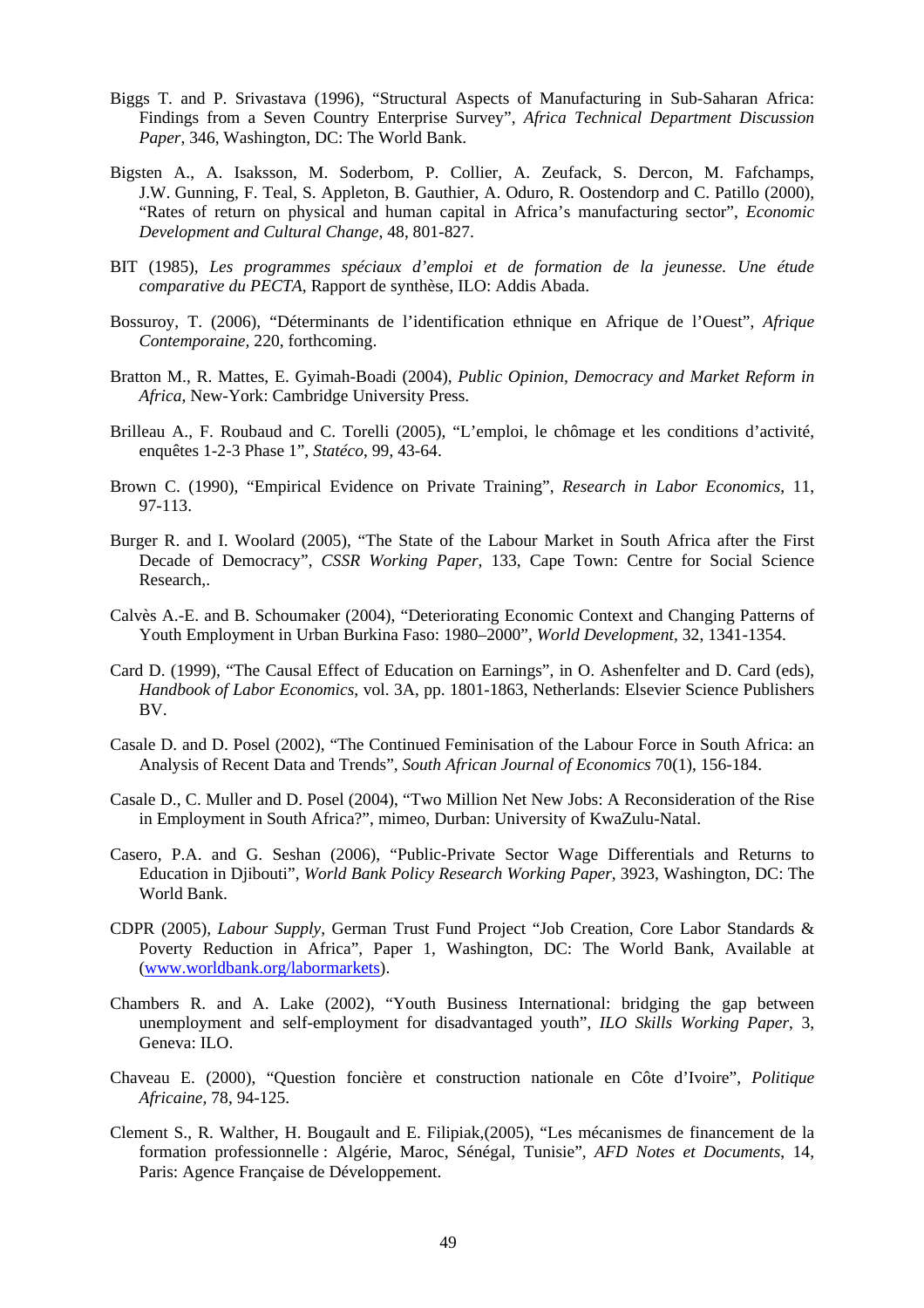Biggs T. and P. Srivastava (1996), “Structural Aspects of Manufacturing in Sub-Saharan Africa: Findings from a Seven Country Enterprise Survey”, *Africa Technical Department Discussion Paper*, 346, Washington, DC: The World Bank.

Bigsten A., A. Isaksson, M. Soderbom, P. Collier, A. Zeufack, S. Dercon, M. Fafchamps, J.W. Gunning, F. Teal, S. Appleton, B. Gauthier, A. Oduro, R. Oostendorp and C. Patillo (2000), “Rates of return on physical and human capital in Africa’s manufacturing sector”, *Economic Development and Cultural Change*, 48, 801-827.

BIT (1985), *Les programmes spéciaux d’emploi et de formation de la jeunesse. Une étude comparative du PECTA*, Rapport de synthèse, ILO: Addis Abada.

Bossuroy, T. (2006), “Déterminants de l’identification ethnique en Afrique de l’Ouest”, *Afrique Contemporaine*, 220, forthcoming.

Bratton M., R. Mattes, E. Gyimah-Boadi (2004), *Public Opinion, Democracy and Market Reform in Africa*, New-York: Cambridge University Press.

Brilleau A., F. Roubaud and C. Torelli (2005), “L’emploi, le chômage et les conditions d’activité, enquêtes 1-2-3 Phase 1”, *Statéco*, 99, 43-64.

Brown C. (1990), “Empirical Evidence on Private Training”, *Research in Labor Economics*, 11, 97-113.

Burger R. and I. Woolard (2005), “The State of the Labour Market in South Africa after the First Decade of Democracy”, *CSSR Working Paper,* 133, Cape Town: Centre for Social Science Research,.

Calvès A.-E. and B. Schoumaker (2004), “Deteriorating Economic Context and Changing Patterns of Youth Employment in Urban Burkina Faso: 1980–2000”, *World Development*, 32, 1341-1354.

Card D. (1999), “The Causal Effect of Education on Earnings”, in O. Ashenfelter and D. Card (eds), *Handbook of Labor Economics*, vol. 3A, pp. 1801-1863, Netherlands: Elsevier Science Publishers BV.

Casale D. and D. Posel (2002), “The Continued Feminisation of the Labour Force in South Africa: an Analysis of Recent Data and Trends”, *South African Journal of Economics* 70(1), 156-184.

Casale D., C. Muller and D. Posel (2004), “Two Million Net New Jobs: A Reconsideration of the Rise in Employment in South Africa?”, mimeo, Durban: University of KwaZulu-Natal.

Casero, P.A. and G. Seshan (2006), “Public-Private Sector Wage Differentials and Returns to Education in Djibouti”, *World Bank Policy Research Working Paper*, 3923, Washington, DC: The World Bank.

CDPR (2005), *Labour Supply*, German Trust Fund Project “Job Creation, Core Labor Standards & Poverty Reduction in Africa”, Paper 1, Washington, DC: The World Bank, Available at (www.worldbank.org/labormarkets).

Chambers R. and A. Lake (2002), “Youth Business International: bridging the gap between unemployment and self-employment for disadvantaged youth”, *ILO Skills Working Paper*, 3, Geneva: ILO.

Chaveau E. (2000), “Question foncière et construction nationale en Côte d’Ivoire”, *Politique Africaine,* 78, 94-125.

Clement S., R. Walther, H. Bougault and E. Filipiak,(2005), “Les mécanismes de financement de la formation professionnelle : Algérie, Maroc, Sénégal, Tunisie”, *AFD Notes et Documents*, 14, Paris: Agence Française de Développement.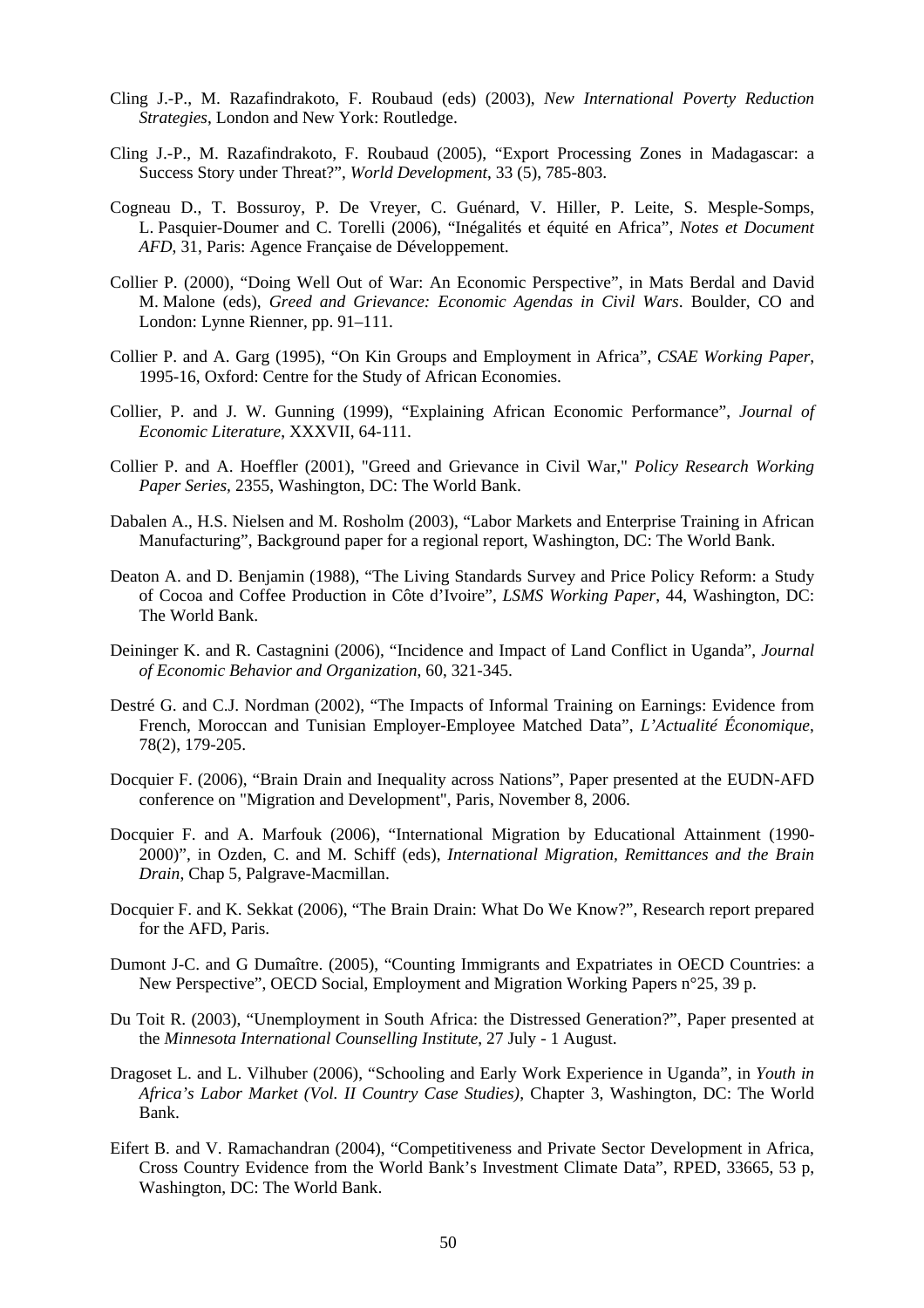Cling J.-P., M. Razafindrakoto, F. Roubaud (eds) (2003), *New International Poverty Reduction Strategies*, London and New York: Routledge.

Cling J.-P., M. Razafindrakoto, F. Roubaud (2005), "Export Processing Zones in Madagascar: a Success Story under Threat?", *World Development*, 33 (5), 785-803.

Cogneau D., T. Bossuroy, P. De Vreyer, C. Guénard, V. Hiller, P. Leite, S. Mesple-Somps, L. Pasquier-Doumer and C. Torelli (2006), "Inégalités et équité en Africa", *Notes et Document AFD*, 31, Paris: Agence Française de Développement.

Collier P. (2000), "Doing Well Out of War: An Economic Perspective", in Mats Berdal and David M. Malone (eds), *Greed and Grievance: Economic Agendas in Civil Wars*. Boulder, CO and London: Lynne Rienner, pp. 91–111.

Collier P. and A. Garg (1995), "On Kin Groups and Employment in Africa", *CSAE Working Paper*, 1995-16, Oxford: Centre for the Study of African Economies.

Collier, P. and J. W. Gunning (1999), "Explaining African Economic Performance", *Journal of Economic Literature*, XXXVII, 64-111.

Collier P. and A. Hoeffler (2001), "Greed and Grievance in Civil War," *Policy Research Working Paper Series*, 2355, Washington, DC: The World Bank.

Dabalen A., H.S. Nielsen and M. Rosholm (2003), "Labor Markets and Enterprise Training in African Manufacturing", Background paper for a regional report, Washington, DC: The World Bank.

Deaton A. and D. Benjamin (1988), "The Living Standards Survey and Price Policy Reform: a Study of Cocoa and Coffee Production in Côte d'Ivoire", *LSMS Working Paper*, 44, Washington, DC: The World Bank.

Deininger K. and R. Castagnini (2006), "Incidence and Impact of Land Conflict in Uganda", *Journal of Economic Behavior and Organization*, 60, 321-345.

Destré G. and C.J. Nordman (2002), "The Impacts of Informal Training on Earnings: Evidence from French, Moroccan and Tunisian Employer-Employee Matched Data", *L'Actualité Économique*, 78(2), 179-205.

Docquier F. (2006), "Brain Drain and Inequality across Nations", Paper presented at the EUDN-AFD conference on "Migration and Development", Paris, November 8, 2006.

Docquier F. and A. Marfouk (2006), "International Migration by Educational Attainment (1990-2000)", in Ozden, C. and M. Schiff (eds), *International Migration, Remittances and the Brain Drain*, Chap 5, Palgrave-Macmillan.

Docquier F. and K. Sekkat (2006), "The Brain Drain: What Do We Know?", Research report prepared for the AFD, Paris.

Dumont J-C. and G Dumaître. (2005), "Counting Immigrants and Expatriates in OECD Countries: a New Perspective", OECD Social, Employment and Migration Working Papers n°25, 39 p.

Du Toit R. (2003), "Unemployment in South Africa: the Distressed Generation?", Paper presented at the *Minnesota International Counselling Institute*, 27 July - 1 August.

Dragoset L. and L. Vilhuber (2006), "Schooling and Early Work Experience in Uganda", in *Youth in Africa's Labor Market (Vol. II Country Case Studies)*, Chapter 3, Washington, DC: The World Bank.

Eifert B. and V. Ramachandran (2004), "Competitiveness and Private Sector Development in Africa, Cross Country Evidence from the World Bank's Investment Climate Data", RPED, 33665, 53 p, Washington, DC: The World Bank.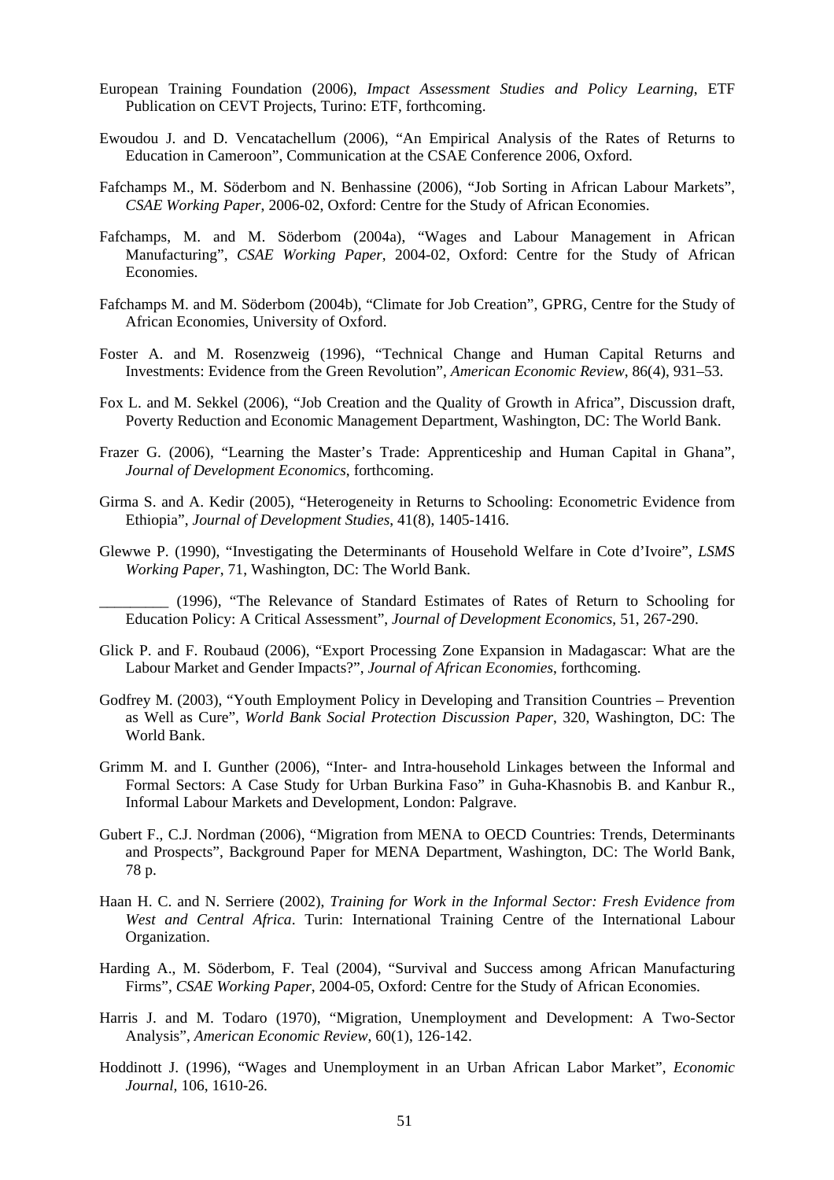European Training Foundation (2006), *Impact Assessment Studies and Policy Learning*, ETF Publication on CEVT Projects, Turino: ETF, forthcoming.

Ewoudou J. and D. Vencatachellum (2006), “An Empirical Analysis of the Rates of Returns to Education in Cameroon”, Communication at the CSAE Conference 2006, Oxford.

Fafchamps M., M. Söderbom and N. Benhassine (2006), “Job Sorting in African Labour Markets”, *CSAE Working Paper*, 2006-02, Oxford: Centre for the Study of African Economies.

Fafchamps, M. and M. Söderbom (2004a), “Wages and Labour Management in African Manufacturing”, *CSAE Working Paper*, 2004-02, Oxford: Centre for the Study of African Economies.

Fafchamps M. and M. Söderbom (2004b), “Climate for Job Creation”, GPRG, Centre for the Study of African Economies, University of Oxford.

Foster A. and M. Rosenzweig (1996), “Technical Change and Human Capital Returns and Investments: Evidence from the Green Revolution”, *American Economic Review*, 86(4), 931–53.

Fox L. and M. Sekkel (2006), “Job Creation and the Quality of Growth in Africa”, Discussion draft, Poverty Reduction and Economic Management Department, Washington, DC: The World Bank.

Frazer G. (2006), “Learning the Master’s Trade: Apprenticeship and Human Capital in Ghana”, *Journal of Development Economics*, forthcoming.

Girma S. and A. Kedir (2005), “Heterogeneity in Returns to Schooling: Econometric Evidence from Ethiopia”, *Journal of Development Studies*, 41(8), 1405-1416.

Glewwe P. (1990), “Investigating the Determinants of Household Welfare in Cote d’Ivoire”, *LSMS Working Paper*, 71, Washington, DC: The World Bank.

_________ (1996), “The Relevance of Standard Estimates of Rates of Return to Schooling for Education Policy: A Critical Assessment”, *Journal of Development Economics*, 51, 267-290.

Glick P. and F. Roubaud (2006), “Export Processing Zone Expansion in Madagascar: What are the Labour Market and Gender Impacts?”, *Journal of African Economies*, forthcoming.

Godfrey M. (2003), “Youth Employment Policy in Developing and Transition Countries – Prevention as Well as Cure”, *World Bank Social Protection Discussion Paper*, 320, Washington, DC: The World Bank.

Grimm M. and I. Gunther (2006), “Inter- and Intra-household Linkages between the Informal and Formal Sectors: A Case Study for Urban Burkina Faso” in Guha-Khasnobis B. and Kanbur R., Informal Labour Markets and Development, London: Palgrave.

Gubert F., C.J. Nordman (2006), “Migration from MENA to OECD Countries: Trends, Determinants and Prospects”, Background Paper for MENA Department, Washington, DC: The World Bank, 78 p.

Haan H. C. and N. Serriere (2002), *Training for Work in the Informal Sector: Fresh Evidence from West and Central Africa*. Turin: International Training Centre of the International Labour Organization.

Harding A., M. Söderbom, F. Teal (2004), “Survival and Success among African Manufacturing Firms”, *CSAE Working Paper*, 2004-05, Oxford: Centre for the Study of African Economies.

Harris J. and M. Todaro (1970), “Migration, Unemployment and Development: A Two-Sector Analysis”, *American Economic Review*, 60(1), 126-142.

Hoddinott J. (1996), “Wages and Unemployment in an Urban African Labor Market”, *Economic Journal*, 106, 1610-26.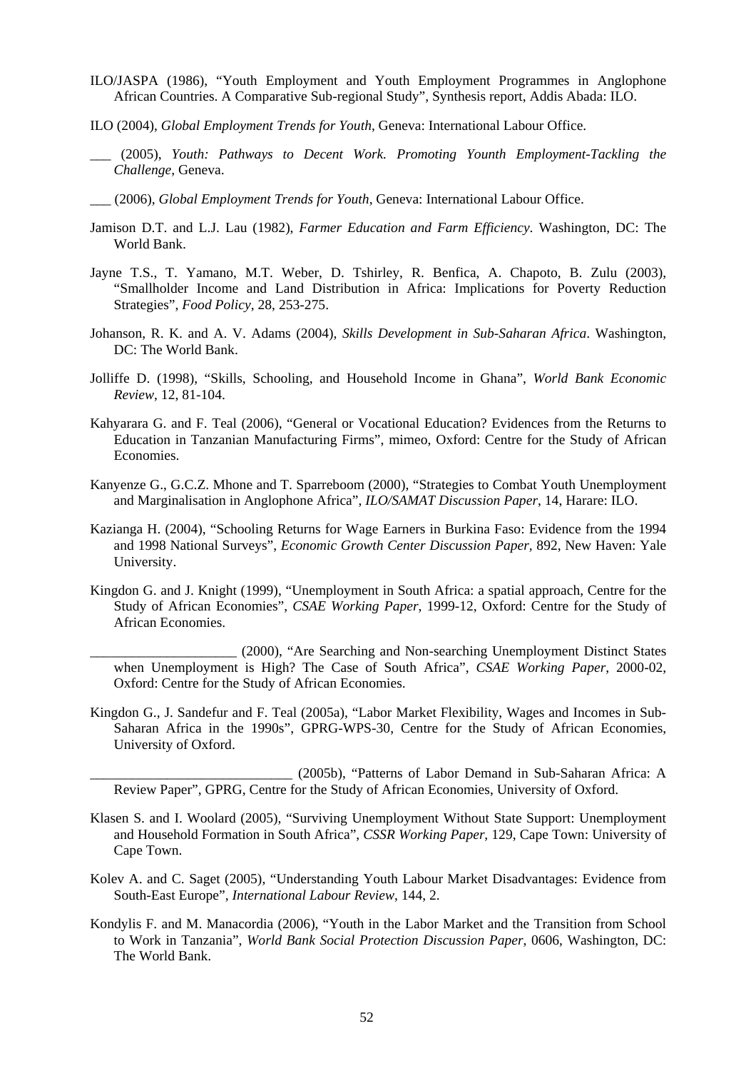ILO/JASPA (1986), "Youth Employment and Youth Employment Programmes in Anglophone African Countries. A Comparative Sub-regional Study", Synthesis report, Addis Abada: ILO.

ILO (2004), *Global Employment Trends for Youth*, Geneva: International Labour Office.

___ (2005), *Youth: Pathways to Decent Work. Promoting Younth Employment-Tackling the Challenge*, Geneva.

___ (2006), *Global Employment Trends for Youth*, Geneva: International Labour Office.

Jamison D.T. and L.J. Lau (1982), *Farmer Education and Farm Efficiency*. Washington, DC: The World Bank.

Jayne T.S., T. Yamano, M.T. Weber, D. Tshirley, R. Benfica, A. Chapoto, B. Zulu (2003), "Smallholder Income and Land Distribution in Africa: Implications for Poverty Reduction Strategies", *Food Policy*, 28, 253-275.

Johanson, R. K. and A. V. Adams (2004), *Skills Development in Sub-Saharan Africa*. Washington, DC: The World Bank.

Jolliffe D. (1998), "Skills, Schooling, and Household Income in Ghana", *World Bank Economic Review*, 12, 81-104.

Kahyarara G. and F. Teal (2006), "General or Vocational Education? Evidences from the Returns to Education in Tanzanian Manufacturing Firms", mimeo, Oxford: Centre for the Study of African Economies.

Kanyenze G., G.C.Z. Mhone and T. Sparreboom (2000), "Strategies to Combat Youth Unemployment and Marginalisation in Anglophone Africa", *ILO/SAMAT Discussion Paper*, 14, Harare: ILO.

Kazianga H. (2004), "Schooling Returns for Wage Earners in Burkina Faso: Evidence from the 1994 and 1998 National Surveys", *Economic Growth Center Discussion Paper*, 892, New Haven: Yale University.

Kingdon G. and J. Knight (1999), "Unemployment in South Africa: a spatial approach, Centre for the Study of African Economies", *CSAE Working Paper*, 1999-12, Oxford: Centre for the Study of African Economies.

_____________________ (2000), "Are Searching and Non-searching Unemployment Distinct States when Unemployment is High? The Case of South Africa", *CSAE Working Paper*, 2000-02, Oxford: Centre for the Study of African Economies.

Kingdon G., J. Sandefur and F. Teal (2005a), "Labor Market Flexibility, Wages and Incomes in Sub-Saharan Africa in the 1990s", GPRG-WPS-30, Centre for the Study of African Economies, University of Oxford.

_____________________________ (2005b), "Patterns of Labor Demand in Sub-Saharan Africa: A Review Paper", GPRG, Centre for the Study of African Economies, University of Oxford.

Klasen S. and I. Woolard (2005), "Surviving Unemployment Without State Support: Unemployment and Household Formation in South Africa", *CSSR Working Paper*, 129, Cape Town: University of Cape Town.

Kolev A. and C. Saget (2005), "Understanding Youth Labour Market Disadvantages: Evidence from South-East Europe", *International Labour Review*, 144, 2.

Kondylis F. and M. Manacordia (2006), "Youth in the Labor Market and the Transition from School to Work in Tanzania", *World Bank Social Protection Discussion Paper*, 0606, Washington, DC: The World Bank.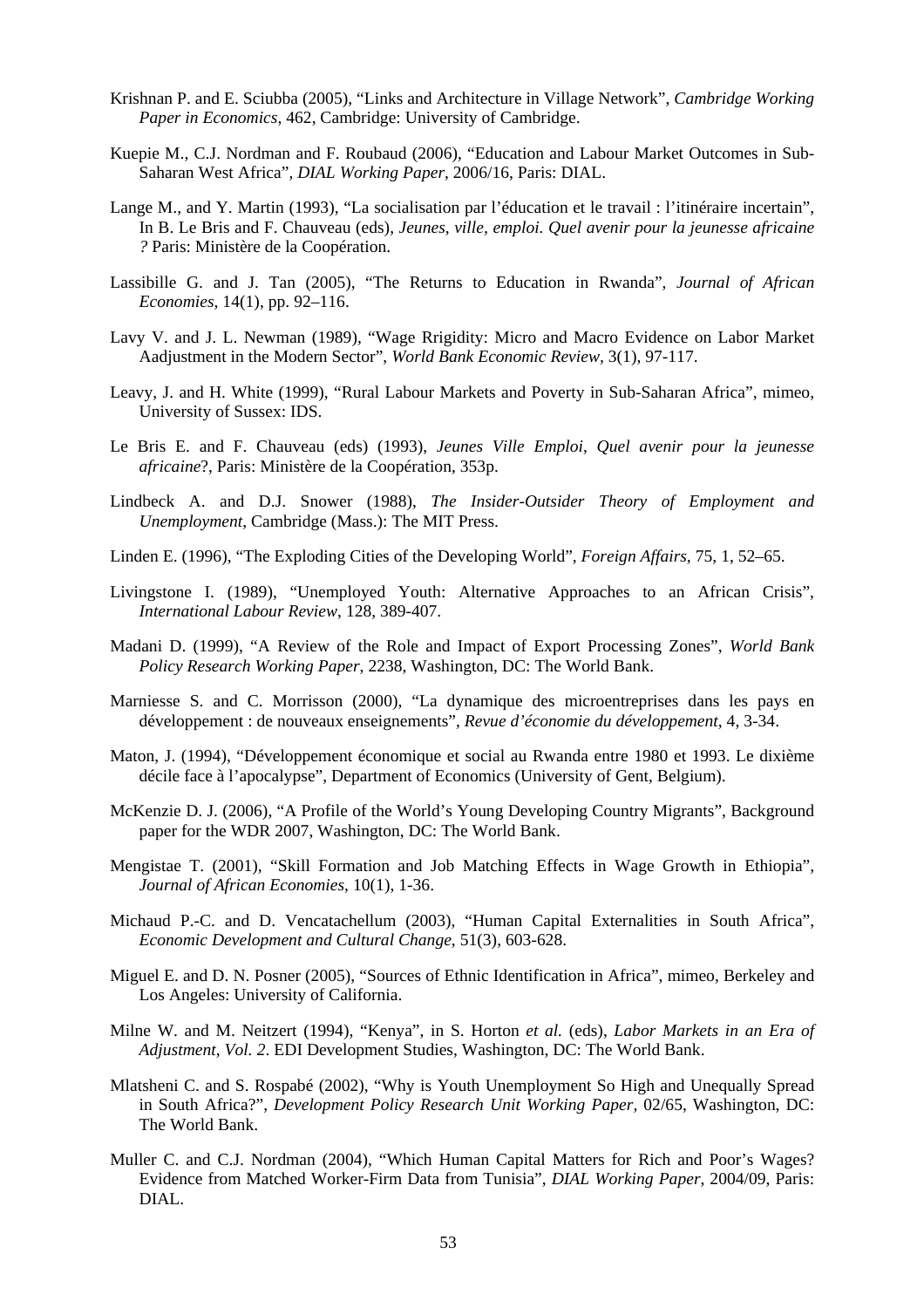Krishnan P. and E. Sciubba (2005), "Links and Architecture in Village Network", *Cambridge Working Paper in Economics*, 462, Cambridge: University of Cambridge.

Kuepie M., C.J. Nordman and F. Roubaud (2006), "Education and Labour Market Outcomes in Sub-Saharan West Africa", *DIAL Working Paper*, 2006/16, Paris: DIAL.

Lange M., and Y. Martin (1993), "La socialisation par l'éducation et le travail : l'itinéraire incertain", In B. Le Bris and F. Chauveau (eds), *Jeunes, ville, emploi. Quel avenir pour la jeunesse africaine ?* Paris: Ministère de la Coopération.

Lassibille G. and J. Tan (2005), "The Returns to Education in Rwanda", *Journal of African Economies*, 14(1), pp. 92–116.

Lavy V. and J. L. Newman (1989), "Wage Rrigidity: Micro and Macro Evidence on Labor Market Aadjustment in the Modern Sector", *World Bank Economic Review*, 3(1), 97-117.

Leavy, J. and H. White (1999), "Rural Labour Markets and Poverty in Sub-Saharan Africa", mimeo, University of Sussex: IDS.

Le Bris E. and F. Chauveau (eds) (1993), *Jeunes Ville Emploi, Quel avenir pour la jeunesse africaine*?, Paris: Ministère de la Coopération, 353p.

Lindbeck A. and D.J. Snower (1988), *The Insider-Outsider Theory of Employment and Unemployment*, Cambridge (Mass.): The MIT Press.

Linden E. (1996), "The Exploding Cities of the Developing World", *Foreign Affairs*, 75, 1, 52–65.

Livingstone I. (1989), "Unemployed Youth: Alternative Approaches to an African Crisis", *International Labour Review*, 128, 389-407.

Madani D. (1999), "A Review of the Role and Impact of Export Processing Zones", *World Bank Policy Research Working Paper*, 2238, Washington, DC: The World Bank.

Marniesse S. and C. Morrisson (2000), "La dynamique des microentreprises dans les pays en développement : de nouveaux enseignements", *Revue d'économie du développement*, 4, 3-34.

Maton, J. (1994), "Développement économique et social au Rwanda entre 1980 et 1993. Le dixième décile face à l'apocalypse", Department of Economics (University of Gent, Belgium).

McKenzie D. J. (2006), "A Profile of the World's Young Developing Country Migrants", Background paper for the WDR 2007, Washington, DC: The World Bank.

Mengistae T. (2001), "Skill Formation and Job Matching Effects in Wage Growth in Ethiopia", *Journal of African Economies*, 10(1), 1-36.

Michaud P.-C. and D. Vencatachellum (2003), "Human Capital Externalities in South Africa", *Economic Development and Cultural Change*, 51(3), 603-628.

Miguel E. and D. N. Posner (2005), "Sources of Ethnic Identification in Africa", mimeo, Berkeley and Los Angeles: University of California.

Milne W. and M. Neitzert (1994), "Kenya", in S. Horton *et al.* (eds), *Labor Markets in an Era of Adjustment, Vol. 2*. EDI Development Studies, Washington, DC: The World Bank.

Mlatsheni C. and S. Rospabé (2002), "Why is Youth Unemployment So High and Unequally Spread in South Africa?", *Development Policy Research Unit Working Paper*, 02/65, Washington, DC: The World Bank.

Muller C. and C.J. Nordman (2004), "Which Human Capital Matters for Rich and Poor's Wages? Evidence from Matched Worker-Firm Data from Tunisia", *DIAL Working Paper*, 2004/09, Paris: DIAL.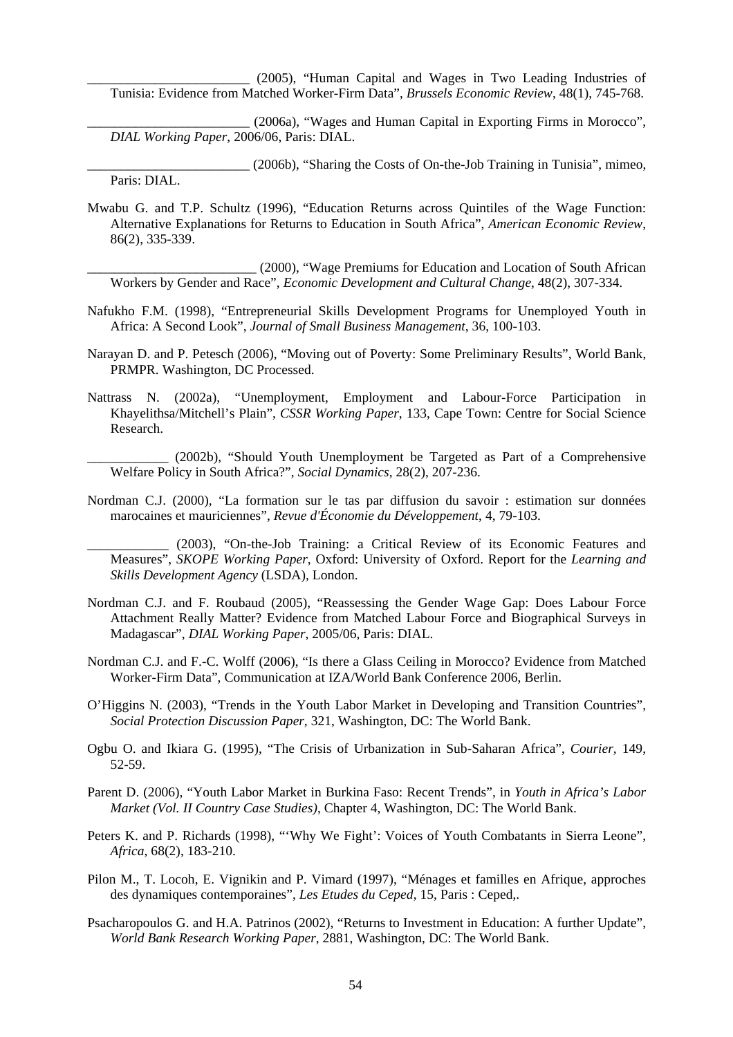________________________ (2005), "Human Capital and Wages in Two Leading Industries of Tunisia: Evidence from Matched Worker-Firm Data", *Brussels Economic Review*, 48(1), 745-768.

________________________ (2006a), "Wages and Human Capital in Exporting Firms in Morocco", *DIAL Working Paper*, 2006/06, Paris: DIAL.

________________________ (2006b), "Sharing the Costs of On-the-Job Training in Tunisia", mimeo, Paris: DIAL.

Mwabu G. and T.P. Schultz (1996), "Education Returns across Quintiles of the Wage Function: Alternative Explanations for Returns to Education in South Africa", *American Economic Review*, 86(2), 335-339.

_________________________ (2000), "Wage Premiums for Education and Location of South African Workers by Gender and Race", *Economic Development and Cultural Change*, 48(2), 307-334.

Nafukho F.M. (1998), "Entrepreneurial Skills Development Programs for Unemployed Youth in Africa: A Second Look", *Journal of Small Business Management*, 36, 100-103.

Narayan D. and P. Petesch (2006), "Moving out of Poverty: Some Preliminary Results", World Bank, PRMPR. Washington, DC Processed.

Nattrass N. (2002a), "Unemployment, Employment and Labour-Force Participation in Khayelithsa/Mitchell's Plain", *CSSR Working Paper*, 133, Cape Town: Centre for Social Science Research.

____________ (2002b), "Should Youth Unemployment be Targeted as Part of a Comprehensive Welfare Policy in South Africa?", *Social Dynamics*, 28(2), 207-236.

Nordman C.J. (2000), "La formation sur le tas par diffusion du savoir : estimation sur données marocaines et mauriciennes", *Revue d'Économie du Développement*, 4, 79-103.

____________ (2003), "On-the-Job Training: a Critical Review of its Economic Features and Measures", *SKOPE Working Paper*, Oxford: University of Oxford. Report for the *Learning and Skills Development Agency* (LSDA), London.

Nordman C.J. and F. Roubaud (2005), "Reassessing the Gender Wage Gap: Does Labour Force Attachment Really Matter? Evidence from Matched Labour Force and Biographical Surveys in Madagascar", *DIAL Working Paper*, 2005/06, Paris: DIAL.

Nordman C.J. and F.-C. Wolff (2006), "Is there a Glass Ceiling in Morocco? Evidence from Matched Worker-Firm Data", Communication at IZA/World Bank Conference 2006, Berlin.

O'Higgins N. (2003), "Trends in the Youth Labor Market in Developing and Transition Countries", *Social Protection Discussion Paper*, 321, Washington, DC: The World Bank.

Ogbu O. and Ikiara G. (1995), "The Crisis of Urbanization in Sub-Saharan Africa", *Courier*, 149, 52-59.

Parent D. (2006), "Youth Labor Market in Burkina Faso: Recent Trends", in *Youth in Africa's Labor Market (Vol. II Country Case Studies)*, Chapter 4, Washington, DC: The World Bank.

Peters K. and P. Richards (1998), "'Why We Fight': Voices of Youth Combatants in Sierra Leone", *Africa*, 68(2), 183-210.

Pilon M., T. Locoh, E. Vignikin and P. Vimard (1997), "Ménages et familles en Afrique, approches des dynamiques contemporaines", *Les Etudes du Ceped*, 15, Paris : Ceped,.

Psacharopoulos G. and H.A. Patrinos (2002), "Returns to Investment in Education: A further Update", *World Bank Research Working Paper*, 2881, Washington, DC: The World Bank.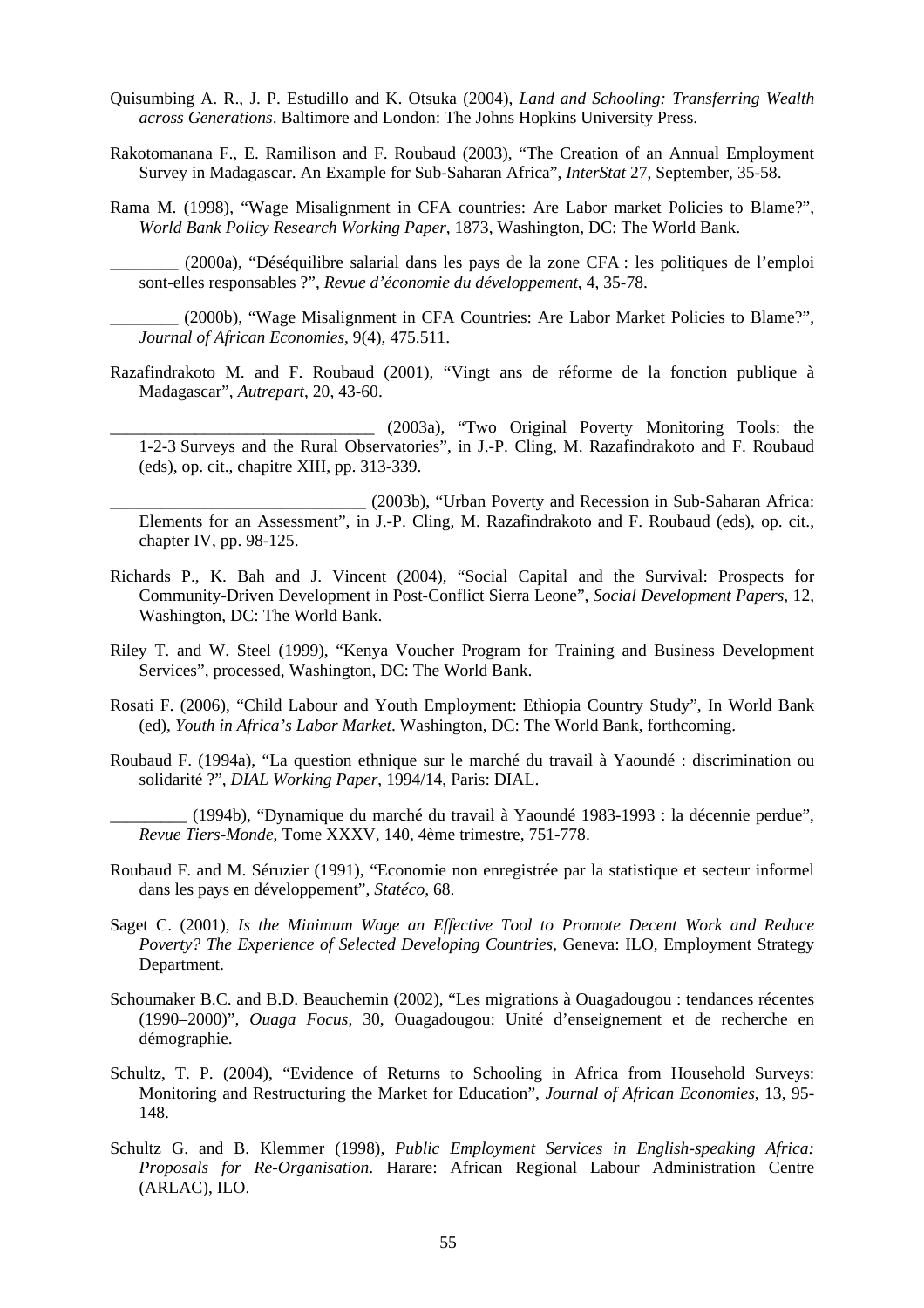Quisumbing A. R., J. P. Estudillo and K. Otsuka (2004), *Land and Schooling: Transferring Wealth across Generations*. Baltimore and London: The Johns Hopkins University Press.

Rakotomanana F., E. Ramilison and F. Roubaud (2003), "The Creation of an Annual Employment Survey in Madagascar. An Example for Sub-Saharan Africa", *InterStat* 27, September, 35-58.

Rama M. (1998), "Wage Misalignment in CFA countries: Are Labor market Policies to Blame?", *World Bank Policy Research Working Paper*, 1873, Washington, DC: The World Bank.

________ (2000a), "Déséquilibre salarial dans les pays de la zone CFA : les politiques de l'emploi sont-elles responsables ?", *Revue d'économie du développement*, 4, 35-78.

________ (2000b), "Wage Misalignment in CFA Countries: Are Labor Market Policies to Blame?", *Journal of African Economies*, 9(4), 475.511.

Razafindrakoto M. and F. Roubaud (2001), "Vingt ans de réforme de la fonction publique à Madagascar", *Autrepart*, 20, 43-60.

______________________________ (2003a), "Two Original Poverty Monitoring Tools: the 1-2-3 Surveys and the Rural Observatories", in J.-P. Cling, M. Razafindrakoto and F. Roubaud (eds), op. cit., chapitre XIII, pp. 313-339.

______________________________ (2003b), "Urban Poverty and Recession in Sub-Saharan Africa: Elements for an Assessment", in J.-P. Cling, M. Razafindrakoto and F. Roubaud (eds), op. cit., chapter IV, pp. 98-125.

Richards P., K. Bah and J. Vincent (2004), "Social Capital and the Survival: Prospects for Community-Driven Development in Post-Conflict Sierra Leone", *Social Development Papers*, 12, Washington, DC: The World Bank.

Riley T. and W. Steel (1999), "Kenya Voucher Program for Training and Business Development Services", processed, Washington, DC: The World Bank.

Rosati F. (2006), "Child Labour and Youth Employment: Ethiopia Country Study", In World Bank (ed), *Youth in Africa's Labor Market*. Washington, DC: The World Bank, forthcoming.

Roubaud F. (1994a), "La question ethnique sur le marché du travail à Yaoundé : discrimination ou solidarité ?", *DIAL Working Paper*, 1994/14, Paris: DIAL.

_________ (1994b), "Dynamique du marché du travail à Yaoundé 1983-1993 : la décennie perdue", *Revue Tiers-Monde*, Tome XXXV, 140, 4ème trimestre, 751-778.

Roubaud F. and M. Séruzier (1991), "Economie non enregistrée par la statistique et secteur informel dans les pays en développement", *Statéco*, 68.

Saget C. (2001), *Is the Minimum Wage an Effective Tool to Promote Decent Work and Reduce Poverty? The Experience of Selected Developing Countries*, Geneva: ILO, Employment Strategy Department.

Schoumaker B.C. and B.D. Beauchemin (2002), "Les migrations à Ouagadougou : tendances récentes (1990–2000)", *Ouaga Focus*, 30, Ouagadougou: Unité d'enseignement et de recherche en démographie.

Schultz, T. P. (2004), "Evidence of Returns to Schooling in Africa from Household Surveys: Monitoring and Restructuring the Market for Education", *Journal of African Economies*, 13, 95-148.

Schultz G. and B. Klemmer (1998), *Public Employment Services in English-speaking Africa: Proposals for Re-Organisation*. Harare: African Regional Labour Administration Centre (ARLAC), ILO.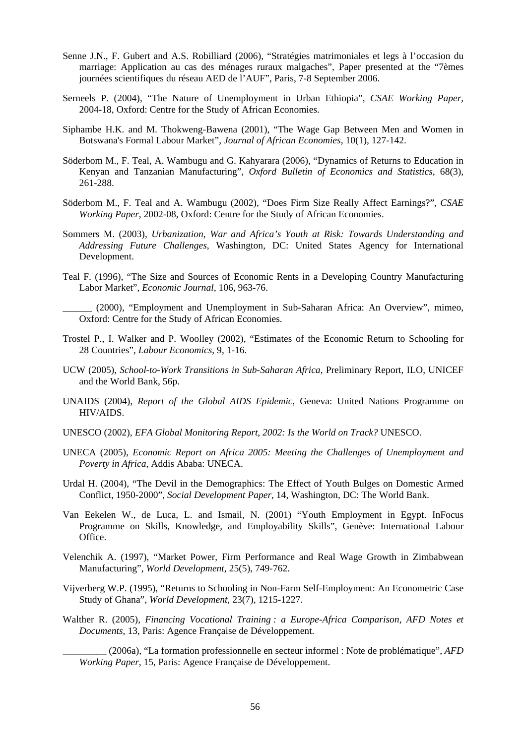Senne J.N., F. Gubert and A.S. Robilliard (2006), "Stratégies matrimoniales et legs à l'occasion du marriage: Application au cas des ménages ruraux malgaches", Paper presented at the "7èmes journées scientifiques du réseau AED de l'AUF", Paris, 7-8 September 2006.

Serneels P. (2004), "The Nature of Unemployment in Urban Ethiopia", *CSAE Working Paper*, 2004-18, Oxford: Centre for the Study of African Economies.

Siphambe H.K. and M. Thokweng-Bawena (2001), "The Wage Gap Between Men and Women in Botswana's Formal Labour Market", *Journal of African Economies*, 10(1), 127-142.

Söderbom M., F. Teal, A. Wambugu and G. Kahyarara (2006), "Dynamics of Returns to Education in Kenyan and Tanzanian Manufacturing", *Oxford Bulletin of Economics and Statistics*, 68(3), 261-288.

Söderbom M., F. Teal and A. Wambugu (2002), "Does Firm Size Really Affect Earnings?", *CSAE Working Paper*, 2002-08, Oxford: Centre for the Study of African Economies.

Sommers M. (2003), *Urbanization, War and Africa's Youth at Risk: Towards Understanding and Addressing Future Challenges*, Washington, DC: United States Agency for International Development.

Teal F. (1996), "The Size and Sources of Economic Rents in a Developing Country Manufacturing Labor Market", *Economic Journal*, 106, 963-76.

______ (2000), "Employment and Unemployment in Sub-Saharan Africa: An Overview", mimeo, Oxford: Centre for the Study of African Economies.

Trostel P., I. Walker and P. Woolley (2002), "Estimates of the Economic Return to Schooling for 28 Countries", *Labour Economics*, 9, 1-16.

UCW (2005), *School-to-Work Transitions in Sub-Saharan Africa*, Preliminary Report, ILO, UNICEF and the World Bank, 56p.

UNAIDS (2004), *Report of the Global AIDS Epidemic*, Geneva: United Nations Programme on HIV/AIDS.

UNESCO (2002), *EFA Global Monitoring Report, 2002: Is the World on Track?* UNESCO.

UNECA (2005), *Economic Report on Africa 2005: Meeting the Challenges of Unemployment and Poverty in Africa*, Addis Ababa: UNECA.

Urdal H. (2004), "The Devil in the Demographics: The Effect of Youth Bulges on Domestic Armed Conflict, 1950-2000", *Social Development Paper*, 14, Washington, DC: The World Bank.

Van Eekelen W., de Luca, L. and Ismail, N. (2001) "Youth Employment in Egypt. InFocus Programme on Skills, Knowledge, and Employability Skills", Genève: International Labour Office.

Velenchik A. (1997), "Market Power, Firm Performance and Real Wage Growth in Zimbabwean Manufacturing", *World Development*, 25(5), 749-762.

Vijverberg W.P. (1995), "Returns to Schooling in Non-Farm Self-Employment: An Econometric Case Study of Ghana", *World Development*, 23(7), 1215-1227.

Walther R. (2005), *Financing Vocational Training : a Europe-Africa Comparison, AFD Notes et Documents*, 13, Paris: Agence Française de Développement.

_________ (2006a), "La formation professionnelle en secteur informel : Note de problématique", *AFD Working Paper*, 15, Paris: Agence Française de Développement.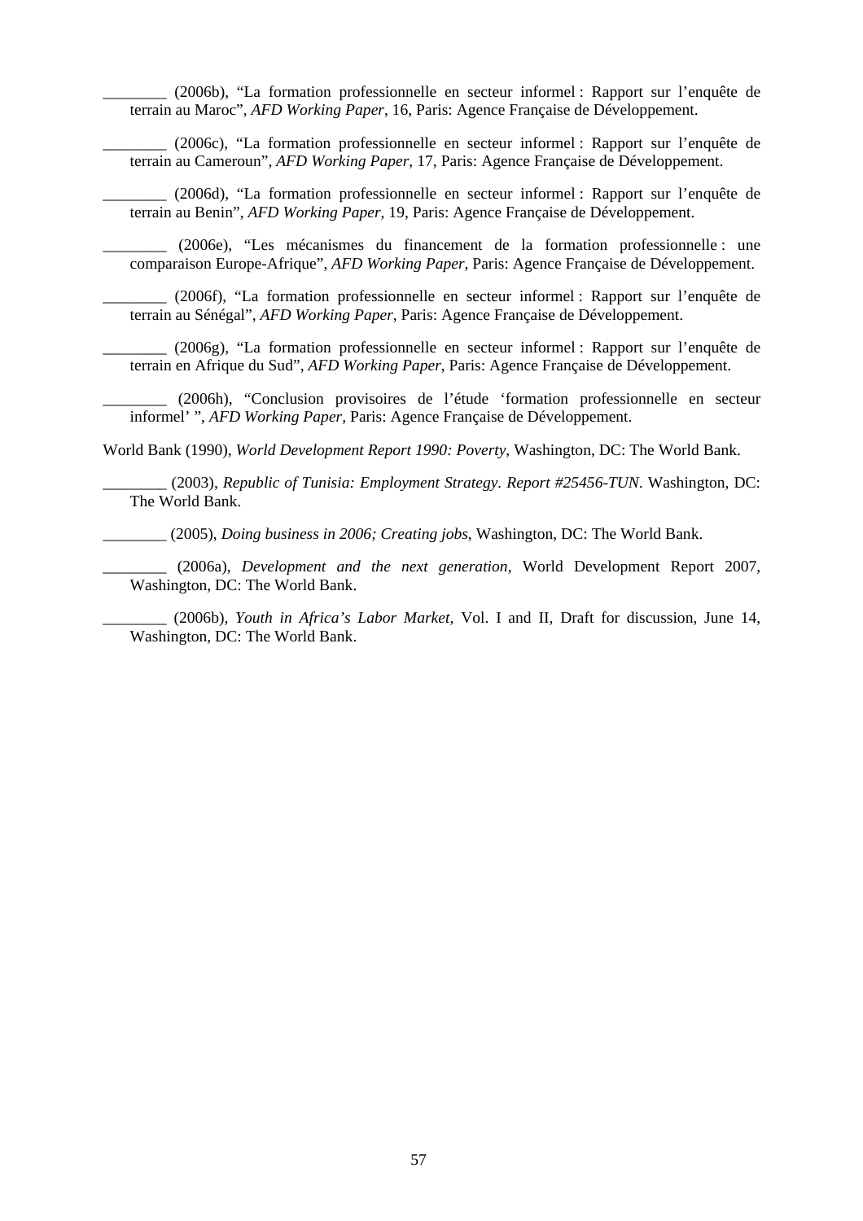________ (2006b), “La formation professionnelle en secteur informel : Rapport sur l’enquête de terrain au Maroc”, *AFD Working Paper*, 16, Paris: Agence Française de Développement.

________ (2006c), “La formation professionnelle en secteur informel : Rapport sur l’enquête de terrain au Cameroun”, *AFD Working Paper*, 17, Paris: Agence Française de Développement.

________ (2006d), “La formation professionnelle en secteur informel : Rapport sur l’enquête de terrain au Benin”, *AFD Working Paper*, 19, Paris: Agence Française de Développement.

________ (2006e), “Les mécanismes du financement de la formation professionnelle : une comparaison Europe-Afrique”, *AFD Working Paper*, Paris: Agence Française de Développement.

________ (2006f), “La formation professionnelle en secteur informel : Rapport sur l’enquête de terrain au Sénégal”, *AFD Working Paper*, Paris: Agence Française de Développement.

________ (2006g), “La formation professionnelle en secteur informel : Rapport sur l’enquête de terrain en Afrique du Sud”, *AFD Working Paper*, Paris: Agence Française de Développement.

________ (2006h), “Conclusion provisoires de l’étude ‘formation professionnelle en secteur informel’ ”, *AFD Working Paper*, Paris: Agence Française de Développement.

World Bank (1990), *World Development Report 1990: Poverty*, Washington, DC: The World Bank.

________ (2003), *Republic of Tunisia: Employment Strategy. Report #25456-TUN*. Washington, DC: The World Bank.

________ (2005), *Doing business in 2006; Creating jobs*, Washington, DC: The World Bank.

________ (2006a), *Development and the next generation*, World Development Report 2007, Washington, DC: The World Bank.

________ (2006b), *Youth in Africa’s Labor Market*, Vol. I and II, Draft for discussion, June 14, Washington, DC: The World Bank.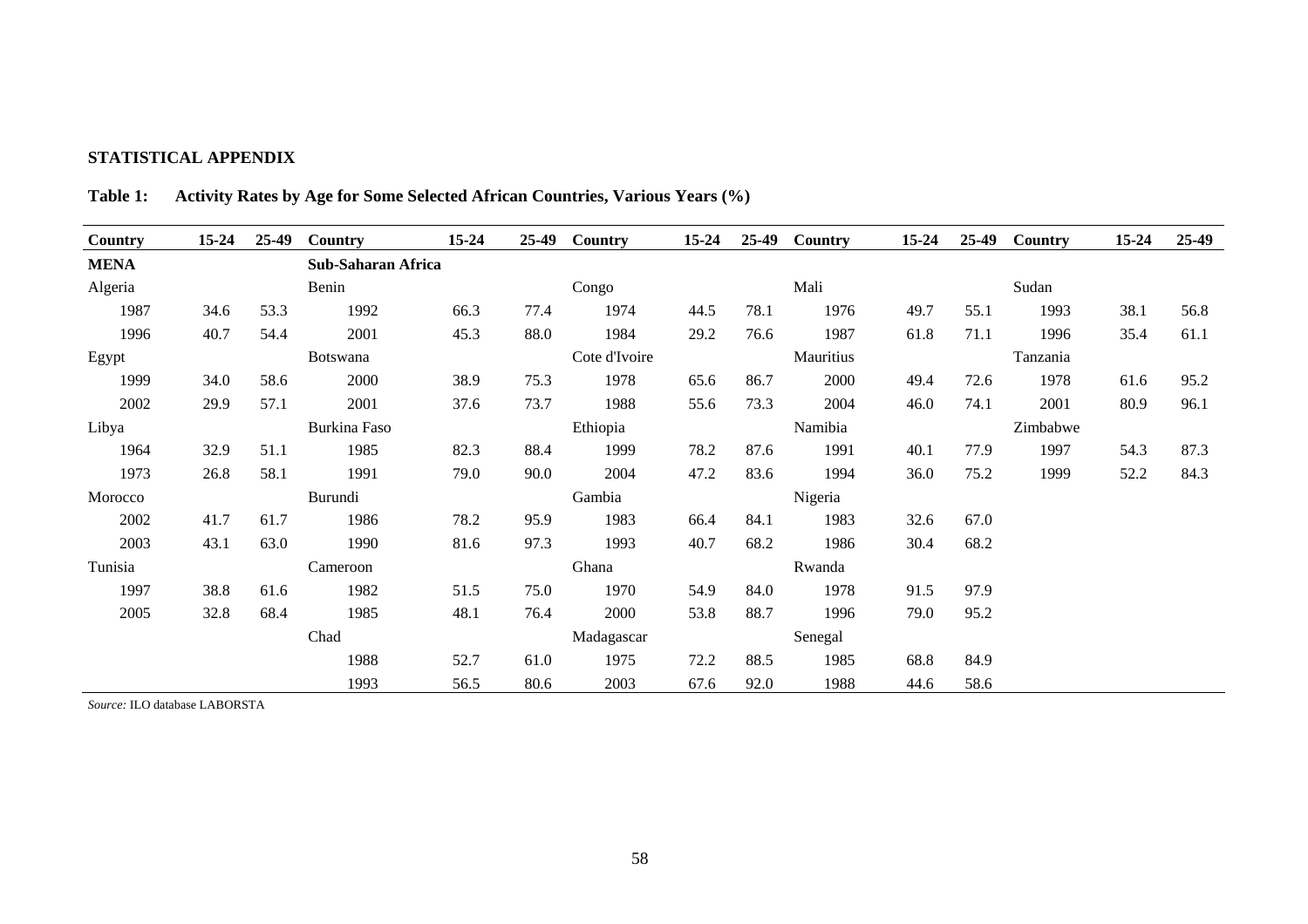**STATISTICAL APPENDIX**

**Table 1: Activity Rates by Age for Some Selected African Countries, Various Years (%)**

| Country | 15-24 | 25-49 | Country | 15-24 | 25-49 | Country | 15-24 | 25-49 | Country | 15-24 | 25-49 | Country | 15-24 | 25-49 |
|---|---|---|---|---|---|---|---|---|---|---|---|---|---|---|
| **MENA** | | | **Sub-Saharan Africa** | | | | | | | | | | | |
| Algeria | | | Benin | | | Congo | | | Mali | | | Sudan | | |
| 1987 | 34.6 | 53.3 | 1992 | 66.3 | 77.4 | 1974 | 44.5 | 78.1 | 1976 | 49.7 | 55.1 | 1993 | 38.1 | 56.8 |
| 1996 | 40.7 | 54.4 | 2001 | 45.3 | 88.0 | 1984 | 29.2 | 76.6 | 1987 | 61.8 | 71.1 | 1996 | 35.4 | 61.1 |
| Egypt | | | Botswana | | | Cote d'Ivoire | | | Mauritius | | | Tanzania | | |
| 1999 | 34.0 | 58.6 | 2000 | 38.9 | 75.3 | 1978 | 65.6 | 86.7 | 2000 | 49.4 | 72.6 | 1978 | 61.6 | 95.2 |
| 2002 | 29.9 | 57.1 | 2001 | 37.6 | 73.7 | 1988 | 55.6 | 73.3 | 2004 | 46.0 | 74.1 | 2001 | 80.9 | 96.1 |
| Libya | | | Burkina Faso | | | Ethiopia | | | Namibia | | | Zimbabwe | | |
| 1964 | 32.9 | 51.1 | 1985 | 82.3 | 88.4 | 1999 | 78.2 | 87.6 | 1991 | 40.1 | 77.9 | 1997 | 54.3 | 87.3 |
| 1973 | 26.8 | 58.1 | 1991 | 79.0 | 90.0 | 2004 | 47.2 | 83.6 | 1994 | 36.0 | 75.2 | 1999 | 52.2 | 84.3 |
| Morocco | | | Burundi | | | Gambia | | | Nigeria | | | | | |
| 2002 | 41.7 | 61.7 | 1986 | 78.2 | 95.9 | 1983 | 66.4 | 84.1 | 1983 | 32.6 | 67.0 | | | |
| 2003 | 43.1 | 63.0 | 1990 | 81.6 | 97.3 | 1993 | 40.7 | 68.2 | 1986 | 30.4 | 68.2 | | | |
| Tunisia | | | Cameroon | | | Ghana | | | Rwanda | | | | | |
| 1997 | 38.8 | 61.6 | 1982 | 51.5 | 75.0 | 1970 | 54.9 | 84.0 | 1978 | 91.5 | 97.9 | | | |
| 2005 | 32.8 | 68.4 | 1985 | 48.1 | 76.4 | 2000 | 53.8 | 88.7 | 1996 | 79.0 | 95.2 | | | |
| | | | Chad | | | Madagascar | | | Senegal | | | | | |
| | | | 1988 | 52.7 | 61.0 | 1975 | 72.2 | 88.5 | 1985 | 68.8 | 84.9 | | | |
| | | | 1993 | 56.5 | 80.6 | 2003 | 67.6 | 92.0 | 1988 | 44.6 | 58.6 | | | |

*Source:* ILO database LABORSTA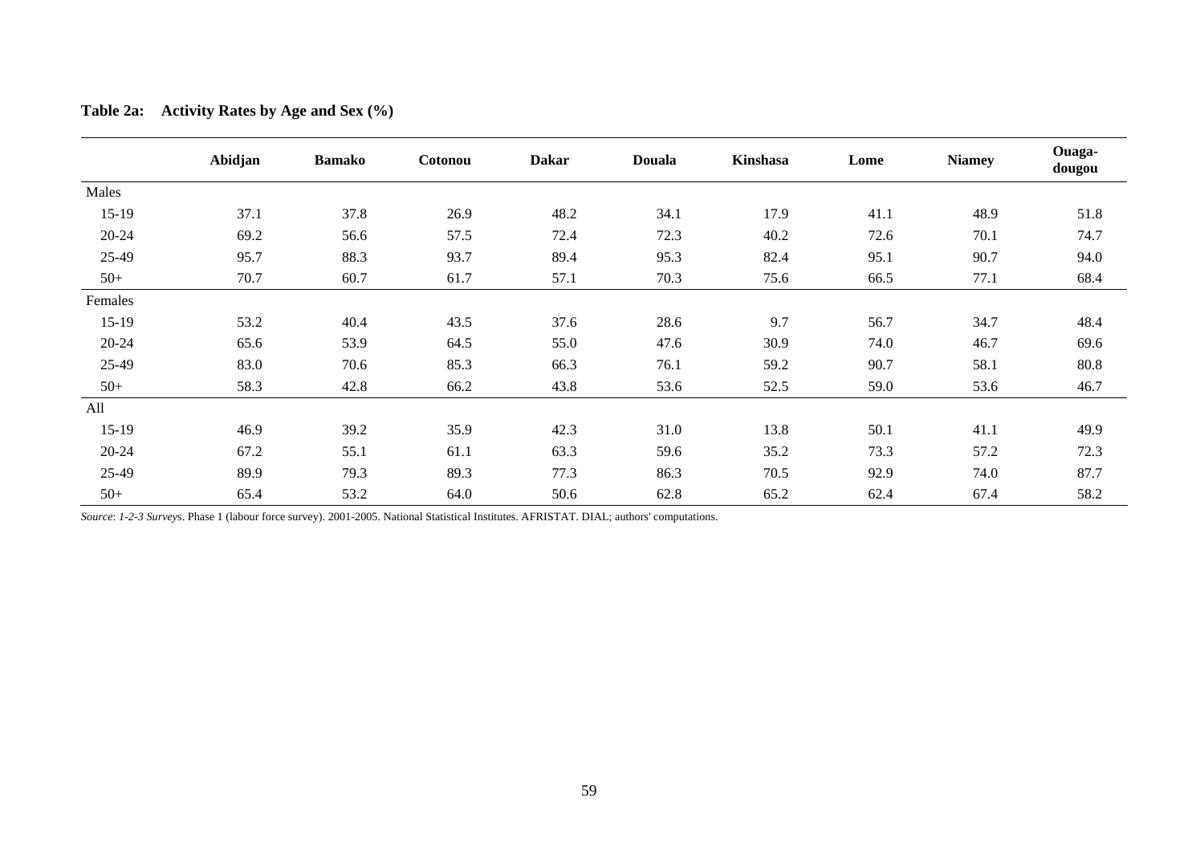**Table 2a: Activity Rates by Age and Sex (%)**

| | Abidjan | Bamako | Cotonou | Dakar | Douala | Kinshasa | Lome | Niamey | Ouaga-dougou |
|---|---|---|---|---|---|---|---|---|---|
| Males | | | | | | | | | |
| 15-19 | 37.1 | 37.8 | 26.9 | 48.2 | 34.1 | 17.9 | 41.1 | 48.9 | 51.8 |
| 20-24 | 69.2 | 56.6 | 57.5 | 72.4 | 72.3 | 40.2 | 72.6 | 70.1 | 74.7 |
| 25-49 | 95.7 | 88.3 | 93.7 | 89.4 | 95.3 | 82.4 | 95.1 | 90.7 | 94.0 |
| 50+ | 70.7 | 60.7 | 61.7 | 57.1 | 70.3 | 75.6 | 66.5 | 77.1 | 68.4 |
| Females | | | | | | | | | |
| 15-19 | 53.2 | 40.4 | 43.5 | 37.6 | 28.6 | 9.7 | 56.7 | 34.7 | 48.4 |
| 20-24 | 65.6 | 53.9 | 64.5 | 55.0 | 47.6 | 30.9 | 74.0 | 46.7 | 69.6 |
| 25-49 | 83.0 | 70.6 | 85.3 | 66.3 | 76.1 | 59.2 | 90.7 | 58.1 | 80.8 |
| 50+ | 58.3 | 42.8 | 66.2 | 43.8 | 53.6 | 52.5 | 59.0 | 53.6 | 46.7 |
| All | | | | | | | | | |
| 15-19 | 46.9 | 39.2 | 35.9 | 42.3 | 31.0 | 13.8 | 50.1 | 41.1 | 49.9 |
| 20-24 | 67.2 | 55.1 | 61.1 | 63.3 | 59.6 | 35.2 | 73.3 | 57.2 | 72.3 |
| 25-49 | 89.9 | 79.3 | 89.3 | 77.3 | 86.3 | 70.5 | 92.9 | 74.0 | 87.7 |
| 50+ | 65.4 | 53.2 | 64.0 | 50.6 | 62.8 | 65.2 | 62.4 | 67.4 | 58.2 |

*Source*: *1-2-3 Survey*s. Phase 1 (labour force survey). 2001-2005. National Statistical Institutes. AFRISTAT. DIAL; authors' computations.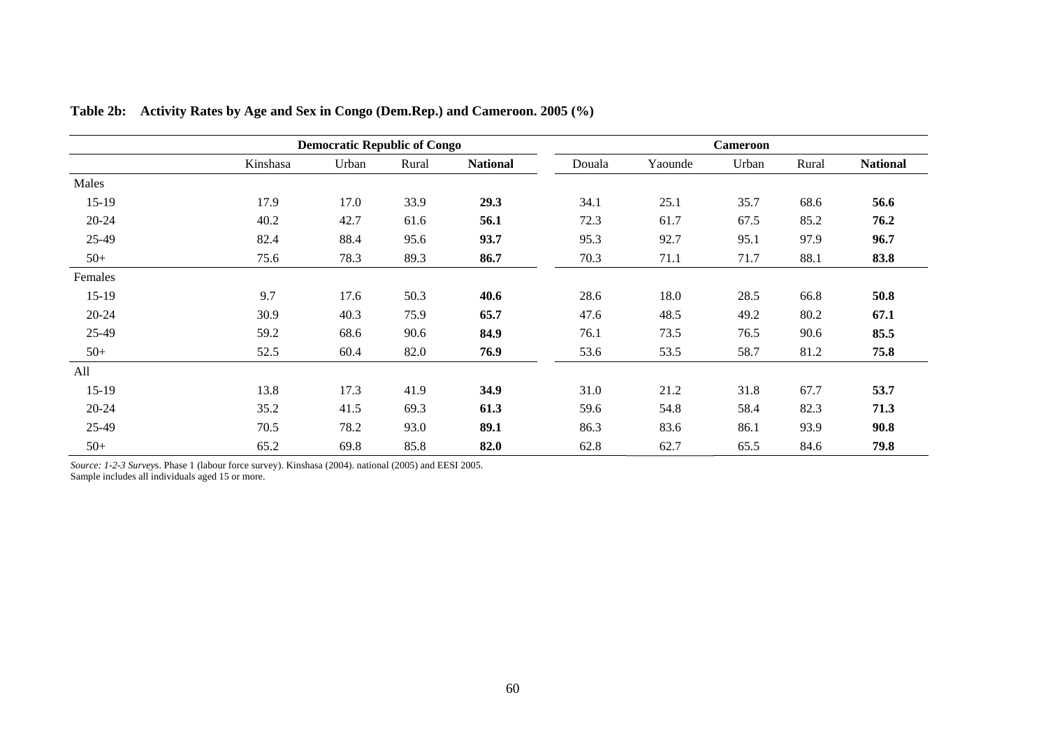**Table 2b: Activity Rates by Age and Sex in Congo (Dem.Rep.) and Cameroon. 2005 (%)**

| | Democratic Republic of Congo | | | | Cameroon | | | | |
|---|---|---|---|---|---|---|---|---|---|
| | Kinshasa | Urban | Rural | **National** | Douala | Yaounde | Urban | Rural | **National** |
| Males | | | | | | | | | |
| 15-19 | 17.9 | 17.0 | 33.9 | **29.3** | 34.1 | 25.1 | 35.7 | 68.6 | **56.6** |
| 20-24 | 40.2 | 42.7 | 61.6 | **56.1** | 72.3 | 61.7 | 67.5 | 85.2 | **76.2** |
| 25-49 | 82.4 | 88.4 | 95.6 | **93.7** | 95.3 | 92.7 | 95.1 | 97.9 | **96.7** |
| 50+ | 75.6 | 78.3 | 89.3 | **86.7** | 70.3 | 71.1 | 71.7 | 88.1 | **83.8** |
| Females | | | | | | | | | |
| 15-19 | 9.7 | 17.6 | 50.3 | **40.6** | 28.6 | 18.0 | 28.5 | 66.8 | **50.8** |
| 20-24 | 30.9 | 40.3 | 75.9 | **65.7** | 47.6 | 48.5 | 49.2 | 80.2 | **67.1** |
| 25-49 | 59.2 | 68.6 | 90.6 | **84.9** | 76.1 | 73.5 | 76.5 | 90.6 | **85.5** |
| 50+ | 52.5 | 60.4 | 82.0 | **76.9** | 53.6 | 53.5 | 58.7 | 81.2 | **75.8** |
| All | | | | | | | | | |
| 15-19 | 13.8 | 17.3 | 41.9 | **34.9** | 31.0 | 21.2 | 31.8 | 67.7 | **53.7** |
| 20-24 | 35.2 | 41.5 | 69.3 | **61.3** | 59.6 | 54.8 | 58.4 | 82.3 | **71.3** |
| 25-49 | 70.5 | 78.2 | 93.0 | **89.1** | 86.3 | 83.6 | 86.1 | 93.9 | **90.8** |
| 50+ | 65.2 | 69.8 | 85.8 | **82.0** | 62.8 | 62.7 | 65.5 | 84.6 | **79.8** |

*Source: 1-2-3 Surveys*. Phase 1 (labour force survey). Kinshasa (2004). national (2005) and EESI 2005.
Sample includes all individuals aged 15 or more.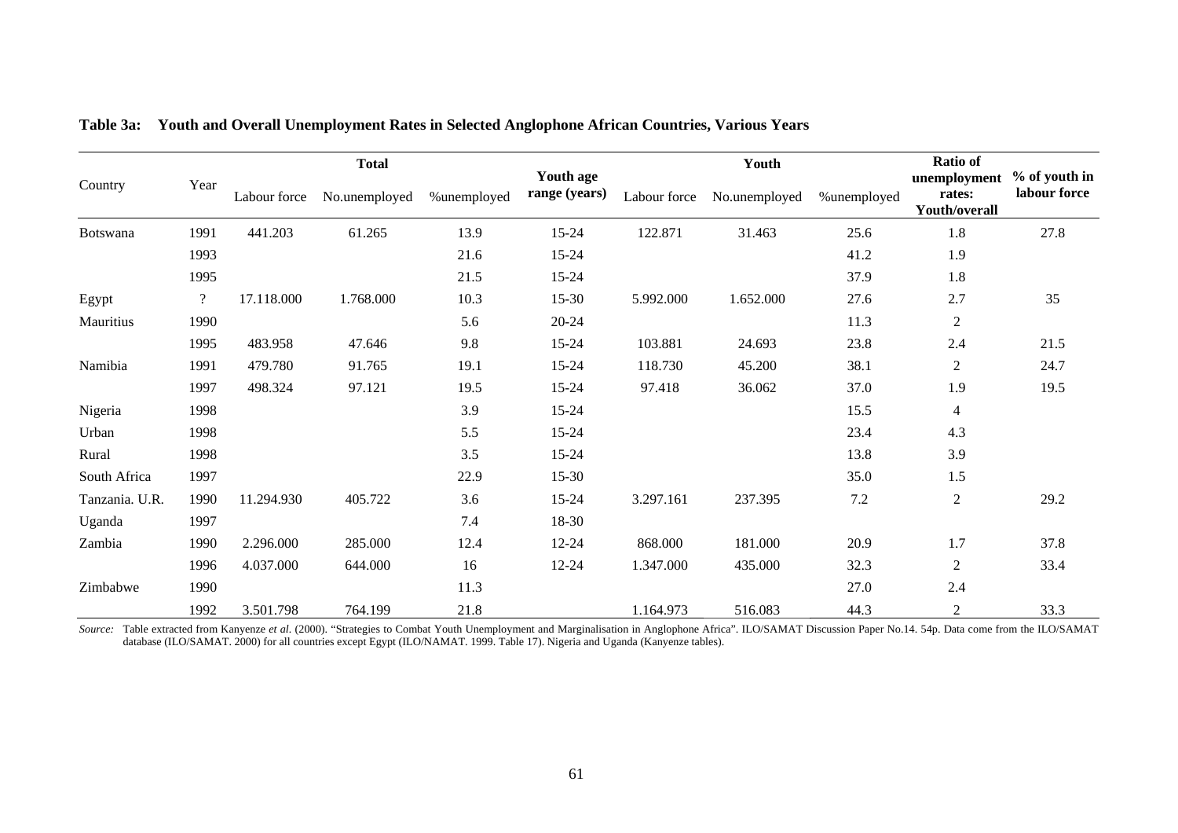**Table 3a: Youth and Overall Unemployment Rates in Selected Anglophone African Countries, Various Years**

| Country | Year | Total | | | Youth age range (years) | Youth | | | Ratio of unemployment rates: Youth/overall | % of youth in labour force |
|---|---|---|---|---|---|---|---|---|---|---|
| | | Labour force | No.unemployed | %unemployed | | Labour force | No.unemployed | %unemployed | | |
| Botswana | 1991 | 441.203 | 61.265 | 13.9 | 15-24 | 122.871 | 31.463 | 25.6 | 1.8 | 27.8 |
| | 1993 | | | 21.6 | 15-24 | | | 41.2 | 1.9 | |
| | 1995 | | | 21.5 | 15-24 | | | 37.9 | 1.8 | |
| Egypt | ? | 17.118.000 | 1.768.000 | 10.3 | 15-30 | 5.992.000 | 1.652.000 | 27.6 | 2.7 | 35 |
| Mauritius | 1990 | | | 5.6 | 20-24 | | | 11.3 | 2 | |
| | 1995 | 483.958 | 47.646 | 9.8 | 15-24 | 103.881 | 24.693 | 23.8 | 2.4 | 21.5 |
| Namibia | 1991 | 479.780 | 91.765 | 19.1 | 15-24 | 118.730 | 45.200 | 38.1 | 2 | 24.7 |
| | 1997 | 498.324 | 97.121 | 19.5 | 15-24 | 97.418 | 36.062 | 37.0 | 1.9 | 19.5 |
| Nigeria | 1998 | | | 3.9 | 15-24 | | | 15.5 | 4 | |
| Urban | 1998 | | | 5.5 | 15-24 | | | 23.4 | 4.3 | |
| Rural | 1998 | | | 3.5 | 15-24 | | | 13.8 | 3.9 | |
| South Africa | 1997 | | | 22.9 | 15-30 | | | 35.0 | 1.5 | |
| Tanzania. U.R. | 1990 | 11.294.930 | 405.722 | 3.6 | 15-24 | 3.297.161 | 237.395 | 7.2 | 2 | 29.2 |
| Uganda | 1997 | | | 7.4 | 18-30 | | | | | |
| Zambia | 1990 | 2.296.000 | 285.000 | 12.4 | 12-24 | 868.000 | 181.000 | 20.9 | 1.7 | 37.8 |
| | 1996 | 4.037.000 | 644.000 | 16 | 12-24 | 1.347.000 | 435.000 | 32.3 | 2 | 33.4 |
| Zimbabwe | 1990 | | | 11.3 | | | | 27.0 | 2.4 | |
| | 1992 | 3.501.798 | 764.199 | 21.8 | | 1.164.973 | 516.083 | 44.3 | 2 | 33.3 |

*Source:* Table extracted from Kanyenze *et al.* (2000). "Strategies to Combat Youth Unemployment and Marginalisation in Anglophone Africa". ILO/SAMAT Discussion Paper No.14. 54p. Data come from the ILO/SAMAT database (ILO/SAMAT. 2000) for all countries except Egypt (ILO/NAMAT. 1999. Table 17). Nigeria and Uganda (Kanyenze tables).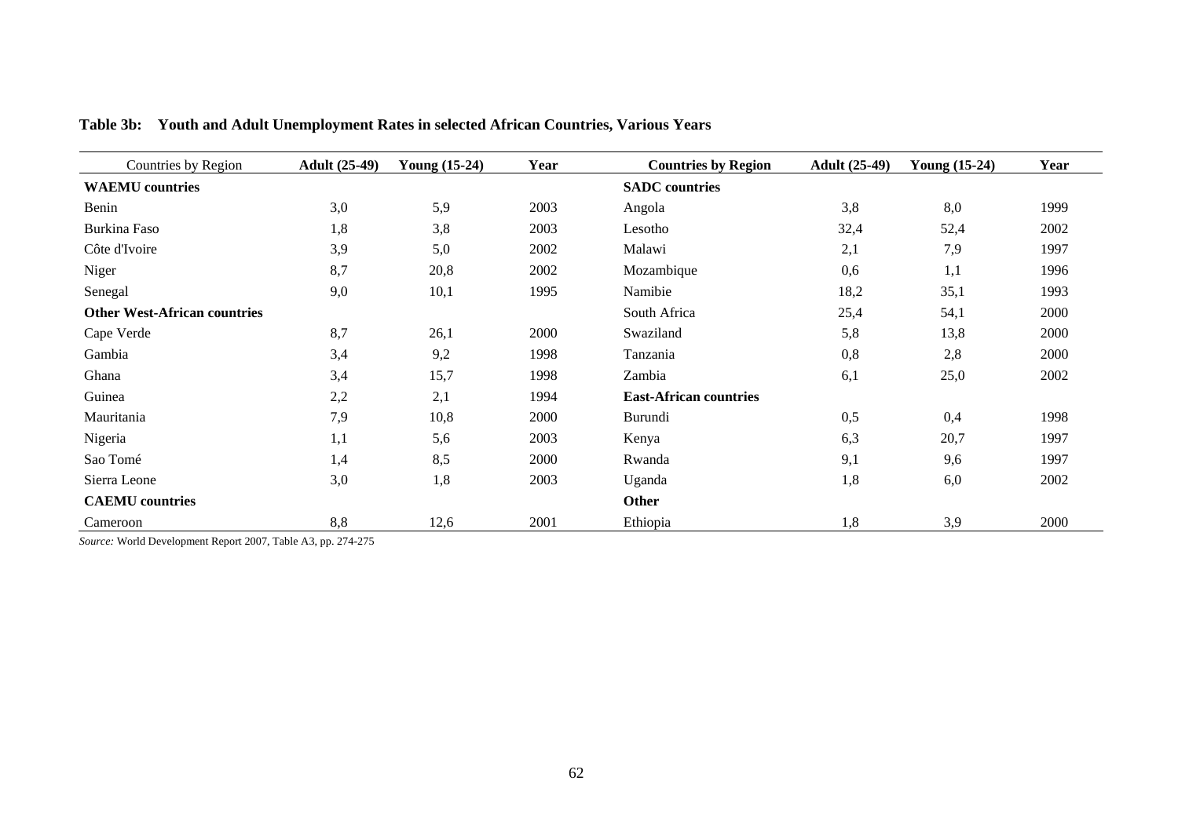**Table 3b: Youth and Adult Unemployment Rates in selected African Countries, Various Years**

| Countries by Region | Adult (25-49) | Young (15-24) | Year | Countries by Region | Adult (25-49) | Young (15-24) | Year |
|---|---|---|---|---|---|---|---|
| **WAEMU countries** | | | | **SADC countries** | | | |
| Benin | 3,0 | 5,9 | 2003 | Angola | 3,8 | 8,0 | 1999 |
| Burkina Faso | 1,8 | 3,8 | 2003 | Lesotho | 32,4 | 52,4 | 2002 |
| Côte d'Ivoire | 3,9 | 5,0 | 2002 | Malawi | 2,1 | 7,9 | 1997 |
| Niger | 8,7 | 20,8 | 2002 | Mozambique | 0,6 | 1,1 | 1996 |
| Senegal | 9,0 | 10,1 | 1995 | Namibie | 18,2 | 35,1 | 1993 |
| **Other West-African countries** | | | | South Africa | 25,4 | 54,1 | 2000 |
| Cape Verde | 8,7 | 26,1 | 2000 | Swaziland | 5,8 | 13,8 | 2000 |
| Gambia | 3,4 | 9,2 | 1998 | Tanzania | 0,8 | 2,8 | 2000 |
| Ghana | 3,4 | 15,7 | 1998 | Zambia | 6,1 | 25,0 | 2002 |
| Guinea | 2,2 | 2,1 | 1994 | **East-African countries** | | | |
| Mauritania | 7,9 | 10,8 | 2000 | Burundi | 0,5 | 0,4 | 1998 |
| Nigeria | 1,1 | 5,6 | 2003 | Kenya | 6,3 | 20,7 | 1997 |
| Sao Tomé | 1,4 | 8,5 | 2000 | Rwanda | 9,1 | 9,6 | 1997 |
| Sierra Leone | 3,0 | 1,8 | 2003 | Uganda | 1,8 | 6,0 | 2002 |
| **CAEMU countries** | | | | **Other** | | | |
| Cameroon | 8,8 | 12,6 | 2001 | Ethiopia | 1,8 | 3,9 | 2000 |

*Source:* World Development Report 2007, Table A3, pp. 274-275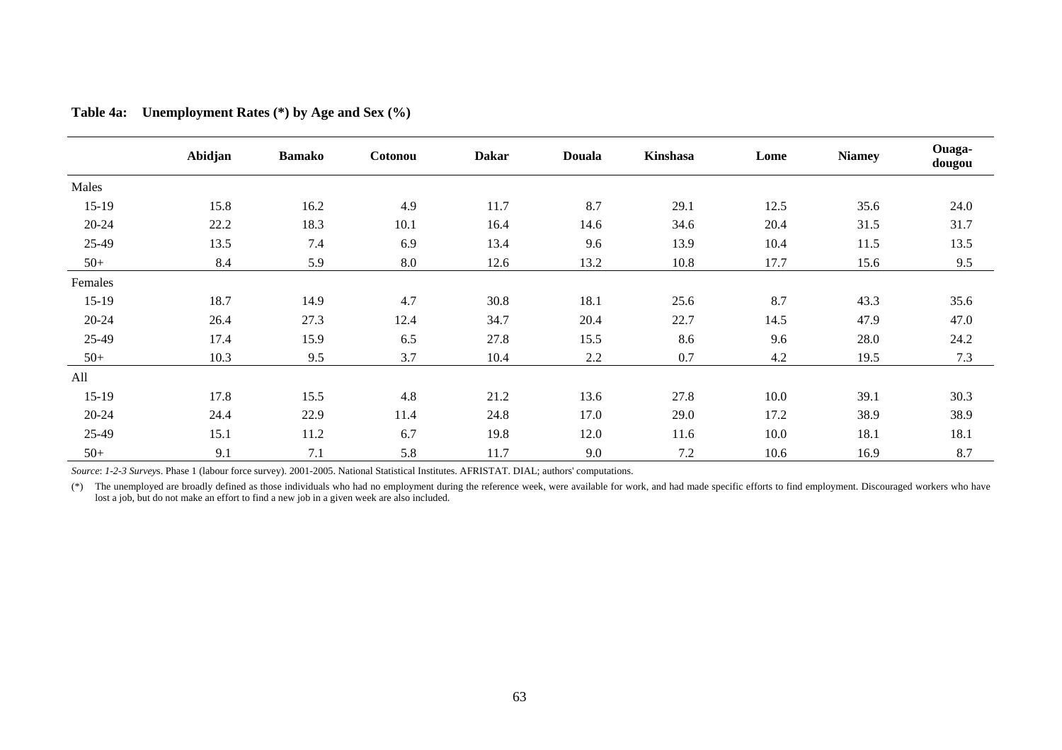**Table 4a: Unemployment Rates (*) by Age and Sex (%)**

| | Abidjan | Bamako | Cotonou | Dakar | Douala | Kinshasa | Lome | Niamey | Ouaga-dougou |
|---|---|---|---|---|---|---|---|---|---|
| Males | | | | | | | | | |
| 15-19 | 15.8 | 16.2 | 4.9 | 11.7 | 8.7 | 29.1 | 12.5 | 35.6 | 24.0 |
| 20-24 | 22.2 | 18.3 | 10.1 | 16.4 | 14.6 | 34.6 | 20.4 | 31.5 | 31.7 |
| 25-49 | 13.5 | 7.4 | 6.9 | 13.4 | 9.6 | 13.9 | 10.4 | 11.5 | 13.5 |
| 50+ | 8.4 | 5.9 | 8.0 | 12.6 | 13.2 | 10.8 | 17.7 | 15.6 | 9.5 |
| Females | | | | | | | | | |
| 15-19 | 18.7 | 14.9 | 4.7 | 30.8 | 18.1 | 25.6 | 8.7 | 43.3 | 35.6 |
| 20-24 | 26.4 | 27.3 | 12.4 | 34.7 | 20.4 | 22.7 | 14.5 | 47.9 | 47.0 |
| 25-49 | 17.4 | 15.9 | 6.5 | 27.8 | 15.5 | 8.6 | 9.6 | 28.0 | 24.2 |
| 50+ | 10.3 | 9.5 | 3.7 | 10.4 | 2.2 | 0.7 | 4.2 | 19.5 | 7.3 |
| All | | | | | | | | | |
| 15-19 | 17.8 | 15.5 | 4.8 | 21.2 | 13.6 | 27.8 | 10.0 | 39.1 | 30.3 |
| 20-24 | 24.4 | 22.9 | 11.4 | 24.8 | 17.0 | 29.0 | 17.2 | 38.9 | 38.9 |
| 25-49 | 15.1 | 11.2 | 6.7 | 19.8 | 12.0 | 11.6 | 10.0 | 18.1 | 18.1 |
| 50+ | 9.1 | 7.1 | 5.8 | 11.7 | 9.0 | 7.2 | 10.6 | 16.9 | 8.7 |

*Source*: *1-2-3 Survey*s. Phase 1 (labour force survey). 2001-2005. National Statistical Institutes. AFRISTAT. DIAL; authors' computations.

(*) The unemployed are broadly defined as those individuals who had no employment during the reference week, were available for work, and had made specific efforts to find employment. Discouraged workers who have lost a job, but do not make an effort to find a new job in a given week are also included.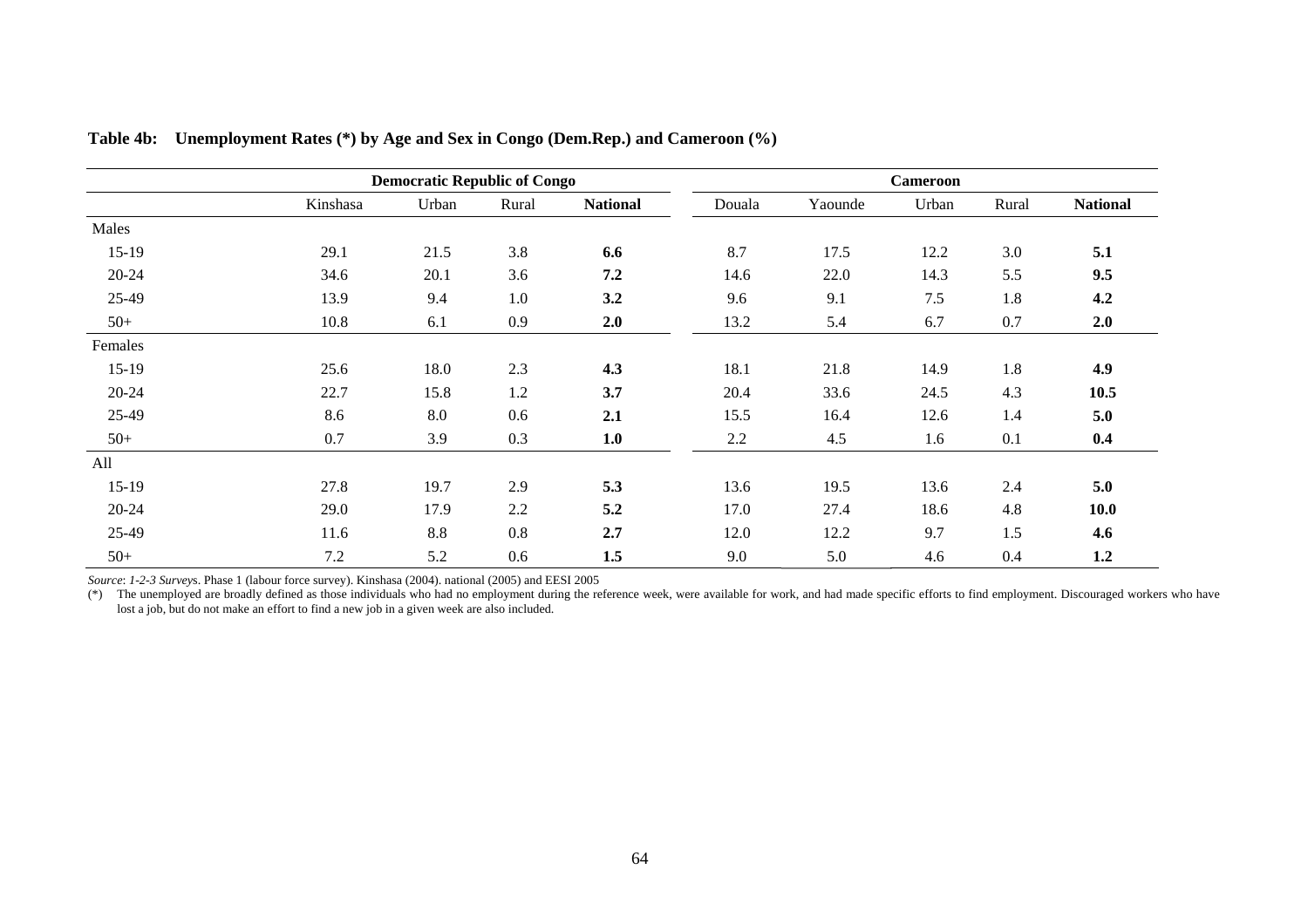**Table 4b: Unemployment Rates (\*) by Age and Sex in Congo (Dem.Rep.) and Cameroon (%)**

| | Democratic Republic of Congo | | | | Cameroon | | | | |
|---|---|---|---|---|---|---|---|---|---|
| | Kinshasa | Urban | Rural | **National** | Douala | Yaounde | Urban | Rural | **National** |
| Males | | | | | | | | | |
| 15-19 | 29.1 | 21.5 | 3.8 | **6.6** | 8.7 | 17.5 | 12.2 | 3.0 | **5.1** |
| 20-24 | 34.6 | 20.1 | 3.6 | **7.2** | 14.6 | 22.0 | 14.3 | 5.5 | **9.5** |
| 25-49 | 13.9 | 9.4 | 1.0 | **3.2** | 9.6 | 9.1 | 7.5 | 1.8 | **4.2** |
| 50+ | 10.8 | 6.1 | 0.9 | **2.0** | 13.2 | 5.4 | 6.7 | 0.7 | **2.0** |
| Females | | | | | | | | | |
| 15-19 | 25.6 | 18.0 | 2.3 | **4.3** | 18.1 | 21.8 | 14.9 | 1.8 | **4.9** |
| 20-24 | 22.7 | 15.8 | 1.2 | **3.7** | 20.4 | 33.6 | 24.5 | 4.3 | **10.5** |
| 25-49 | 8.6 | 8.0 | 0.6 | **2.1** | 15.5 | 16.4 | 12.6 | 1.4 | **5.0** |
| 50+ | 0.7 | 3.9 | 0.3 | **1.0** | 2.2 | 4.5 | 1.6 | 0.1 | **0.4** |
| All | | | | | | | | | |
| 15-19 | 27.8 | 19.7 | 2.9 | **5.3** | 13.6 | 19.5 | 13.6 | 2.4 | **5.0** |
| 20-24 | 29.0 | 17.9 | 2.2 | **5.2** | 17.0 | 27.4 | 18.6 | 4.8 | **10.0** |
| 25-49 | 11.6 | 8.8 | 0.8 | **2.7** | 12.0 | 12.2 | 9.7 | 1.5 | **4.6** |
| 50+ | 7.2 | 5.2 | 0.6 | **1.5** | 9.0 | 5.0 | 4.6 | 0.4 | **1.2** |

*Source*: *1-2-3 Surveys*. Phase 1 (labour force survey). Kinshasa (2004). national (2005) and EESI 2005

(\*) The unemployed are broadly defined as those individuals who had no employment during the reference week, were available for work, and had made specific efforts to find employment. Discouraged workers who have lost a job, but do not make an effort to find a new job in a given week are also included.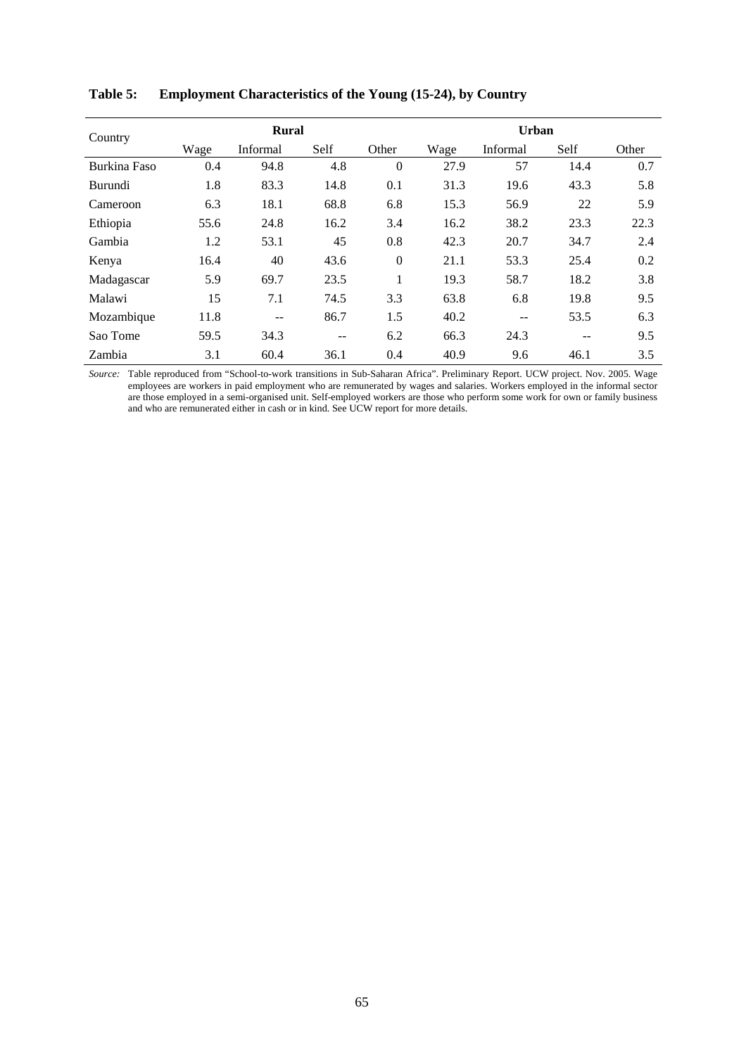**Table 5: Employment Characteristics of the Young (15-24), by Country**

| Country | Rural | | | | Urban | | | |
|---|---|---|---|---|---|---|---|---|
| | Wage | Informal | Self | Other | Wage | Informal | Self | Other |
| Burkina Faso | 0.4 | 94.8 | 4.8 | 0 | 27.9 | 57 | 14.4 | 0.7 |
| Burundi | 1.8 | 83.3 | 14.8 | 0.1 | 31.3 | 19.6 | 43.3 | 5.8 |
| Cameroon | 6.3 | 18.1 | 68.8 | 6.8 | 15.3 | 56.9 | 22 | 5.9 |
| Ethiopia | 55.6 | 24.8 | 16.2 | 3.4 | 16.2 | 38.2 | 23.3 | 22.3 |
| Gambia | 1.2 | 53.1 | 45 | 0.8 | 42.3 | 20.7 | 34.7 | 2.4 |
| Kenya | 16.4 | 40 | 43.6 | 0 | 21.1 | 53.3 | 25.4 | 0.2 |
| Madagascar | 5.9 | 69.7 | 23.5 | 1 | 19.3 | 58.7 | 18.2 | 3.8 |
| Malawi | 15 | 7.1 | 74.5 | 3.3 | 63.8 | 6.8 | 19.8 | 9.5 |
| Mozambique | 11.8 | -- | 86.7 | 1.5 | 40.2 | -- | 53.5 | 6.3 |
| Sao Tome | 59.5 | 34.3 | -- | 6.2 | 66.3 | 24.3 | -- | 9.5 |
| Zambia | 3.1 | 60.4 | 36.1 | 0.4 | 40.9 | 9.6 | 46.1 | 3.5 |

*Source:* Table reproduced from "School-to-work transitions in Sub-Saharan Africa". Preliminary Report. UCW project. Nov. 2005. Wage employees are workers in paid employment who are remunerated by wages and salaries. Workers employed in the informal sector are those employed in a semi-organised unit. Self-employed workers are those who perform some work for own or family business and who are remunerated either in cash or in kind. See UCW report for more details.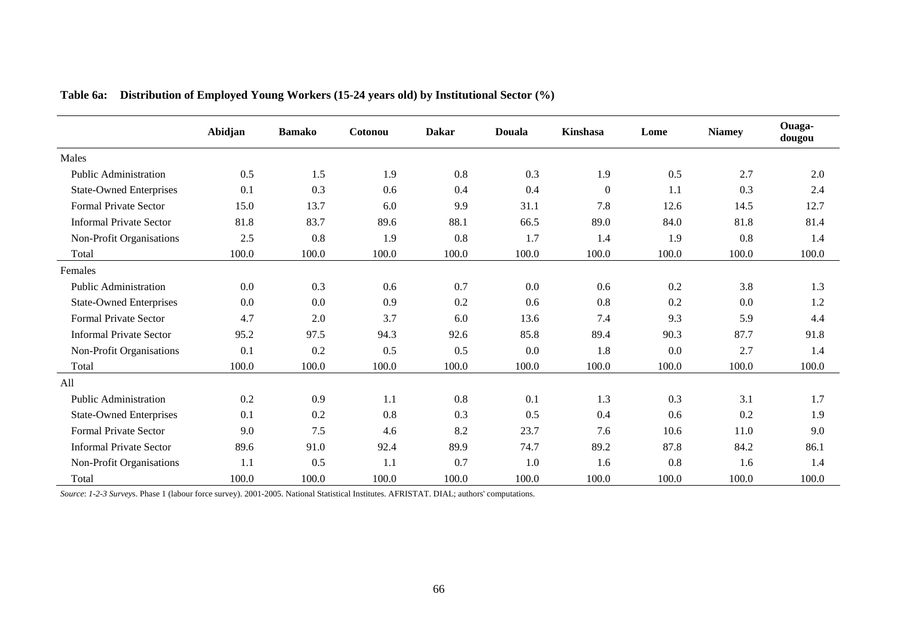**Table 6a: Distribution of Employed Young Workers (15-24 years old) by Institutional Sector (%)**

| | Abidjan | Bamako | Cotonou | Dakar | Douala | Kinshasa | Lome | Niamey | Ouaga-dougou |
|---|---|---|---|---|---|---|---|---|---|
| Males | | | | | | | | | |
| Public Administration | 0.5 | 1.5 | 1.9 | 0.8 | 0.3 | 1.9 | 0.5 | 2.7 | 2.0 |
| State-Owned Enterprises | 0.1 | 0.3 | 0.6 | 0.4 | 0.4 | 0 | 1.1 | 0.3 | 2.4 |
| Formal Private Sector | 15.0 | 13.7 | 6.0 | 9.9 | 31.1 | 7.8 | 12.6 | 14.5 | 12.7 |
| Informal Private Sector | 81.8 | 83.7 | 89.6 | 88.1 | 66.5 | 89.0 | 84.0 | 81.8 | 81.4 |
| Non-Profit Organisations | 2.5 | 0.8 | 1.9 | 0.8 | 1.7 | 1.4 | 1.9 | 0.8 | 1.4 |
| Total | 100.0 | 100.0 | 100.0 | 100.0 | 100.0 | 100.0 | 100.0 | 100.0 | 100.0 |
| Females | | | | | | | | | |
| Public Administration | 0.0 | 0.3 | 0.6 | 0.7 | 0.0 | 0.6 | 0.2 | 3.8 | 1.3 |
| State-Owned Enterprises | 0.0 | 0.0 | 0.9 | 0.2 | 0.6 | 0.8 | 0.2 | 0.0 | 1.2 |
| Formal Private Sector | 4.7 | 2.0 | 3.7 | 6.0 | 13.6 | 7.4 | 9.3 | 5.9 | 4.4 |
| Informal Private Sector | 95.2 | 97.5 | 94.3 | 92.6 | 85.8 | 89.4 | 90.3 | 87.7 | 91.8 |
| Non-Profit Organisations | 0.1 | 0.2 | 0.5 | 0.5 | 0.0 | 1.8 | 0.0 | 2.7 | 1.4 |
| Total | 100.0 | 100.0 | 100.0 | 100.0 | 100.0 | 100.0 | 100.0 | 100.0 | 100.0 |
| All | | | | | | | | | |
| Public Administration | 0.2 | 0.9 | 1.1 | 0.8 | 0.1 | 1.3 | 0.3 | 3.1 | 1.7 |
| State-Owned Enterprises | 0.1 | 0.2 | 0.8 | 0.3 | 0.5 | 0.4 | 0.6 | 0.2 | 1.9 |
| Formal Private Sector | 9.0 | 7.5 | 4.6 | 8.2 | 23.7 | 7.6 | 10.6 | 11.0 | 9.0 |
| Informal Private Sector | 89.6 | 91.0 | 92.4 | 89.9 | 74.7 | 89.2 | 87.8 | 84.2 | 86.1 |
| Non-Profit Organisations | 1.1 | 0.5 | 1.1 | 0.7 | 1.0 | 1.6 | 0.8 | 1.6 | 1.4 |
| Total | 100.0 | 100.0 | 100.0 | 100.0 | 100.0 | 100.0 | 100.0 | 100.0 | 100.0 |

*Source*: *1-2-3 Survey*s. Phase 1 (labour force survey). 2001-2005. National Statistical Institutes. AFRISTAT. DIAL; authors' computations.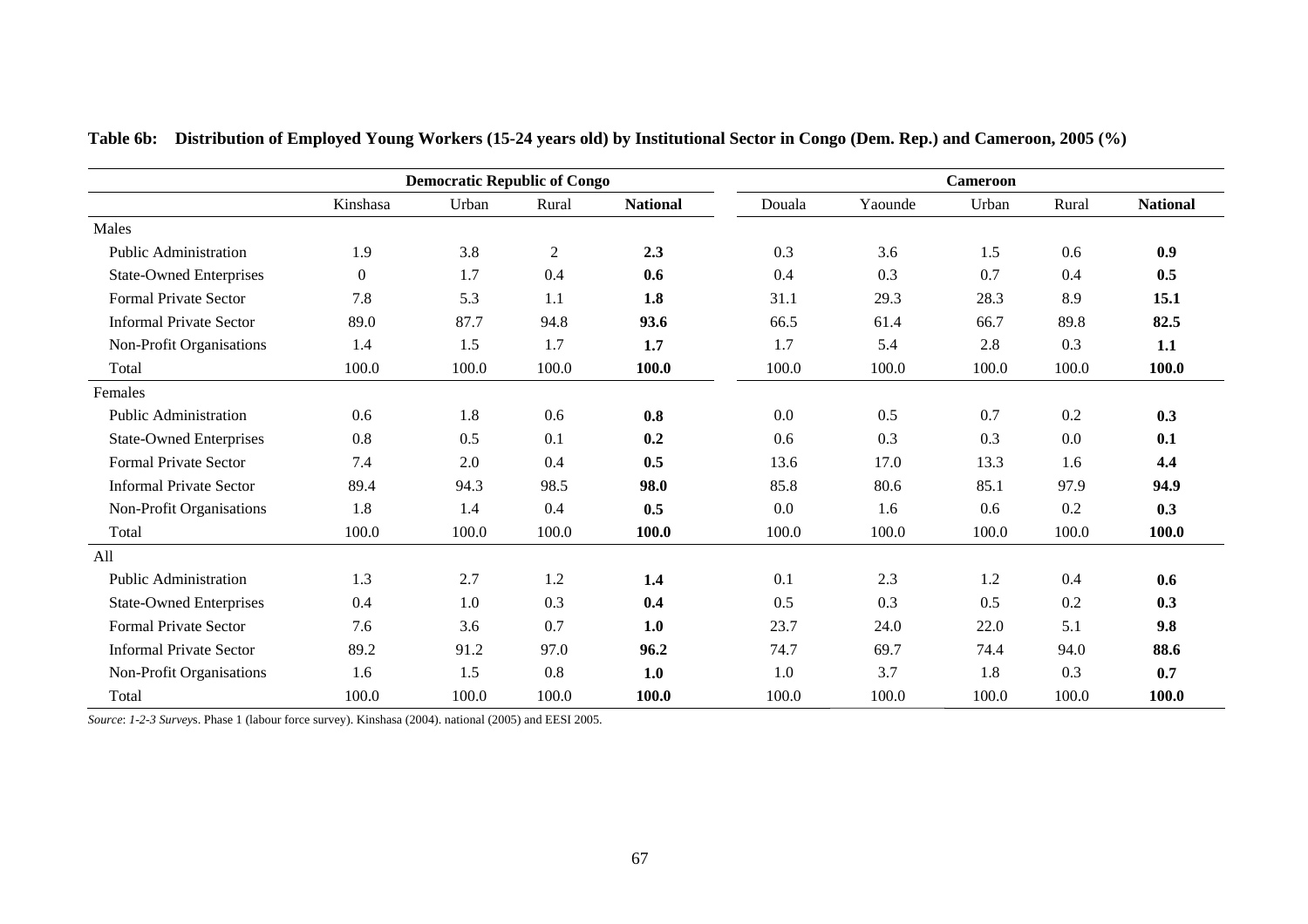**Table 6b: Distribution of Employed Young Workers (15-24 years old) by Institutional Sector in Congo (Dem. Rep.) and Cameroon, 2005 (%)**

| | Democratic Republic of Congo | | | | Cameroon | | | | |
|---|---|---|---|---|---|---|---|---|---|
| | Kinshasa | Urban | Rural | **National** | Douala | Yaounde | Urban | Rural | **National** |
| Males | | | | | | | | | |
| Public Administration | 1.9 | 3.8 | 2 | **2.3** | 0.3 | 3.6 | 1.5 | 0.6 | **0.9** |
| State-Owned Enterprises | 0 | 1.7 | 0.4 | **0.6** | 0.4 | 0.3 | 0.7 | 0.4 | **0.5** |
| Formal Private Sector | 7.8 | 5.3 | 1.1 | **1.8** | 31.1 | 29.3 | 28.3 | 8.9 | **15.1** |
| Informal Private Sector | 89.0 | 87.7 | 94.8 | **93.6** | 66.5 | 61.4 | 66.7 | 89.8 | **82.5** |
| Non-Profit Organisations | 1.4 | 1.5 | 1.7 | **1.7** | 1.7 | 5.4 | 2.8 | 0.3 | **1.1** |
| Total | 100.0 | 100.0 | 100.0 | **100.0** | 100.0 | 100.0 | 100.0 | 100.0 | **100.0** |
| Females | | | | | | | | | |
| Public Administration | 0.6 | 1.8 | 0.6 | **0.8** | 0.0 | 0.5 | 0.7 | 0.2 | **0.3** |
| State-Owned Enterprises | 0.8 | 0.5 | 0.1 | **0.2** | 0.6 | 0.3 | 0.3 | 0.0 | **0.1** |
| Formal Private Sector | 7.4 | 2.0 | 0.4 | **0.5** | 13.6 | 17.0 | 13.3 | 1.6 | **4.4** |
| Informal Private Sector | 89.4 | 94.3 | 98.5 | **98.0** | 85.8 | 80.6 | 85.1 | 97.9 | **94.9** |
| Non-Profit Organisations | 1.8 | 1.4 | 0.4 | **0.5** | 0.0 | 1.6 | 0.6 | 0.2 | **0.3** |
| Total | 100.0 | 100.0 | 100.0 | **100.0** | 100.0 | 100.0 | 100.0 | 100.0 | **100.0** |
| All | | | | | | | | | |
| Public Administration | 1.3 | 2.7 | 1.2 | **1.4** | 0.1 | 2.3 | 1.2 | 0.4 | **0.6** |
| State-Owned Enterprises | 0.4 | 1.0 | 0.3 | **0.4** | 0.5 | 0.3 | 0.5 | 0.2 | **0.3** |
| Formal Private Sector | 7.6 | 3.6 | 0.7 | **1.0** | 23.7 | 24.0 | 22.0 | 5.1 | **9.8** |
| Informal Private Sector | 89.2 | 91.2 | 97.0 | **96.2** | 74.7 | 69.7 | 74.4 | 94.0 | **88.6** |
| Non-Profit Organisations | 1.6 | 1.5 | 0.8 | **1.0** | 1.0 | 3.7 | 1.8 | 0.3 | **0.7** |
| Total | 100.0 | 100.0 | 100.0 | **100.0** | 100.0 | 100.0 | 100.0 | 100.0 | **100.0** |

*Source*: *1-2-3 Survey*s. Phase 1 (labour force survey). Kinshasa (2004). national (2005) and EESI 2005.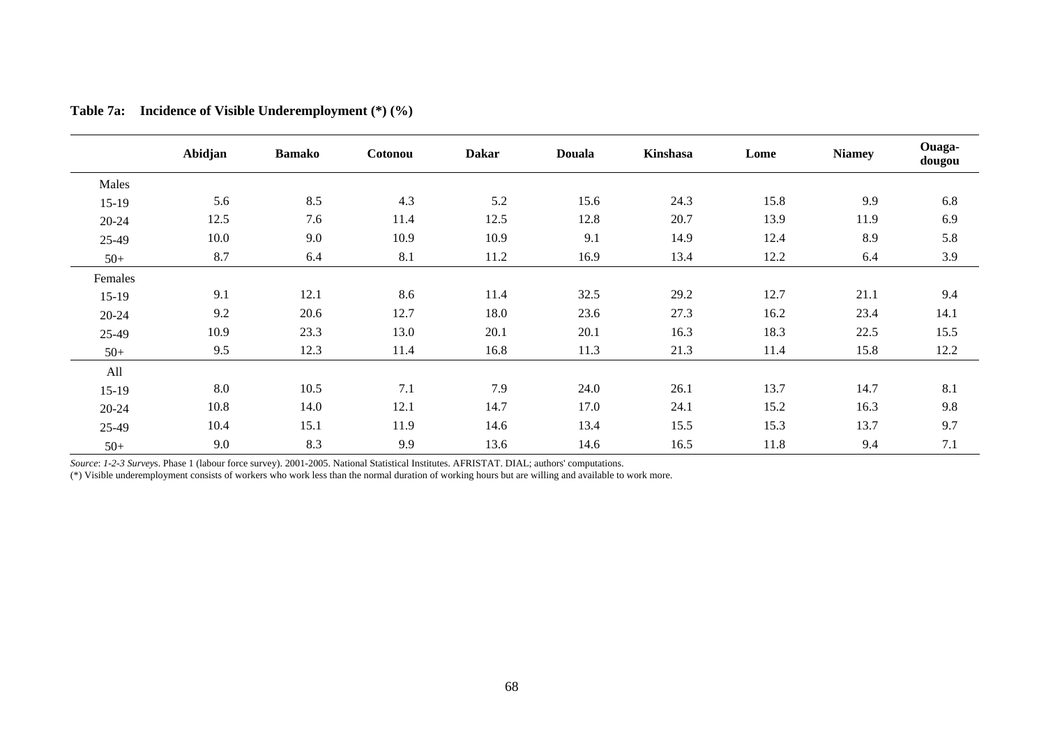**Table 7a: Incidence of Visible Underemployment (*) (%)**

| | Abidjan | Bamako | Cotonou | Dakar | Douala | Kinshasa | Lome | Niamey | Ouaga-dougou |
|---|---|---|---|---|---|---|---|---|---|
| Males | | | | | | | | | |
| 15-19 | 5.6 | 8.5 | 4.3 | 5.2 | 15.6 | 24.3 | 15.8 | 9.9 | 6.8 |
| 20-24 | 12.5 | 7.6 | 11.4 | 12.5 | 12.8 | 20.7 | 13.9 | 11.9 | 6.9 |
| 25-49 | 10.0 | 9.0 | 10.9 | 10.9 | 9.1 | 14.9 | 12.4 | 8.9 | 5.8 |
| 50+ | 8.7 | 6.4 | 8.1 | 11.2 | 16.9 | 13.4 | 12.2 | 6.4 | 3.9 |
| Females | | | | | | | | | |
| 15-19 | 9.1 | 12.1 | 8.6 | 11.4 | 32.5 | 29.2 | 12.7 | 21.1 | 9.4 |
| 20-24 | 9.2 | 20.6 | 12.7 | 18.0 | 23.6 | 27.3 | 16.2 | 23.4 | 14.1 |
| 25-49 | 10.9 | 23.3 | 13.0 | 20.1 | 20.1 | 16.3 | 18.3 | 22.5 | 15.5 |
| 50+ | 9.5 | 12.3 | 11.4 | 16.8 | 11.3 | 21.3 | 11.4 | 15.8 | 12.2 |
| All | | | | | | | | | |
| 15-19 | 8.0 | 10.5 | 7.1 | 7.9 | 24.0 | 26.1 | 13.7 | 14.7 | 8.1 |
| 20-24 | 10.8 | 14.0 | 12.1 | 14.7 | 17.0 | 24.1 | 15.2 | 16.3 | 9.8 |
| 25-49 | 10.4 | 15.1 | 11.9 | 14.6 | 13.4 | 15.5 | 15.3 | 13.7 | 9.7 |
| 50+ | 9.0 | 8.3 | 9.9 | 13.6 | 14.6 | 16.5 | 11.8 | 9.4 | 7.1 |

*Source*: *1-2-3 Surveys*. Phase 1 (labour force survey). 2001-2005. National Statistical Institutes. AFRISTAT. DIAL; authors' computations.

(*) Visible underemployment consists of workers who work less than the normal duration of working hours but are willing and available to work more.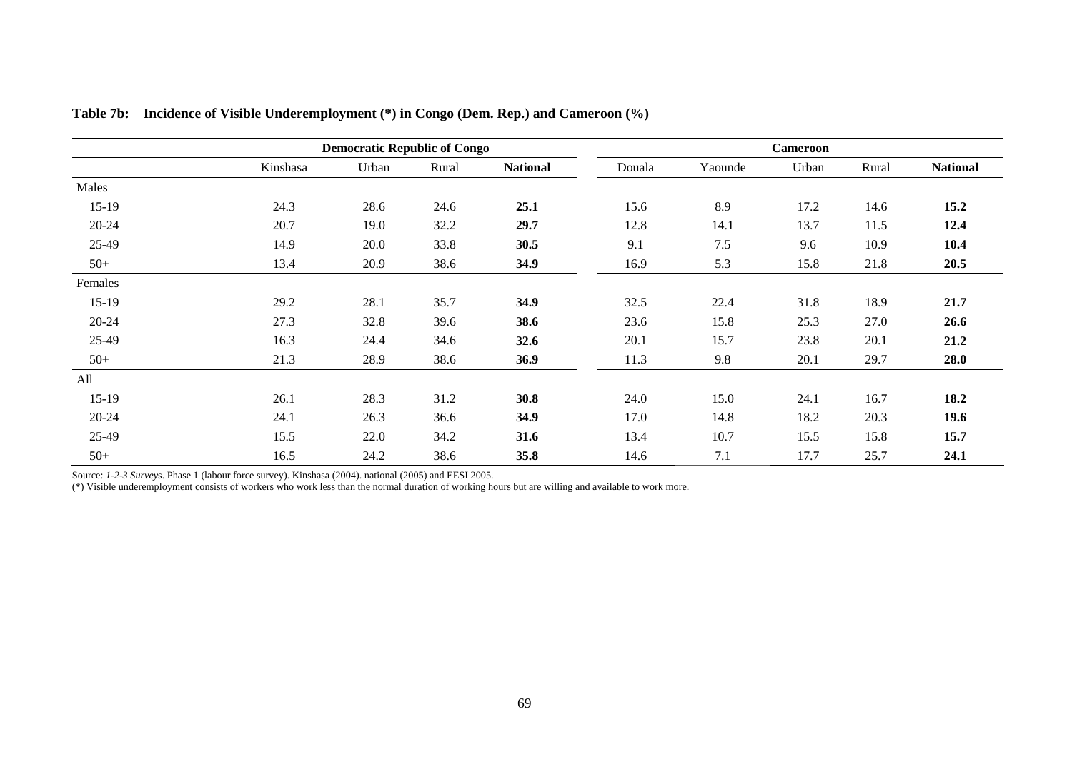**Table 7b: Incidence of Visible Underemployment (*) in Congo (Dem. Rep.) and Cameroon (%)**

| | Democratic Republic of Congo | | | | Cameroon | | | | |
|---|---|---|---|---|---|---|---|---|---|
| | Kinshasa | Urban | Rural | **National** | Douala | Yaounde | Urban | Rural | **National** |
| Males | | | | | | | | | |
| 15-19 | 24.3 | 28.6 | 24.6 | **25.1** | 15.6 | 8.9 | 17.2 | 14.6 | **15.2** |
| 20-24 | 20.7 | 19.0 | 32.2 | **29.7** | 12.8 | 14.1 | 13.7 | 11.5 | **12.4** |
| 25-49 | 14.9 | 20.0 | 33.8 | **30.5** | 9.1 | 7.5 | 9.6 | 10.9 | **10.4** |
| 50+ | 13.4 | 20.9 | 38.6 | **34.9** | 16.9 | 5.3 | 15.8 | 21.8 | **20.5** |
| Females | | | | | | | | | |
| 15-19 | 29.2 | 28.1 | 35.7 | **34.9** | 32.5 | 22.4 | 31.8 | 18.9 | **21.7** |
| 20-24 | 27.3 | 32.8 | 39.6 | **38.6** | 23.6 | 15.8 | 25.3 | 27.0 | **26.6** |
| 25-49 | 16.3 | 24.4 | 34.6 | **32.6** | 20.1 | 15.7 | 23.8 | 20.1 | **21.2** |
| 50+ | 21.3 | 28.9 | 38.6 | **36.9** | 11.3 | 9.8 | 20.1 | 29.7 | **28.0** |
| All | | | | | | | | | |
| 15-19 | 26.1 | 28.3 | 31.2 | **30.8** | 24.0 | 15.0 | 24.1 | 16.7 | **18.2** |
| 20-24 | 24.1 | 26.3 | 36.6 | **34.9** | 17.0 | 14.8 | 18.2 | 20.3 | **19.6** |
| 25-49 | 15.5 | 22.0 | 34.2 | **31.6** | 13.4 | 10.7 | 15.5 | 15.8 | **15.7** |
| 50+ | 16.5 | 24.2 | 38.6 | **35.8** | 14.6 | 7.1 | 17.7 | 25.7 | **24.1** |

Source: *1-2-3 Surveys*. Phase 1 (labour force survey). Kinshasa (2004). national (2005) and EESI 2005.
(*) Visible underemployment consists of workers who work less than the normal duration of working hours but are willing and available to work more.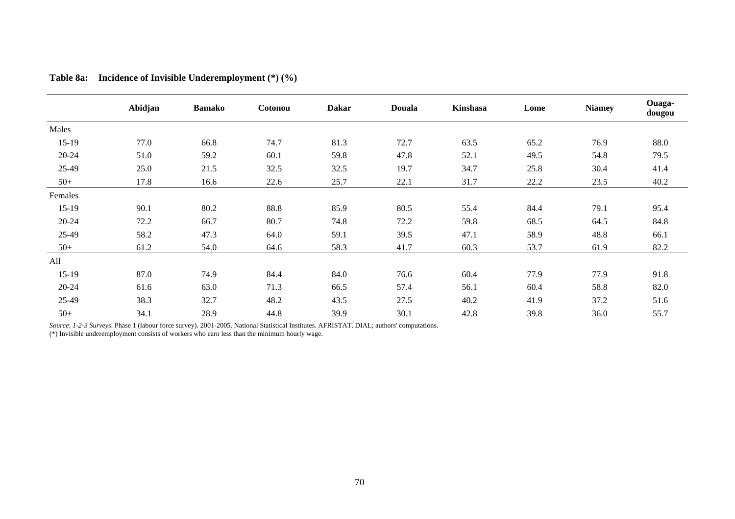**Table 8a: Incidence of Invisible Underemployment (*) (%)**

| | Abidjan | Bamako | Cotonou | Dakar | Douala | Kinshasa | Lome | Niamey | Ouaga-dougou |
|---|---|---|---|---|---|---|---|---|---|
| Males | | | | | | | | | |
| 15-19 | 77.0 | 66.8 | 74.7 | 81.3 | 72.7 | 63.5 | 65.2 | 76.9 | 88.0 |
| 20-24 | 51.0 | 59.2 | 60.1 | 59.8 | 47.8 | 52.1 | 49.5 | 54.8 | 79.5 |
| 25-49 | 25.0 | 21.5 | 32.5 | 32.5 | 19.7 | 34.7 | 25.8 | 30.4 | 41.4 |
| 50+ | 17.8 | 16.6 | 22.6 | 25.7 | 22.1 | 31.7 | 22.2 | 23.5 | 40.2 |
| Females | | | | | | | | | |
| 15-19 | 90.1 | 80.2 | 88.8 | 85.9 | 80.5 | 55.4 | 84.4 | 79.1 | 95.4 |
| 20-24 | 72.2 | 66.7 | 80.7 | 74.8 | 72.2 | 59.8 | 68.5 | 64.5 | 84.8 |
| 25-49 | 58.2 | 47.3 | 64.0 | 59.1 | 39.5 | 47.1 | 58.9 | 48.8 | 66.1 |
| 50+ | 61.2 | 54.0 | 64.6 | 58.3 | 41.7 | 60.3 | 53.7 | 61.9 | 82.2 |
| All | | | | | | | | | |
| 15-19 | 87.0 | 74.9 | 84.4 | 84.0 | 76.6 | 60.4 | 77.9 | 77.9 | 91.8 |
| 20-24 | 61.6 | 63.0 | 71.3 | 66.5 | 57.4 | 56.1 | 60.4 | 58.8 | 82.0 |
| 25-49 | 38.3 | 32.7 | 48.2 | 43.5 | 27.5 | 40.2 | 41.9 | 37.2 | 51.6 |
| 50+ | 34.1 | 28.9 | 44.8 | 39.9 | 30.1 | 42.8 | 39.8 | 36.0 | 55.7 |

*Source*: *1-2-3 Surveys*. Phase 1 (labour force survey). 2001-2005. National Statistical Institutes. AFRISTAT. DIAL; authors' computations.
(*) Invisible underemployment consists of workers who earn less than the minimum hourly wage.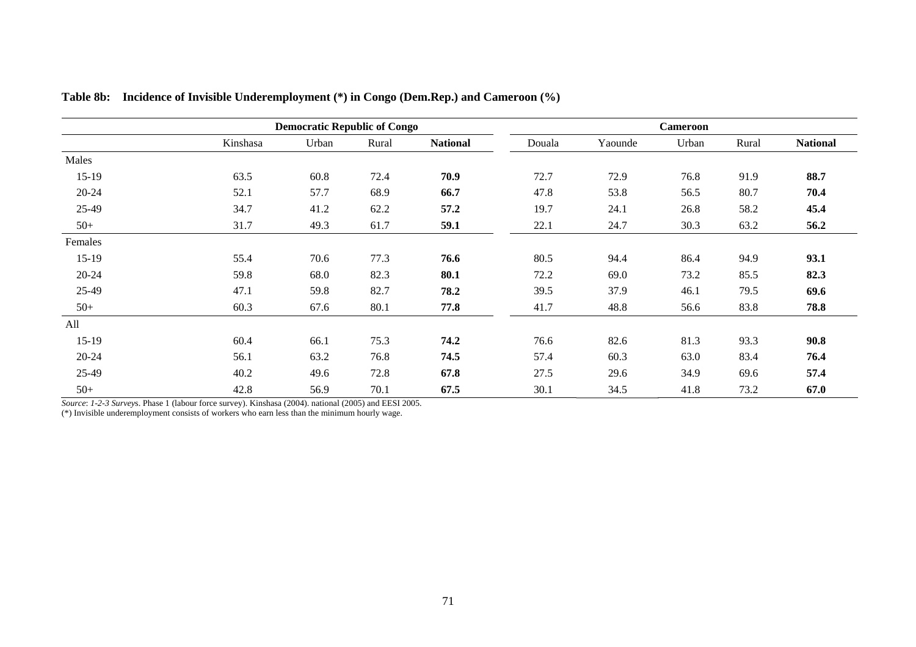**Table 8b: Incidence of Invisible Underemployment (*) in Congo (Dem.Rep.) and Cameroon (%)**

| | Democratic Republic of Congo | | | | Cameroon | | | | |
|---|---|---|---|---|---|---|---|---|---|
| | Kinshasa | Urban | Rural | **National** | Douala | Yaounde | Urban | Rural | **National** |
| Males | | | | | | | | | |
| 15-19 | 63.5 | 60.8 | 72.4 | **70.9** | 72.7 | 72.9 | 76.8 | 91.9 | **88.7** |
| 20-24 | 52.1 | 57.7 | 68.9 | **66.7** | 47.8 | 53.8 | 56.5 | 80.7 | **70.4** |
| 25-49 | 34.7 | 41.2 | 62.2 | **57.2** | 19.7 | 24.1 | 26.8 | 58.2 | **45.4** |
| 50+ | 31.7 | 49.3 | 61.7 | **59.1** | 22.1 | 24.7 | 30.3 | 63.2 | **56.2** |
| Females | | | | | | | | | |
| 15-19 | 55.4 | 70.6 | 77.3 | **76.6** | 80.5 | 94.4 | 86.4 | 94.9 | **93.1** |
| 20-24 | 59.8 | 68.0 | 82.3 | **80.1** | 72.2 | 69.0 | 73.2 | 85.5 | **82.3** |
| 25-49 | 47.1 | 59.8 | 82.7 | **78.2** | 39.5 | 37.9 | 46.1 | 79.5 | **69.6** |
| 50+ | 60.3 | 67.6 | 80.1 | **77.8** | 41.7 | 48.8 | 56.6 | 83.8 | **78.8** |
| All | | | | | | | | | |
| 15-19 | 60.4 | 66.1 | 75.3 | **74.2** | 76.6 | 82.6 | 81.3 | 93.3 | **90.8** |
| 20-24 | 56.1 | 63.2 | 76.8 | **74.5** | 57.4 | 60.3 | 63.0 | 83.4 | **76.4** |
| 25-49 | 40.2 | 49.6 | 72.8 | **67.8** | 27.5 | 29.6 | 34.9 | 69.6 | **57.4** |
| 50+ | 42.8 | 56.9 | 70.1 | **67.5** | 30.1 | 34.5 | 41.8 | 73.2 | **67.0** |

*Source*: *1-2-3 Surveys*. Phase 1 (labour force survey). Kinshasa (2004). national (2005) and EESI 2005.
(*) Invisible underemployment consists of workers who earn less than the minimum hourly wage.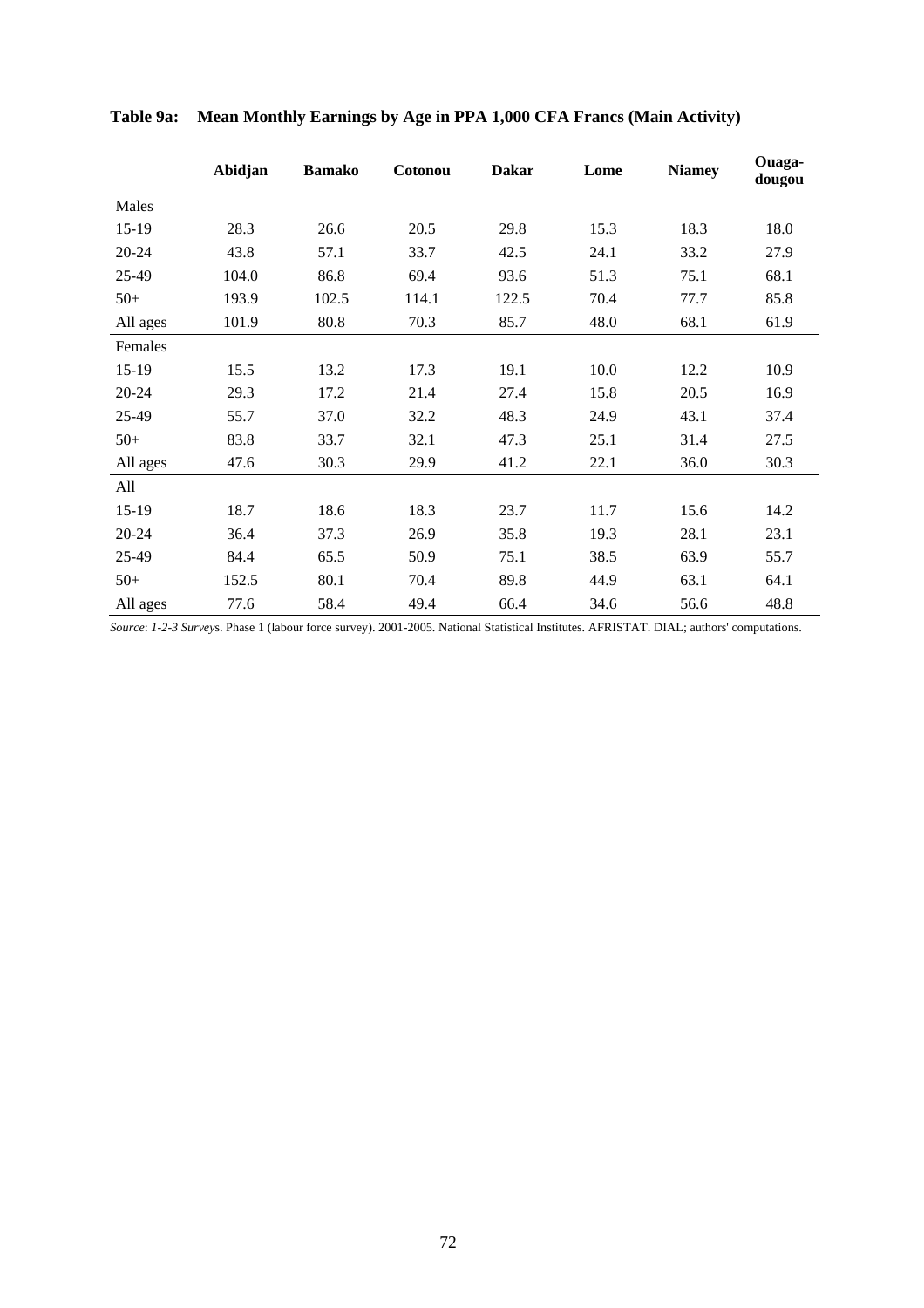**Table 9a: Mean Monthly Earnings by Age in PPA 1,000 CFA Francs (Main Activity)**

| | Abidjan | Bamako | Cotonou | Dakar | Lome | Niamey | Ouaga-dougou |
|---|---|---|---|---|---|---|---|
| Males | | | | | | | |
| 15-19 | 28.3 | 26.6 | 20.5 | 29.8 | 15.3 | 18.3 | 18.0 |
| 20-24 | 43.8 | 57.1 | 33.7 | 42.5 | 24.1 | 33.2 | 27.9 |
| 25-49 | 104.0 | 86.8 | 69.4 | 93.6 | 51.3 | 75.1 | 68.1 |
| 50+ | 193.9 | 102.5 | 114.1 | 122.5 | 70.4 | 77.7 | 85.8 |
| All ages | 101.9 | 80.8 | 70.3 | 85.7 | 48.0 | 68.1 | 61.9 |
| Females | | | | | | | |
| 15-19 | 15.5 | 13.2 | 17.3 | 19.1 | 10.0 | 12.2 | 10.9 |
| 20-24 | 29.3 | 17.2 | 21.4 | 27.4 | 15.8 | 20.5 | 16.9 |
| 25-49 | 55.7 | 37.0 | 32.2 | 48.3 | 24.9 | 43.1 | 37.4 |
| 50+ | 83.8 | 33.7 | 32.1 | 47.3 | 25.1 | 31.4 | 27.5 |
| All ages | 47.6 | 30.3 | 29.9 | 41.2 | 22.1 | 36.0 | 30.3 |
| All | | | | | | | |
| 15-19 | 18.7 | 18.6 | 18.3 | 23.7 | 11.7 | 15.6 | 14.2 |
| 20-24 | 36.4 | 37.3 | 26.9 | 35.8 | 19.3 | 28.1 | 23.1 |
| 25-49 | 84.4 | 65.5 | 50.9 | 75.1 | 38.5 | 63.9 | 55.7 |
| 50+ | 152.5 | 80.1 | 70.4 | 89.8 | 44.9 | 63.1 | 64.1 |
| All ages | 77.6 | 58.4 | 49.4 | 66.4 | 34.6 | 56.6 | 48.8 |

*Source*: *1-2-3 Surveys*. Phase 1 (labour force survey). 2001-2005. National Statistical Institutes. AFRISTAT. DIAL; authors' computations.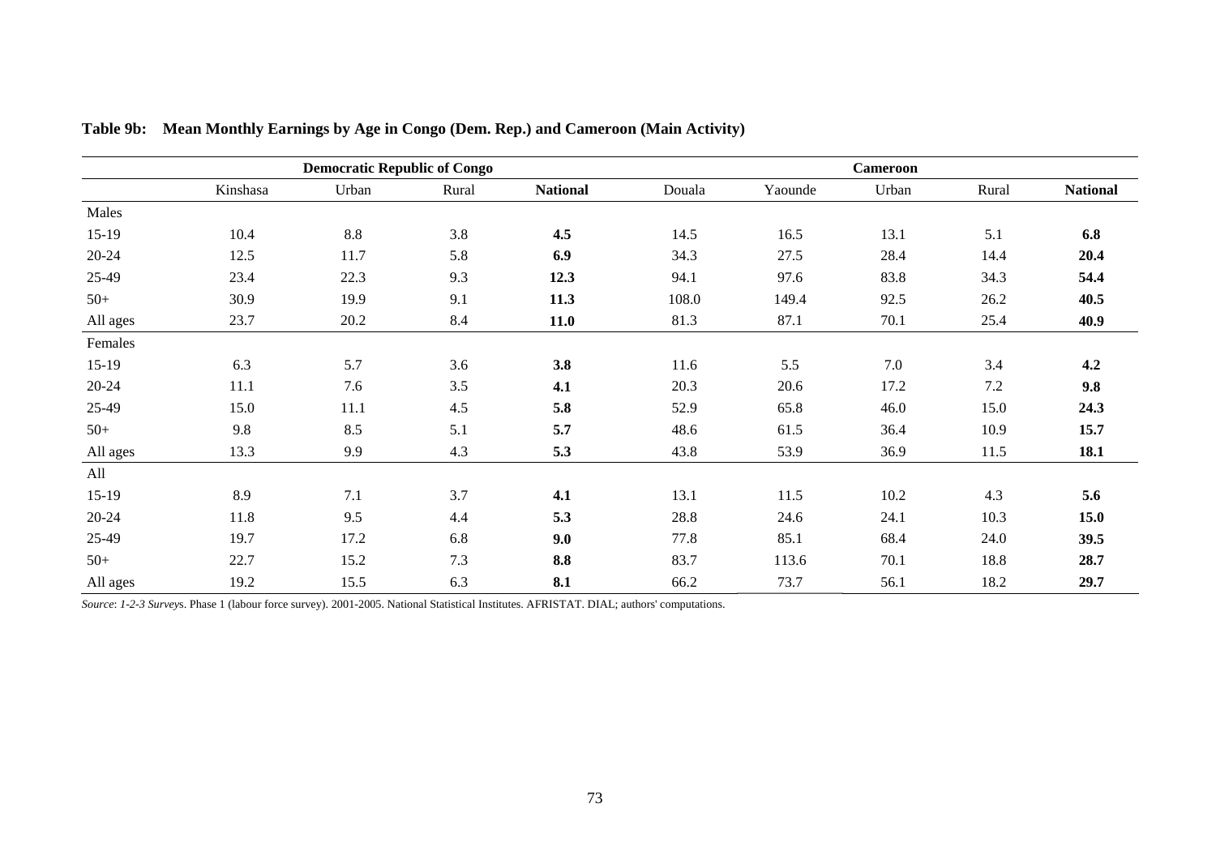**Table 9b: Mean Monthly Earnings by Age in Congo (Dem. Rep.) and Cameroon (Main Activity)**

| | Democratic Republic of Congo | | | | Cameroon | | | | |
|---|---|---|---|---|---|---|---|---|---|
| | Kinshasa | Urban | Rural | **National** | Douala | Yaounde | Urban | Rural | **National** |
| Males | | | | | | | | | |
| 15-19 | 10.4 | 8.8 | 3.8 | **4.5** | 14.5 | 16.5 | 13.1 | 5.1 | **6.8** |
| 20-24 | 12.5 | 11.7 | 5.8 | **6.9** | 34.3 | 27.5 | 28.4 | 14.4 | **20.4** |
| 25-49 | 23.4 | 22.3 | 9.3 | **12.3** | 94.1 | 97.6 | 83.8 | 34.3 | **54.4** |
| 50+ | 30.9 | 19.9 | 9.1 | **11.3** | 108.0 | 149.4 | 92.5 | 26.2 | **40.5** |
| All ages | 23.7 | 20.2 | 8.4 | **11.0** | 81.3 | 87.1 | 70.1 | 25.4 | **40.9** |
| Females | | | | | | | | | |
| 15-19 | 6.3 | 5.7 | 3.6 | **3.8** | 11.6 | 5.5 | 7.0 | 3.4 | **4.2** |
| 20-24 | 11.1 | 7.6 | 3.5 | **4.1** | 20.3 | 20.6 | 17.2 | 7.2 | **9.8** |
| 25-49 | 15.0 | 11.1 | 4.5 | **5.8** | 52.9 | 65.8 | 46.0 | 15.0 | **24.3** |
| 50+ | 9.8 | 8.5 | 5.1 | **5.7** | 48.6 | 61.5 | 36.4 | 10.9 | **15.7** |
| All ages | 13.3 | 9.9 | 4.3 | **5.3** | 43.8 | 53.9 | 36.9 | 11.5 | **18.1** |
| All | | | | | | | | | |
| 15-19 | 8.9 | 7.1 | 3.7 | **4.1** | 13.1 | 11.5 | 10.2 | 4.3 | **5.6** |
| 20-24 | 11.8 | 9.5 | 4.4 | **5.3** | 28.8 | 24.6 | 24.1 | 10.3 | **15.0** |
| 25-49 | 19.7 | 17.2 | 6.8 | **9.0** | 77.8 | 85.1 | 68.4 | 24.0 | **39.5** |
| 50+ | 22.7 | 15.2 | 7.3 | **8.8** | 83.7 | 113.6 | 70.1 | 18.8 | **28.7** |
| All ages | 19.2 | 15.5 | 6.3 | **8.1** | 66.2 | 73.7 | 56.1 | 18.2 | **29.7** |

*Source*: *1-2-3 Survey*s. Phase 1 (labour force survey). 2001-2005. National Statistical Institutes. AFRISTAT. DIAL; authors' computations.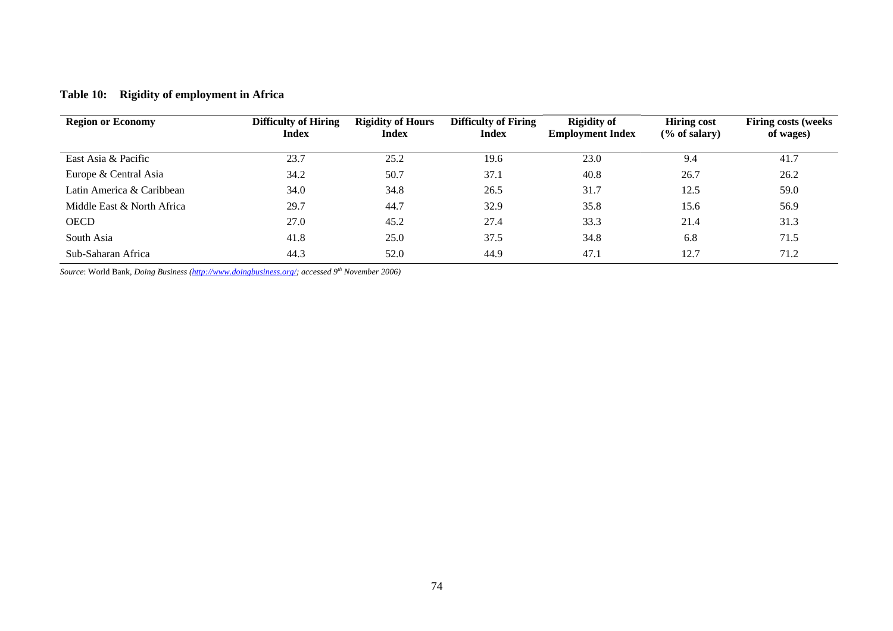**Table 10: Rigidity of employment in Africa**

| Region or Economy | Difficulty of Hiring Index | Rigidity of Hours Index | Difficulty of Firing Index | Rigidity of Employment Index | Hiring cost (% of salary) | Firing costs (weeks of wages) |
|---|---|---|---|---|---|---|
| East Asia & Pacific | 23.7 | 25.2 | 19.6 | 23.0 | 9.4 | 41.7 |
| Europe & Central Asia | 34.2 | 50.7 | 37.1 | 40.8 | 26.7 | 26.2 |
| Latin America & Caribbean | 34.0 | 34.8 | 26.5 | 31.7 | 12.5 | 59.0 |
| Middle East & North Africa | 29.7 | 44.7 | 32.9 | 35.8 | 15.6 | 56.9 |
| OECD | 27.0 | 45.2 | 27.4 | 33.3 | 21.4 | 31.3 |
| South Asia | 41.8 | 25.0 | 37.5 | 34.8 | 6.8 | 71.5 |
| Sub-Saharan Africa | 44.3 | 52.0 | 44.9 | 47.1 | 12.7 | 71.2 |

*Source*: World Bank, *Doing Business (http://www.doingbusiness.org/; accessed 9th November 2006)*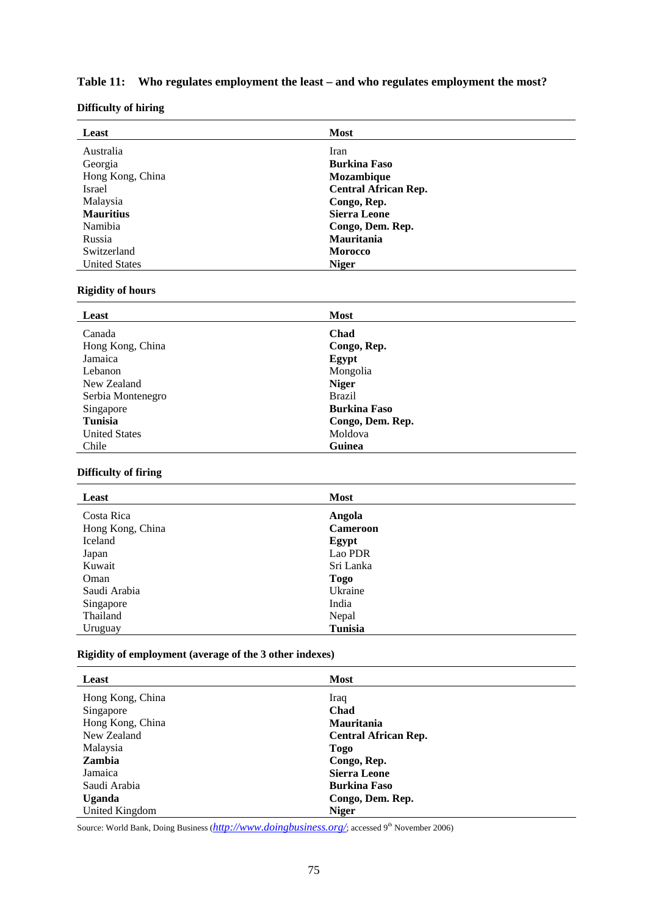## Table 11: Who regulates employment the least – and who regulates employment the most?

### Difficulty of hiring

| Least | Most |
|---|---|
| Australia | Iran |
| Georgia | **Burkina Faso** |
| Hong Kong, China | **Mozambique** |
| Israel | **Central African Rep.** |
| Malaysia | **Congo, Rep.** |
| **Mauritius** | **Sierra Leone** |
| Namibia | **Congo, Dem. Rep.** |
| Russia | **Mauritania** |
| Switzerland | **Morocco** |
| United States | **Niger** |

### Rigidity of hours

| Least | Most |
|---|---|
| Canada | **Chad** |
| Hong Kong, China | **Congo, Rep.** |
| Jamaica | **Egypt** |
| Lebanon | Mongolia |
| New Zealand | **Niger** |
| Serbia Montenegro | Brazil |
| Singapore | **Burkina Faso** |
| **Tunisia** | **Congo, Dem. Rep.** |
| United States | Moldova |
| Chile | **Guinea** |

### Difficulty of firing

| Least | Most |
|---|---|
| Costa Rica | **Angola** |
| Hong Kong, China | **Cameroon** |
| Iceland | **Egypt** |
| Japan | Lao PDR |
| Kuwait | Sri Lanka |
| Oman | **Togo** |
| Saudi Arabia | Ukraine |
| Singapore | India |
| Thailand | Nepal |
| Uruguay | **Tunisia** |

### Rigidity of employment (average of the 3 other indexes)

| Least | Most |
|---|---|
| Hong Kong, China | Iraq |
| Singapore | **Chad** |
| Hong Kong, China | **Mauritania** |
| New Zealand | **Central African Rep.** |
| Malaysia | **Togo** |
| **Zambia** | **Congo, Rep.** |
| Jamaica | **Sierra Leone** |
| Saudi Arabia | **Burkina Faso** |
| **Uganda** | **Congo, Dem. Rep.** |
| United Kingdom | **Niger** |

Source: World Bank, Doing Business (*http://www.doingbusiness.org/*; accessed 9th November 2006)